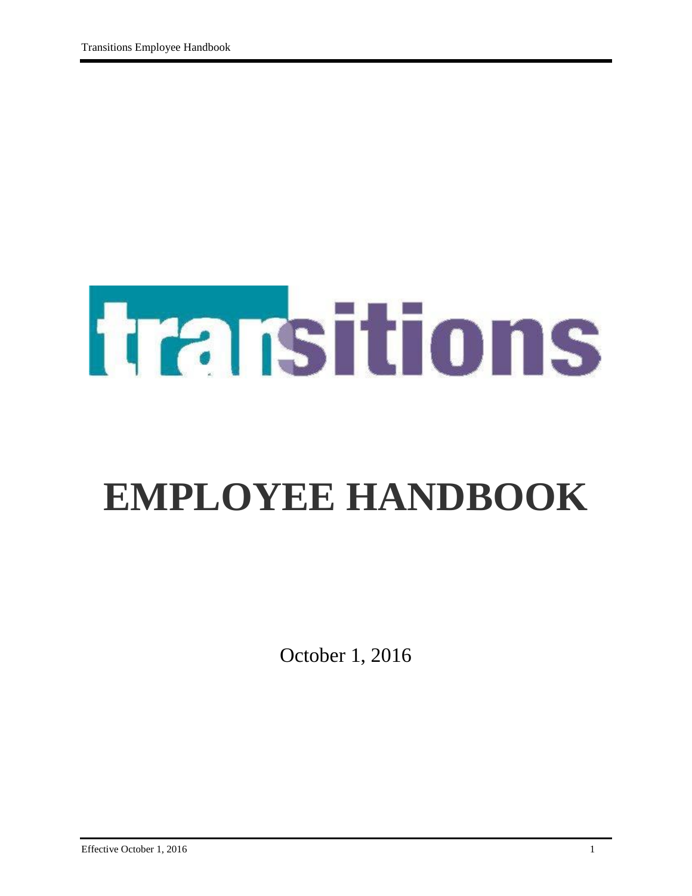# transitions

# EMPLOYEE HANDBOOK

October 1, 2016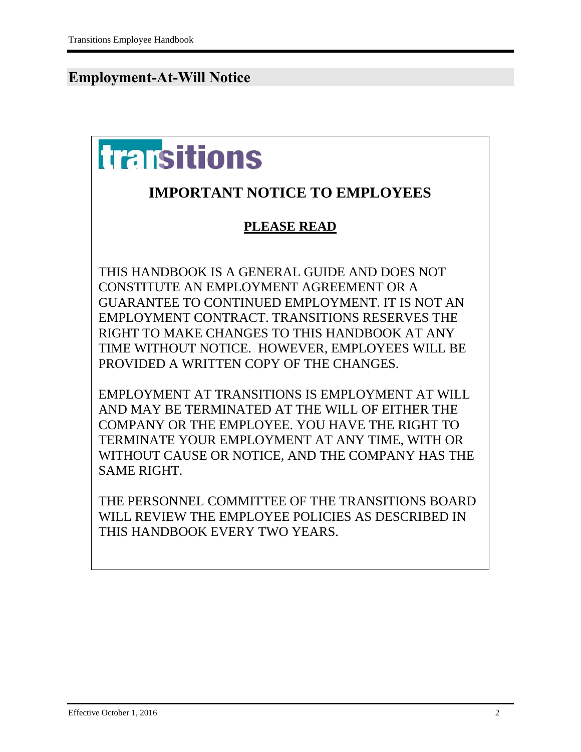## Employment-At-Will Notice

transitions

### IMPORTANT NOTICE TO EMPLOYEES

**PLEASE READ**

THIS HANDBOOK IS A GENERAL GUIDE AND DOES NOT CONSTITUTE AN EMPLOYMENT AGREEMENT OR A GUARANTEE TO CONTINUED EMPLOYMENT. IT IS NOT AN EMPLOYMENT CONTRACT. TRANSITIONS RESERVES THE RIGHT TO MAKE CHANGES TO THIS HANDBOOK AT ANY TIME WITHOUT NOTICE. HOWEVER, EMPLOYEES WILL BE PROVIDED A WRITTEN COPY OF THE CHANGES.

EMPLOYMENT AT TRANSITIONS IS EMPLOYMENT AT WILL AND MAY BE TERMINATED AT THE WILL OF EITHER THE COMPANY OR THE EMPLOYEE. YOU HAVE THE RIGHT TO TERMINATE YOUR EMPLOYMENT AT ANY TIME, WITH OR WITHOUT CAUSE OR NOTICE, AND THE COMPANY HAS THE SAME RIGHT.

THE PERSONNEL COMMITTEE OF THE TRANSITIONS BOARD WILL REVIEW THE EMPLOYEE POLICIES AS DESCRIBED IN THIS HANDBOOK EVERY TWO YEARS.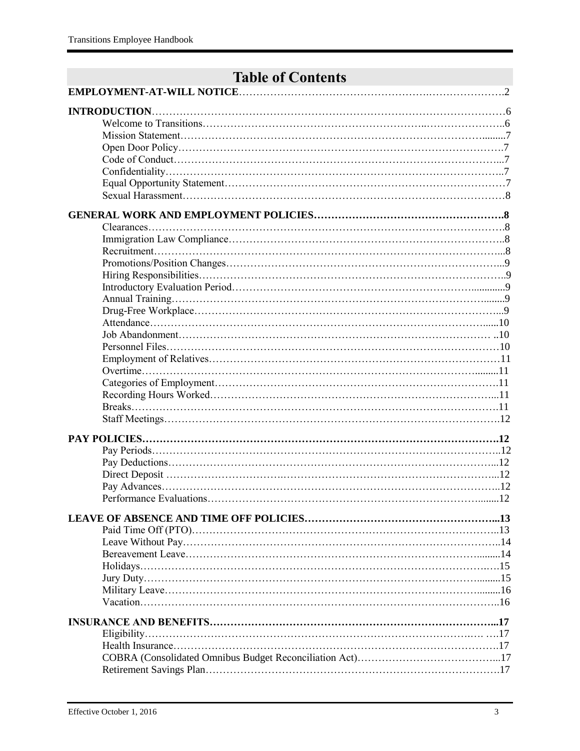# Table of Contents

**EMPLOYMENT-AT-WILL NOTICE** .......... 2

**INTRODUCTION** .......... 6
- Welcome to Transitions .......... 6
- Mission Statement .......... 7
- Open Door Policy .......... 7
- Code of Conduct .......... 7
- Confidentiality .......... 7
- Equal Opportunity Statement .......... 7
- Sexual Harassment .......... 8

**GENERAL WORK AND EMPLOYMENT POLICIES** .......... 8
- Clearances .......... 8
- Immigration Law Compliance .......... 8
- Recruitment .......... 8
- Promotions/Position Changes .......... 9
- Hiring Responsibilities .......... 9
- Introductory Evaluation Period .......... 9
- Annual Training .......... 9
- Drug-Free Workplace .......... 9
- Attendance .......... 10
- Job Abandonment .......... 10
- Personnel Files .......... 10
- Employment of Relatives .......... 11
- Overtime .......... 11
- Categories of Employment .......... 11
- Recording Hours Worked .......... 11
- Breaks .......... 11
- Staff Meetings .......... 12

**PAY POLICIES** .......... 12
- Pay Periods .......... 12
- Pay Deductions .......... 12
- Direct Deposit .......... 12
- Pay Advances .......... 12
- Performance Evaluations .......... 12

**LEAVE OF ABSENCE AND TIME OFF POLICIES** .......... 13
- Paid Time Off (PTO) .......... 13
- Leave Without Pay .......... 14
- Bereavement Leave .......... 14
- Holidays .......... 15
- Jury Duty .......... 15
- Military Leave .......... 16
- Vacation .......... 16

**INSURANCE AND BENEFITS** .......... 17
- Eligibility .......... 17
- Health Insurance .......... 17
- COBRA (Consolidated Omnibus Budget Reconciliation Act) .......... 17
- Retirement Savings Plan .......... 17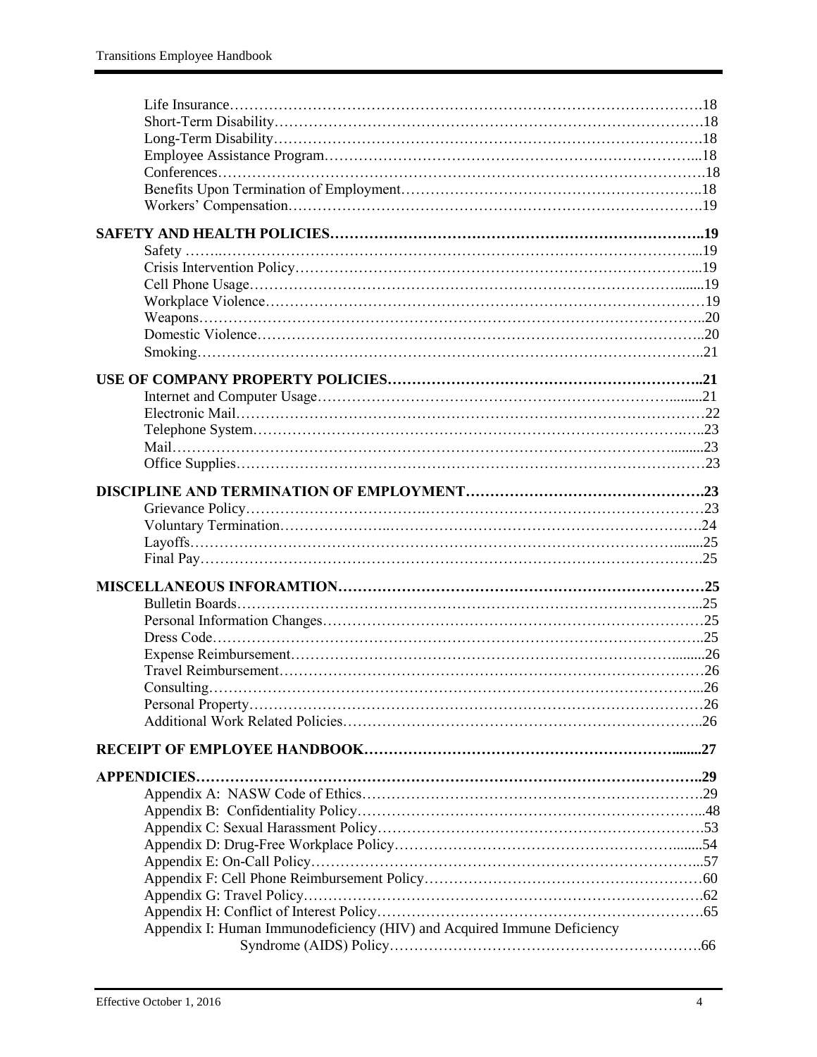Life Insurance……………………………………………………………………………………….18
Short-Term Disability………………………………………………………………………………18
Long-Term Disability……………………………………………………………………………….18
Employee Assistance Program……………………………………………………………………...18
Conferences………………………………………………………………………………………….18
Benefits Upon Termination of Employment………………………………………………………..18
Workers' Compensation…………………………………………………………………………….19

**SAFETY AND HEALTH POLICIES………………………………………………………………..19**
Safety ……..……………………………………………………………………………………...19
Crisis Intervention Policy…………………………………………………………………………...19
Cell Phone Usage………………………………………………………………………………........19
Workplace Violence…………………………………………………………………………………19
Weapons……………………………………………………………………………………………..20
Domestic Violence…………………………………………………………………………………..20
Smoking……………………………………………………………………………………………..21

**USE OF COMPANY PROPERTY POLICIES……………………………………………………..21**
Internet and Computer Usage………………………………………………………………….........21
Electronic Mail………………………………………………………………………………………22
Telephone System………………………………………………………………………….…..23
Mail…………………………………………………………………………………………..........23
Office Supplies……………………………………………………………………………………23

**DISCIPLINE AND TERMINATION OF EMPLOYMENT……………………………………….23**
Grievance Policy…………………………………………………………………………………23
Voluntary Termination…………………..…………………………………………………….24
Layoffs…………………………………………………………………………………………........25
Final Pay……………………………………………………………………………………………25

**MISCELLANEOUS INFORAMTION………………………………………………………………25**
Bulletin Boards……………………………………………………………………………………...25
Personal Information Changes…………………………………………………………………25
Dress Code……………………………………………………………………………………..25
Expense Reimbursement…………………………………………………………………….........26
Travel Reimbursement……………………………………………………………………………26
Consulting…………………………………………………………………………………...26
Personal Property……………………………………………………………………………………26
Additional Work Related Policies…………………………………………………………………..26

**RECEIPT OF EMPLOYEE HANDBOOK……………………………………………………........27**

**APPENDICIES……………………………………………………………………………………..29**
Appendix A: NASW Code of Ethics……………………………………………………………….29
Appendix B: Confidentiality Policy………………………………………………………………...48
Appendix C: Sexual Harassment Policy……………………………………………………………53
Appendix D: Drug-Free Workplace Policy…………………………………………………….......54
Appendix E: On-Call Policy……………………………………………………………………...57
Appendix F: Cell Phone Reimbursement Policy……………………………………………………60
Appendix G: Travel Policy…………………………………………………………………………62
Appendix H: Conflict of Interest Policy……………………………………………………………65
Appendix I: Human Immunodeficiency (HIV) and Acquired Immune Deficiency Syndrome (AIDS) Policy……………………………………………………….66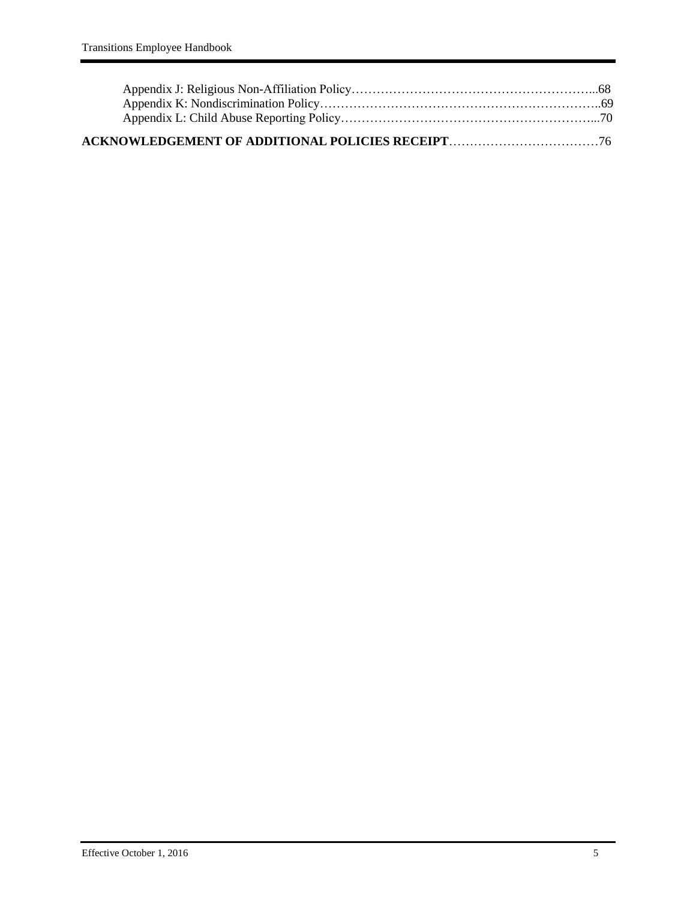Appendix J: Religious Non-Affiliation Policy…………………………………………………...68
Appendix K: Nondiscrimination Policy…………………………………………………………..69
Appendix L: Child Abuse Reporting Policy……………………………………………………...70

**ACKNOWLEDGEMENT OF ADDITIONAL POLICIES RECEIPT**………………………………76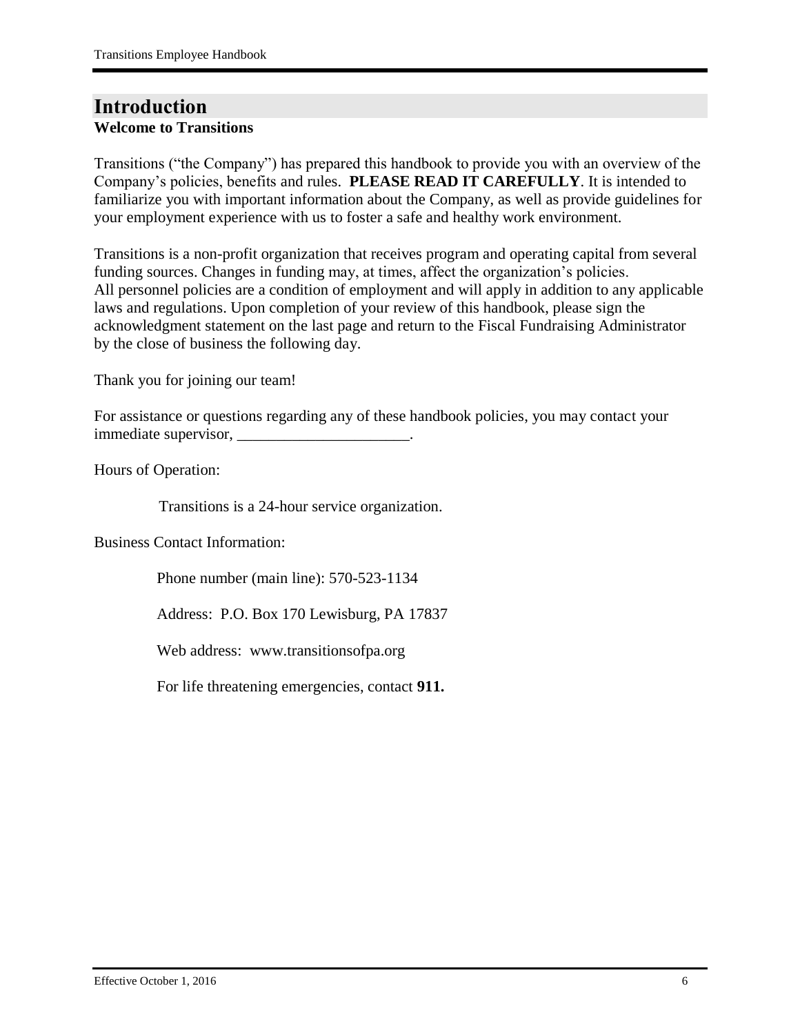# Introduction

**Welcome to Transitions**

Transitions ("the Company") has prepared this handbook to provide you with an overview of the Company's policies, benefits and rules. **PLEASE READ IT CAREFULLY**. It is intended to familiarize you with important information about the Company, as well as provide guidelines for your employment experience with us to foster a safe and healthy work environment.

Transitions is a non-profit organization that receives program and operating capital from several funding sources. Changes in funding may, at times, affect the organization's policies. All personnel policies are a condition of employment and will apply in addition to any applicable laws and regulations. Upon completion of your review of this handbook, please sign the acknowledgment statement on the last page and return to the Fiscal Fundraising Administrator by the close of business the following day.

Thank you for joining our team!

For assistance or questions regarding any of these handbook policies, you may contact your immediate supervisor, ______________________.

Hours of Operation:

Transitions is a 24-hour service organization.

Business Contact Information:

Phone number (main line): 570-523-1134

Address: P.O. Box 170 Lewisburg, PA 17837

Web address: www.transitionsofpa.org

For life threatening emergencies, contact **911.**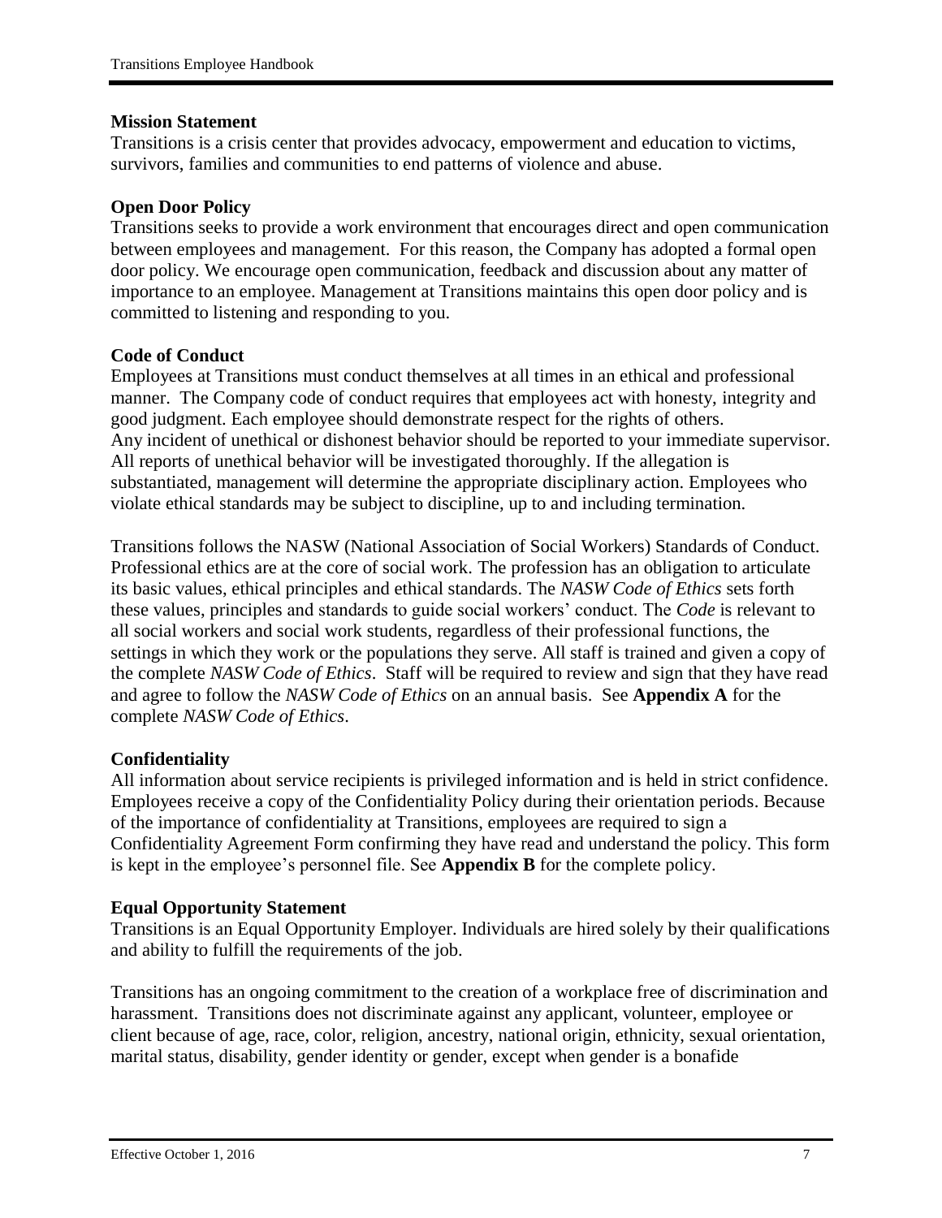**Mission Statement**

Transitions is a crisis center that provides advocacy, empowerment and education to victims, survivors, families and communities to end patterns of violence and abuse.

**Open Door Policy**

Transitions seeks to provide a work environment that encourages direct and open communication between employees and management. For this reason, the Company has adopted a formal open door policy. We encourage open communication, feedback and discussion about any matter of importance to an employee. Management at Transitions maintains this open door policy and is committed to listening and responding to you.

**Code of Conduct**

Employees at Transitions must conduct themselves at all times in an ethical and professional manner. The Company code of conduct requires that employees act with honesty, integrity and good judgment. Each employee should demonstrate respect for the rights of others. Any incident of unethical or dishonest behavior should be reported to your immediate supervisor. All reports of unethical behavior will be investigated thoroughly. If the allegation is substantiated, management will determine the appropriate disciplinary action. Employees who violate ethical standards may be subject to discipline, up to and including termination.

Transitions follows the NASW (National Association of Social Workers) Standards of Conduct. Professional ethics are at the core of social work. The profession has an obligation to articulate its basic values, ethical principles and ethical standards. The *NASW Code of Ethics* sets forth these values, principles and standards to guide social workers' conduct. The *Code* is relevant to all social workers and social work students, regardless of their professional functions, the settings in which they work or the populations they serve. All staff is trained and given a copy of the complete *NASW Code of Ethics*. Staff will be required to review and sign that they have read and agree to follow the *NASW Code of Ethics* on an annual basis. See **Appendix A** for the complete *NASW Code of Ethics*.

**Confidentiality**

All information about service recipients is privileged information and is held in strict confidence. Employees receive a copy of the Confidentiality Policy during their orientation periods. Because of the importance of confidentiality at Transitions, employees are required to sign a Confidentiality Agreement Form confirming they have read and understand the policy. This form is kept in the employee's personnel file. See **Appendix B** for the complete policy.

**Equal Opportunity Statement**

Transitions is an Equal Opportunity Employer. Individuals are hired solely by their qualifications and ability to fulfill the requirements of the job.

Transitions has an ongoing commitment to the creation of a workplace free of discrimination and harassment. Transitions does not discriminate against any applicant, volunteer, employee or client because of age, race, color, religion, ancestry, national origin, ethnicity, sexual orientation, marital status, disability, gender identity or gender, except when gender is a bonafide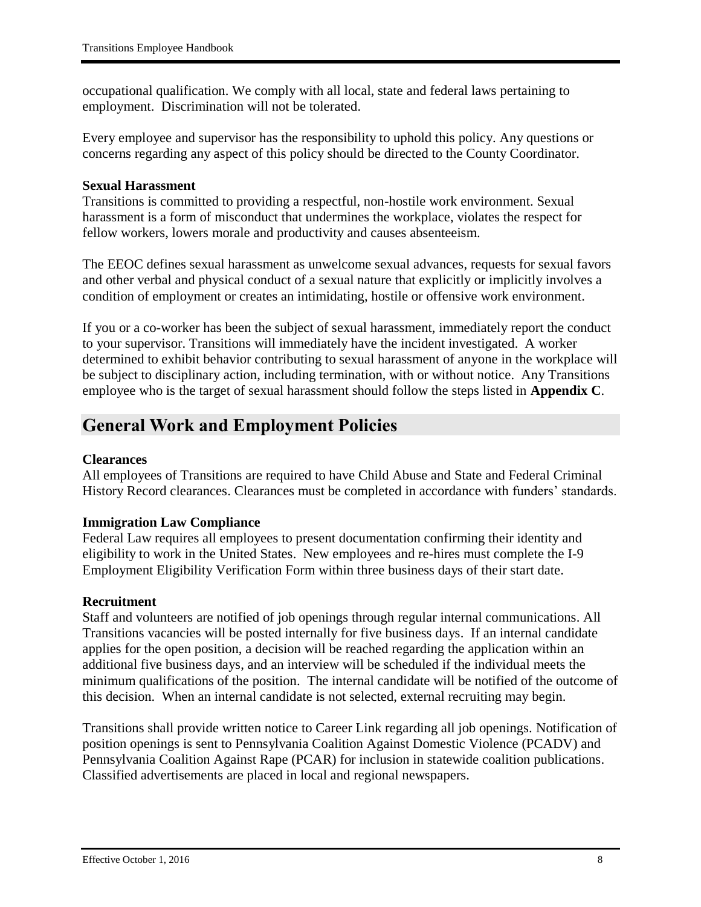occupational qualification. We comply with all local, state and federal laws pertaining to employment. Discrimination will not be tolerated.

Every employee and supervisor has the responsibility to uphold this policy. Any questions or concerns regarding any aspect of this policy should be directed to the County Coordinator.

**Sexual Harassment**

Transitions is committed to providing a respectful, non-hostile work environment. Sexual harassment is a form of misconduct that undermines the workplace, violates the respect for fellow workers, lowers morale and productivity and causes absenteeism.

The EEOC defines sexual harassment as unwelcome sexual advances, requests for sexual favors and other verbal and physical conduct of a sexual nature that explicitly or implicitly involves a condition of employment or creates an intimidating, hostile or offensive work environment.

If you or a co-worker has been the subject of sexual harassment, immediately report the conduct to your supervisor. Transitions will immediately have the incident investigated. A worker determined to exhibit behavior contributing to sexual harassment of anyone in the workplace will be subject to disciplinary action, including termination, with or without notice. Any Transitions employee who is the target of sexual harassment should follow the steps listed in **Appendix C**.

## General Work and Employment Policies

**Clearances**

All employees of Transitions are required to have Child Abuse and State and Federal Criminal History Record clearances. Clearances must be completed in accordance with funders' standards.

**Immigration Law Compliance**

Federal Law requires all employees to present documentation confirming their identity and eligibility to work in the United States. New employees and re-hires must complete the I-9 Employment Eligibility Verification Form within three business days of their start date.

**Recruitment**

Staff and volunteers are notified of job openings through regular internal communications. All Transitions vacancies will be posted internally for five business days. If an internal candidate applies for the open position, a decision will be reached regarding the application within an additional five business days, and an interview will be scheduled if the individual meets the minimum qualifications of the position. The internal candidate will be notified of the outcome of this decision. When an internal candidate is not selected, external recruiting may begin.

Transitions shall provide written notice to Career Link regarding all job openings. Notification of position openings is sent to Pennsylvania Coalition Against Domestic Violence (PCADV) and Pennsylvania Coalition Against Rape (PCAR) for inclusion in statewide coalition publications. Classified advertisements are placed in local and regional newspapers.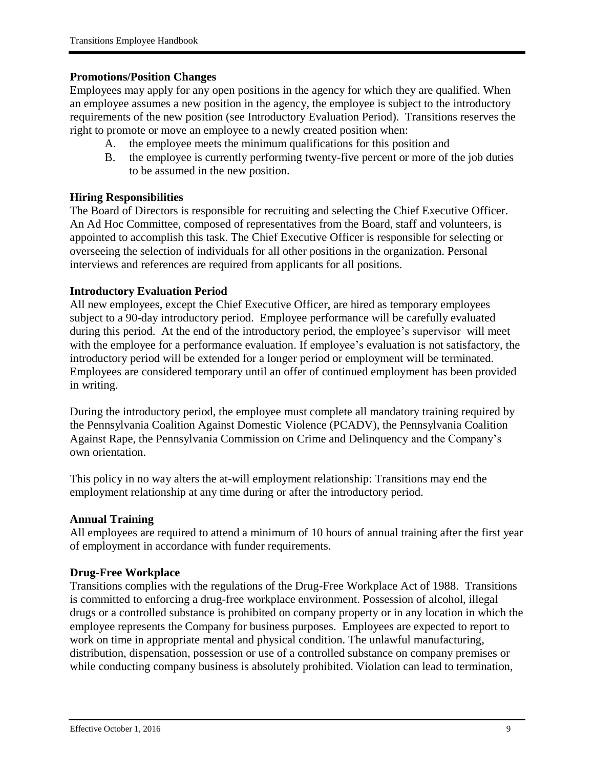### Promotions/Position Changes

Employees may apply for any open positions in the agency for which they are qualified. When an employee assumes a new position in the agency, the employee is subject to the introductory requirements of the new position (see Introductory Evaluation Period). Transitions reserves the right to promote or move an employee to a newly created position when:

A. the employee meets the minimum qualifications for this position and
B. the employee is currently performing twenty-five percent or more of the job duties to be assumed in the new position.

### Hiring Responsibilities

The Board of Directors is responsible for recruiting and selecting the Chief Executive Officer. An Ad Hoc Committee, composed of representatives from the Board, staff and volunteers, is appointed to accomplish this task. The Chief Executive Officer is responsible for selecting or overseeing the selection of individuals for all other positions in the organization. Personal interviews and references are required from applicants for all positions.

### Introductory Evaluation Period

All new employees, except the Chief Executive Officer, are hired as temporary employees subject to a 90-day introductory period. Employee performance will be carefully evaluated during this period. At the end of the introductory period, the employee's supervisor will meet with the employee for a performance evaluation. If employee's evaluation is not satisfactory, the introductory period will be extended for a longer period or employment will be terminated. Employees are considered temporary until an offer of continued employment has been provided in writing.

During the introductory period, the employee must complete all mandatory training required by the Pennsylvania Coalition Against Domestic Violence (PCADV), the Pennsylvania Coalition Against Rape, the Pennsylvania Commission on Crime and Delinquency and the Company's own orientation.

This policy in no way alters the at-will employment relationship: Transitions may end the employment relationship at any time during or after the introductory period.

### Annual Training

All employees are required to attend a minimum of 10 hours of annual training after the first year of employment in accordance with funder requirements.

### Drug-Free Workplace

Transitions complies with the regulations of the Drug-Free Workplace Act of 1988. Transitions is committed to enforcing a drug-free workplace environment. Possession of alcohol, illegal drugs or a controlled substance is prohibited on company property or in any location in which the employee represents the Company for business purposes. Employees are expected to report to work on time in appropriate mental and physical condition. The unlawful manufacturing, distribution, dispensation, possession or use of a controlled substance on company premises or while conducting company business is absolutely prohibited. Violation can lead to termination,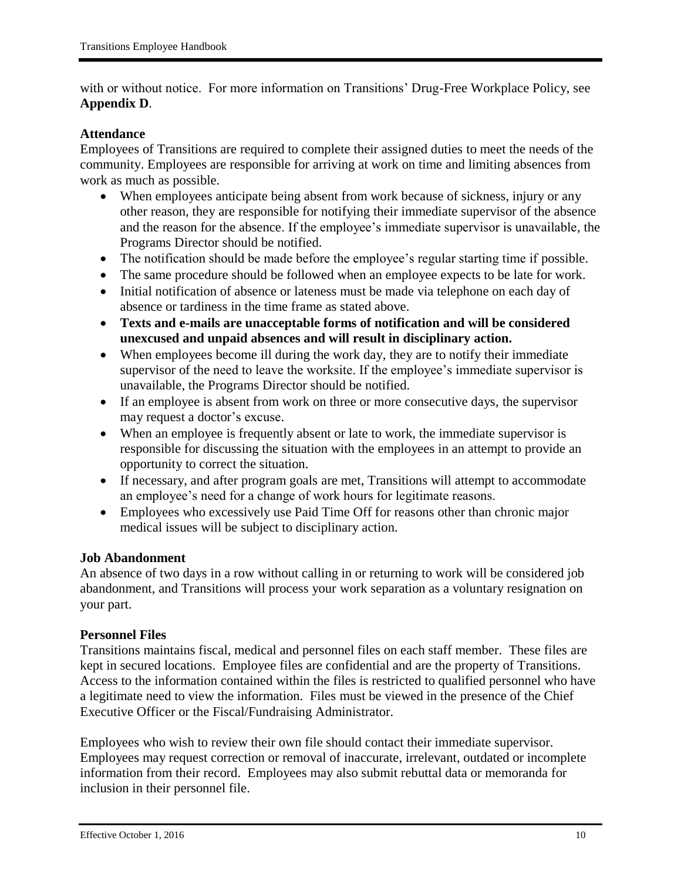with or without notice. For more information on Transitions' Drug-Free Workplace Policy, see **Appendix D**.

### Attendance

Employees of Transitions are required to complete their assigned duties to meet the needs of the community. Employees are responsible for arriving at work on time and limiting absences from work as much as possible.

- When employees anticipate being absent from work because of sickness, injury or any other reason, they are responsible for notifying their immediate supervisor of the absence and the reason for the absence. If the employee's immediate supervisor is unavailable, the Programs Director should be notified.
- The notification should be made before the employee's regular starting time if possible.
- The same procedure should be followed when an employee expects to be late for work.
- Initial notification of absence or lateness must be made via telephone on each day of absence or tardiness in the time frame as stated above.
- **Texts and e-mails are unacceptable forms of notification and will be considered unexcused and unpaid absences and will result in disciplinary action.**
- When employees become ill during the work day, they are to notify their immediate supervisor of the need to leave the worksite. If the employee's immediate supervisor is unavailable, the Programs Director should be notified.
- If an employee is absent from work on three or more consecutive days, the supervisor may request a doctor's excuse.
- When an employee is frequently absent or late to work, the immediate supervisor is responsible for discussing the situation with the employees in an attempt to provide an opportunity to correct the situation.
- If necessary, and after program goals are met, Transitions will attempt to accommodate an employee's need for a change of work hours for legitimate reasons.
- Employees who excessively use Paid Time Off for reasons other than chronic major medical issues will be subject to disciplinary action.

### Job Abandonment

An absence of two days in a row without calling in or returning to work will be considered job abandonment, and Transitions will process your work separation as a voluntary resignation on your part.

### Personnel Files

Transitions maintains fiscal, medical and personnel files on each staff member. These files are kept in secured locations. Employee files are confidential and are the property of Transitions. Access to the information contained within the files is restricted to qualified personnel who have a legitimate need to view the information. Files must be viewed in the presence of the Chief Executive Officer or the Fiscal/Fundraising Administrator.

Employees who wish to review their own file should contact their immediate supervisor. Employees may request correction or removal of inaccurate, irrelevant, outdated or incomplete information from their record. Employees may also submit rebuttal data or memoranda for inclusion in their personnel file.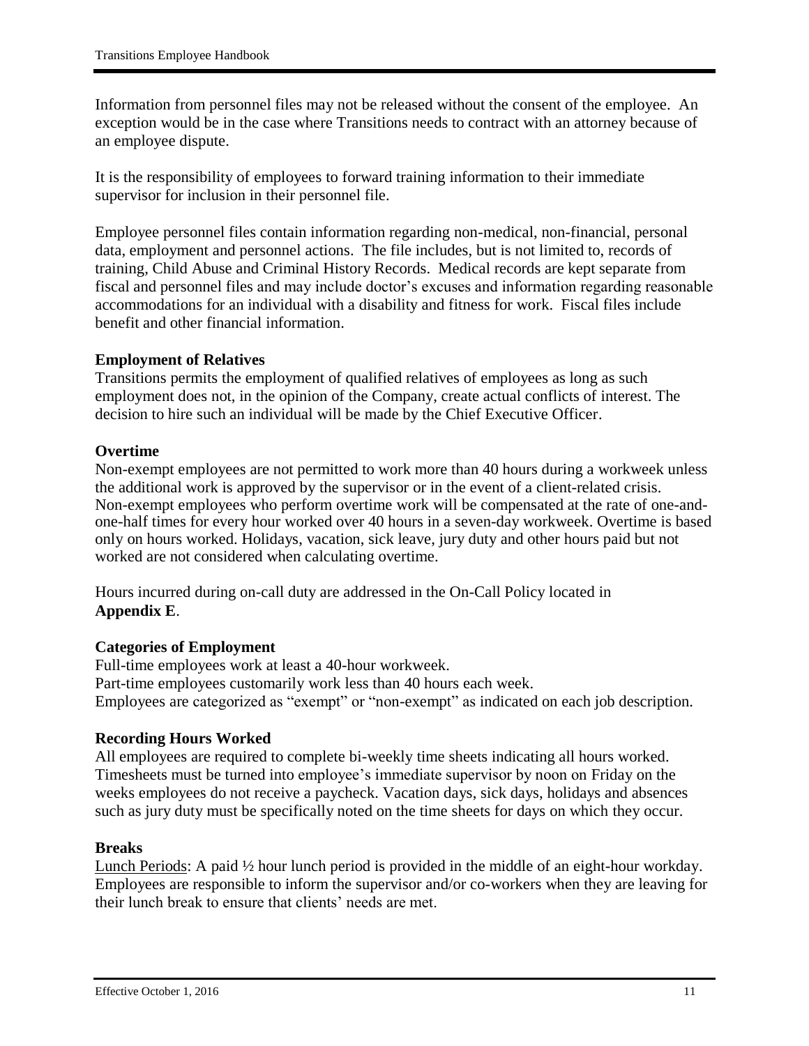Information from personnel files may not be released without the consent of the employee. An exception would be in the case where Transitions needs to contract with an attorney because of an employee dispute.

It is the responsibility of employees to forward training information to their immediate supervisor for inclusion in their personnel file.

Employee personnel files contain information regarding non-medical, non-financial, personal data, employment and personnel actions. The file includes, but is not limited to, records of training, Child Abuse and Criminal History Records. Medical records are kept separate from fiscal and personnel files and may include doctor's excuses and information regarding reasonable accommodations for an individual with a disability and fitness for work. Fiscal files include benefit and other financial information.

**Employment of Relatives**

Transitions permits the employment of qualified relatives of employees as long as such employment does not, in the opinion of the Company, create actual conflicts of interest. The decision to hire such an individual will be made by the Chief Executive Officer.

**Overtime**

Non-exempt employees are not permitted to work more than 40 hours during a workweek unless the additional work is approved by the supervisor or in the event of a client-related crisis. Non-exempt employees who perform overtime work will be compensated at the rate of one-and-one-half times for every hour worked over 40 hours in a seven-day workweek. Overtime is based only on hours worked. Holidays, vacation, sick leave, jury duty and other hours paid but not worked are not considered when calculating overtime.

Hours incurred during on-call duty are addressed in the On-Call Policy located in **Appendix E**.

**Categories of Employment**

Full-time employees work at least a 40-hour workweek.
Part-time employees customarily work less than 40 hours each week.
Employees are categorized as "exempt" or "non-exempt" as indicated on each job description.

**Recording Hours Worked**

All employees are required to complete bi-weekly time sheets indicating all hours worked. Timesheets must be turned into employee's immediate supervisor by noon on Friday on the weeks employees do not receive a paycheck. Vacation days, sick days, holidays and absences such as jury duty must be specifically noted on the time sheets for days on which they occur.

**Breaks**

Lunch Periods: A paid ½ hour lunch period is provided in the middle of an eight-hour workday. Employees are responsible to inform the supervisor and/or co-workers when they are leaving for their lunch break to ensure that clients' needs are met.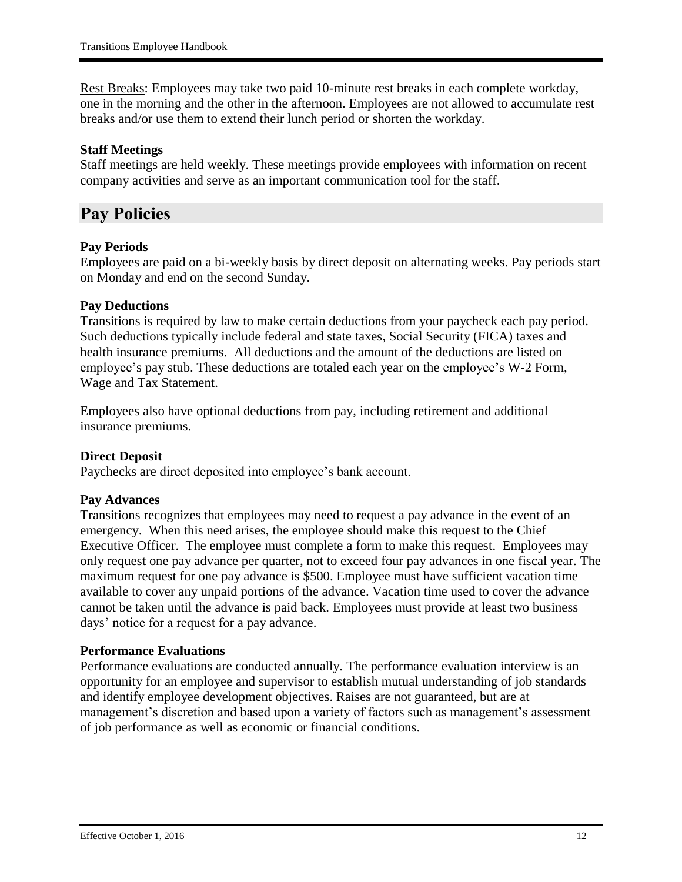Rest Breaks: Employees may take two paid 10-minute rest breaks in each complete workday, one in the morning and the other in the afternoon. Employees are not allowed to accumulate rest breaks and/or use them to extend their lunch period or shorten the workday.

### Staff Meetings

Staff meetings are held weekly. These meetings provide employees with information on recent company activities and serve as an important communication tool for the staff.

## Pay Policies

### Pay Periods

Employees are paid on a bi-weekly basis by direct deposit on alternating weeks. Pay periods start on Monday and end on the second Sunday.

### Pay Deductions

Transitions is required by law to make certain deductions from your paycheck each pay period. Such deductions typically include federal and state taxes, Social Security (FICA) taxes and health insurance premiums. All deductions and the amount of the deductions are listed on employee's pay stub. These deductions are totaled each year on the employee's W-2 Form, Wage and Tax Statement.

Employees also have optional deductions from pay, including retirement and additional insurance premiums.

### Direct Deposit

Paychecks are direct deposited into employee's bank account.

### Pay Advances

Transitions recognizes that employees may need to request a pay advance in the event of an emergency. When this need arises, the employee should make this request to the Chief Executive Officer. The employee must complete a form to make this request. Employees may only request one pay advance per quarter, not to exceed four pay advances in one fiscal year. The maximum request for one pay advance is $500. Employee must have sufficient vacation time available to cover any unpaid portions of the advance. Vacation time used to cover the advance cannot be taken until the advance is paid back. Employees must provide at least two business days' notice for a request for a pay advance.

### Performance Evaluations

Performance evaluations are conducted annually. The performance evaluation interview is an opportunity for an employee and supervisor to establish mutual understanding of job standards and identify employee development objectives. Raises are not guaranteed, but are at management's discretion and based upon a variety of factors such as management's assessment of job performance as well as economic or financial conditions.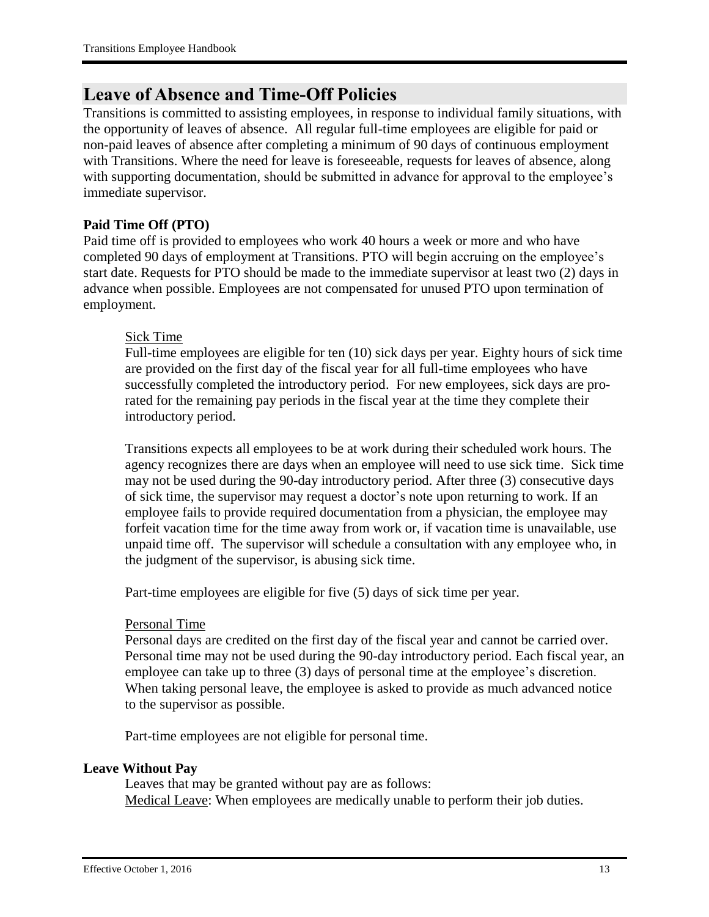## Leave of Absence and Time-Off Policies

Transitions is committed to assisting employees, in response to individual family situations, with the opportunity of leaves of absence. All regular full-time employees are eligible for paid or non-paid leaves of absence after completing a minimum of 90 days of continuous employment with Transitions. Where the need for leave is foreseeable, requests for leaves of absence, along with supporting documentation, should be submitted in advance for approval to the employee's immediate supervisor.

**Paid Time Off (PTO)**

Paid time off is provided to employees who work 40 hours a week or more and who have completed 90 days of employment at Transitions. PTO will begin accruing on the employee's start date. Requests for PTO should be made to the immediate supervisor at least two (2) days in advance when possible. Employees are not compensated for unused PTO upon termination of employment.

<u>Sick Time</u>

Full-time employees are eligible for ten (10) sick days per year. Eighty hours of sick time are provided on the first day of the fiscal year for all full-time employees who have successfully completed the introductory period. For new employees, sick days are pro-rated for the remaining pay periods in the fiscal year at the time they complete their introductory period.

Transitions expects all employees to be at work during their scheduled work hours. The agency recognizes there are days when an employee will need to use sick time. Sick time may not be used during the 90-day introductory period. After three (3) consecutive days of sick time, the supervisor may request a doctor's note upon returning to work. If an employee fails to provide required documentation from a physician, the employee may forfeit vacation time for the time away from work or, if vacation time is unavailable, use unpaid time off. The supervisor will schedule a consultation with any employee who, in the judgment of the supervisor, is abusing sick time.

Part-time employees are eligible for five (5) days of sick time per year.

<u>Personal Time</u>

Personal days are credited on the first day of the fiscal year and cannot be carried over. Personal time may not be used during the 90-day introductory period. Each fiscal year, an employee can take up to three (3) days of personal time at the employee's discretion. When taking personal leave, the employee is asked to provide as much advanced notice to the supervisor as possible.

Part-time employees are not eligible for personal time.

**Leave Without Pay**

Leaves that may be granted without pay are as follows:

<u>Medical Leave</u>: When employees are medically unable to perform their job duties.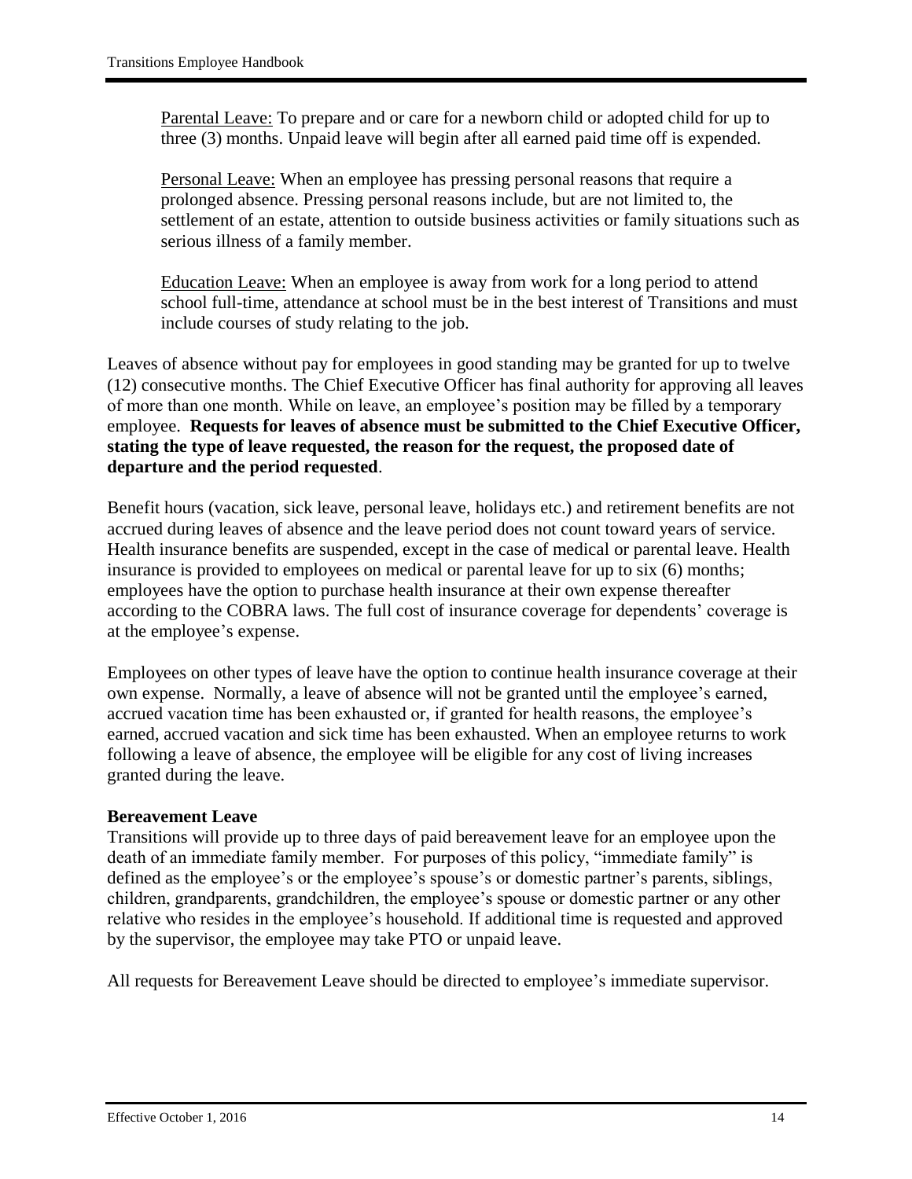Parental Leave: To prepare and or care for a newborn child or adopted child for up to three (3) months. Unpaid leave will begin after all earned paid time off is expended.

Personal Leave: When an employee has pressing personal reasons that require a prolonged absence. Pressing personal reasons include, but are not limited to, the settlement of an estate, attention to outside business activities or family situations such as serious illness of a family member.

Education Leave: When an employee is away from work for a long period to attend school full-time, attendance at school must be in the best interest of Transitions and must include courses of study relating to the job.

Leaves of absence without pay for employees in good standing may be granted for up to twelve (12) consecutive months. The Chief Executive Officer has final authority for approving all leaves of more than one month. While on leave, an employee's position may be filled by a temporary employee. **Requests for leaves of absence must be submitted to the Chief Executive Officer, stating the type of leave requested, the reason for the request, the proposed date of departure and the period requested**.

Benefit hours (vacation, sick leave, personal leave, holidays etc.) and retirement benefits are not accrued during leaves of absence and the leave period does not count toward years of service. Health insurance benefits are suspended, except in the case of medical or parental leave. Health insurance is provided to employees on medical or parental leave for up to six (6) months; employees have the option to purchase health insurance at their own expense thereafter according to the COBRA laws. The full cost of insurance coverage for dependents' coverage is at the employee's expense.

Employees on other types of leave have the option to continue health insurance coverage at their own expense. Normally, a leave of absence will not be granted until the employee's earned, accrued vacation time has been exhausted or, if granted for health reasons, the employee's earned, accrued vacation and sick time has been exhausted. When an employee returns to work following a leave of absence, the employee will be eligible for any cost of living increases granted during the leave.

**Bereavement Leave**

Transitions will provide up to three days of paid bereavement leave for an employee upon the death of an immediate family member. For purposes of this policy, "immediate family" is defined as the employee's or the employee's spouse's or domestic partner's parents, siblings, children, grandparents, grandchildren, the employee's spouse or domestic partner or any other relative who resides in the employee's household. If additional time is requested and approved by the supervisor, the employee may take PTO or unpaid leave.

All requests for Bereavement Leave should be directed to employee's immediate supervisor.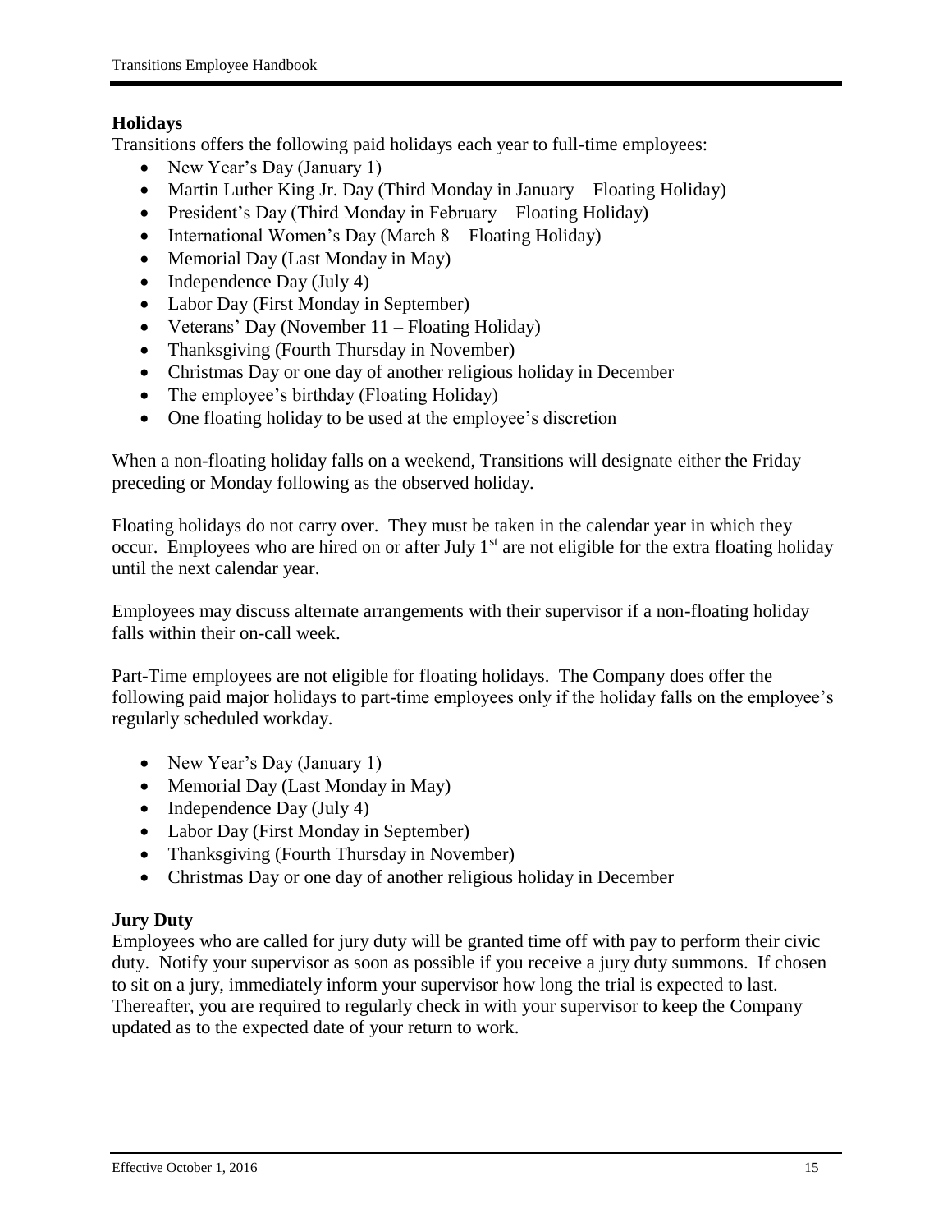## Holidays

Transitions offers the following paid holidays each year to full-time employees:

- New Year's Day (January 1)
- Martin Luther King Jr. Day (Third Monday in January – Floating Holiday)
- President's Day (Third Monday in February – Floating Holiday)
- International Women's Day (March 8 – Floating Holiday)
- Memorial Day (Last Monday in May)
- Independence Day (July 4)
- Labor Day (First Monday in September)
- Veterans' Day (November 11 – Floating Holiday)
- Thanksgiving (Fourth Thursday in November)
- Christmas Day or one day of another religious holiday in December
- The employee's birthday (Floating Holiday)
- One floating holiday to be used at the employee's discretion

When a non-floating holiday falls on a weekend, Transitions will designate either the Friday preceding or Monday following as the observed holiday.

Floating holidays do not carry over. They must be taken in the calendar year in which they occur. Employees who are hired on or after July 1st are not eligible for the extra floating holiday until the next calendar year.

Employees may discuss alternate arrangements with their supervisor if a non-floating holiday falls within their on-call week.

Part-Time employees are not eligible for floating holidays. The Company does offer the following paid major holidays to part-time employees only if the holiday falls on the employee's regularly scheduled workday.

- New Year's Day (January 1)
- Memorial Day (Last Monday in May)
- Independence Day (July 4)
- Labor Day (First Monday in September)
- Thanksgiving (Fourth Thursday in November)
- Christmas Day or one day of another religious holiday in December

## Jury Duty

Employees who are called for jury duty will be granted time off with pay to perform their civic duty. Notify your supervisor as soon as possible if you receive a jury duty summons. If chosen to sit on a jury, immediately inform your supervisor how long the trial is expected to last. Thereafter, you are required to regularly check in with your supervisor to keep the Company updated as to the expected date of your return to work.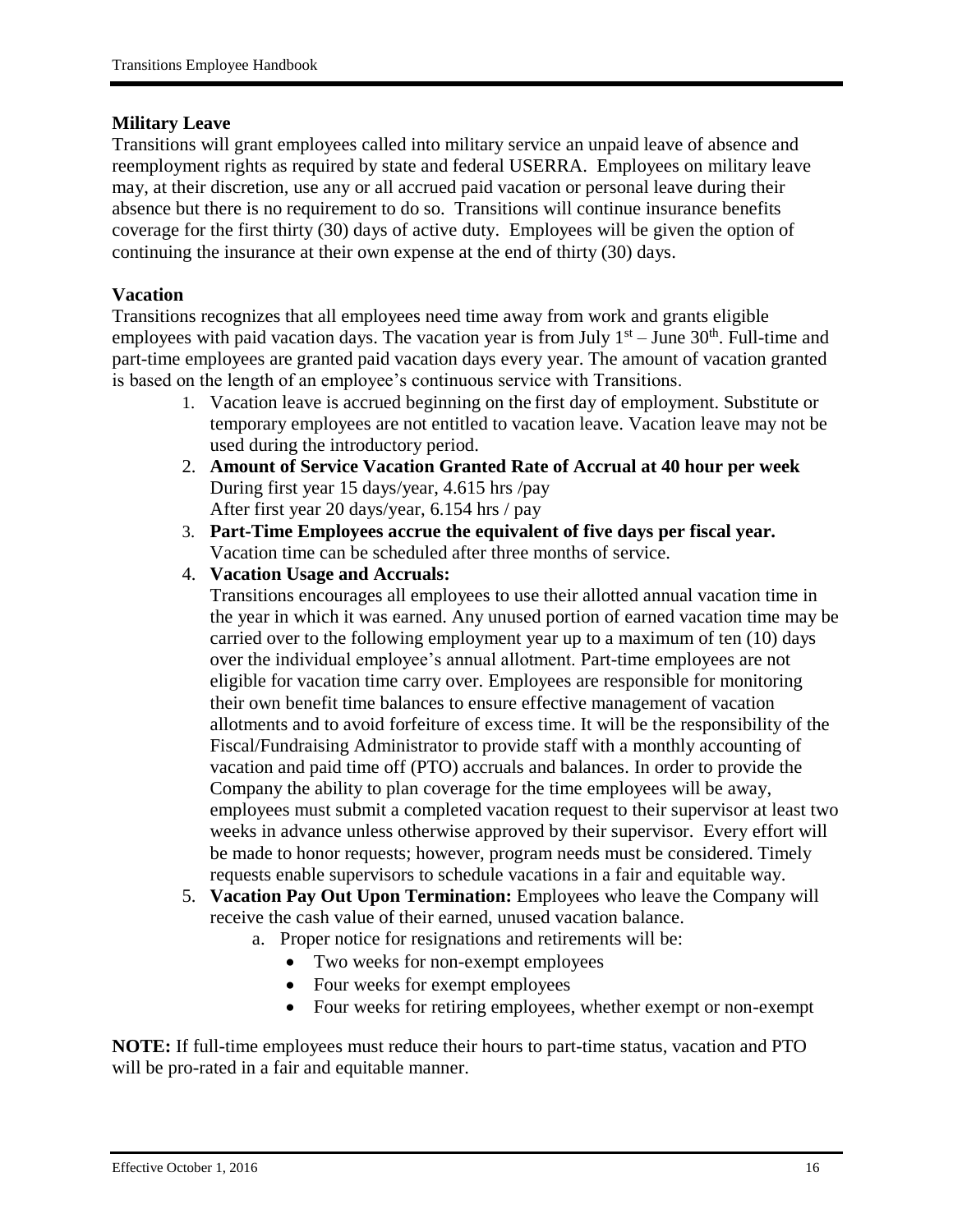**Military Leave**

Transitions will grant employees called into military service an unpaid leave of absence and reemployment rights as required by state and federal USERRA. Employees on military leave may, at their discretion, use any or all accrued paid vacation or personal leave during their absence but there is no requirement to do so. Transitions will continue insurance benefits coverage for the first thirty (30) days of active duty. Employees will be given the option of continuing the insurance at their own expense at the end of thirty (30) days.

**Vacation**

Transitions recognizes that all employees need time away from work and grants eligible employees with paid vacation days. The vacation year is from July 1st – June 30th. Full-time and part-time employees are granted paid vacation days every year. The amount of vacation granted is based on the length of an employee's continuous service with Transitions.

1. Vacation leave is accrued beginning on the first day of employment. Substitute or temporary employees are not entitled to vacation leave. Vacation leave may not be used during the introductory period.
2. **Amount of Service Vacation Granted Rate of Accrual at 40 hour per week**
   During first year 15 days/year, 4.615 hrs /pay
   After first year 20 days/year, 6.154 hrs / pay
3. **Part-Time Employees accrue the equivalent of five days per fiscal year.**
   Vacation time can be scheduled after three months of service.
4. **Vacation Usage and Accruals:**
   Transitions encourages all employees to use their allotted annual vacation time in the year in which it was earned. Any unused portion of earned vacation time may be carried over to the following employment year up to a maximum of ten (10) days over the individual employee's annual allotment. Part-time employees are not eligible for vacation time carry over. Employees are responsible for monitoring their own benefit time balances to ensure effective management of vacation allotments and to avoid forfeiture of excess time. It will be the responsibility of the Fiscal/Fundraising Administrator to provide staff with a monthly accounting of vacation and paid time off (PTO) accruals and balances. In order to provide the Company the ability to plan coverage for the time employees will be away, employees must submit a completed vacation request to their supervisor at least two weeks in advance unless otherwise approved by their supervisor. Every effort will be made to honor requests; however, program needs must be considered. Timely requests enable supervisors to schedule vacations in a fair and equitable way.
5. **Vacation Pay Out Upon Termination:** Employees who leave the Company will receive the cash value of their earned, unused vacation balance.
   a. Proper notice for resignations and retirements will be:
      - Two weeks for non-exempt employees
      - Four weeks for exempt employees
      - Four weeks for retiring employees, whether exempt or non-exempt

**NOTE:** If full-time employees must reduce their hours to part-time status, vacation and PTO will be pro-rated in a fair and equitable manner.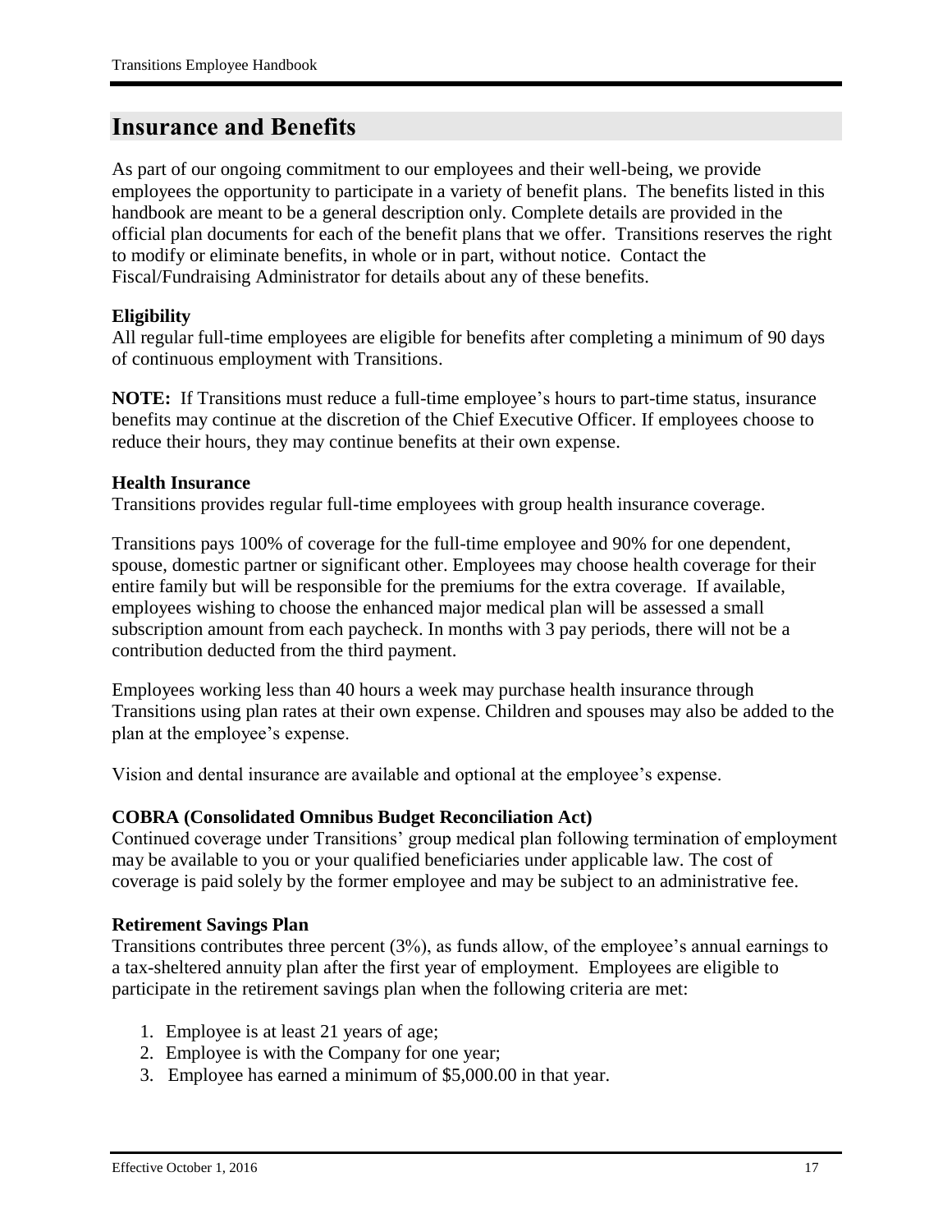## Insurance and Benefits

As part of our ongoing commitment to our employees and their well-being, we provide employees the opportunity to participate in a variety of benefit plans. The benefits listed in this handbook are meant to be a general description only. Complete details are provided in the official plan documents for each of the benefit plans that we offer. Transitions reserves the right to modify or eliminate benefits, in whole or in part, without notice. Contact the Fiscal/Fundraising Administrator for details about any of these benefits.

**Eligibility**

All regular full-time employees are eligible for benefits after completing a minimum of 90 days of continuous employment with Transitions.

**NOTE:** If Transitions must reduce a full-time employee's hours to part-time status, insurance benefits may continue at the discretion of the Chief Executive Officer. If employees choose to reduce their hours, they may continue benefits at their own expense.

**Health Insurance**

Transitions provides regular full-time employees with group health insurance coverage.

Transitions pays 100% of coverage for the full-time employee and 90% for one dependent, spouse, domestic partner or significant other. Employees may choose health coverage for their entire family but will be responsible for the premiums for the extra coverage. If available, employees wishing to choose the enhanced major medical plan will be assessed a small subscription amount from each paycheck. In months with 3 pay periods, there will not be a contribution deducted from the third payment.

Employees working less than 40 hours a week may purchase health insurance through Transitions using plan rates at their own expense. Children and spouses may also be added to the plan at the employee's expense.

Vision and dental insurance are available and optional at the employee's expense.

**COBRA (Consolidated Omnibus Budget Reconciliation Act)**

Continued coverage under Transitions' group medical plan following termination of employment may be available to you or your qualified beneficiaries under applicable law. The cost of coverage is paid solely by the former employee and may be subject to an administrative fee.

**Retirement Savings Plan**

Transitions contributes three percent (3%), as funds allow, of the employee's annual earnings to a tax-sheltered annuity plan after the first year of employment. Employees are eligible to participate in the retirement savings plan when the following criteria are met:

1. Employee is at least 21 years of age;
2. Employee is with the Company for one year;
3. Employee has earned a minimum of $5,000.00 in that year.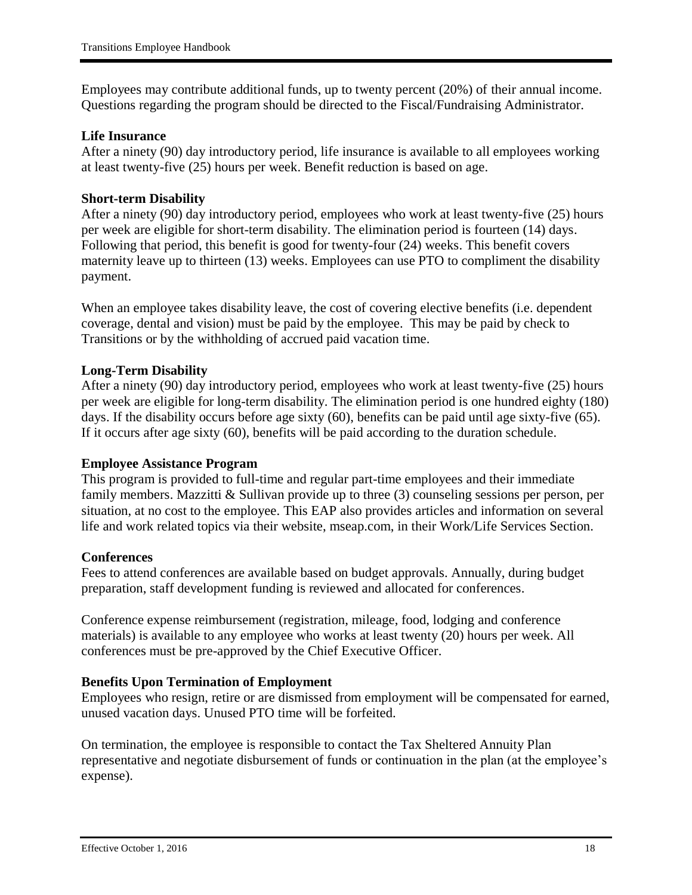Employees may contribute additional funds, up to twenty percent (20%) of their annual income. Questions regarding the program should be directed to the Fiscal/Fundraising Administrator.

**Life Insurance**

After a ninety (90) day introductory period, life insurance is available to all employees working at least twenty-five (25) hours per week. Benefit reduction is based on age.

**Short-term Disability**

After a ninety (90) day introductory period, employees who work at least twenty-five (25) hours per week are eligible for short-term disability. The elimination period is fourteen (14) days. Following that period, this benefit is good for twenty-four (24) weeks. This benefit covers maternity leave up to thirteen (13) weeks. Employees can use PTO to compliment the disability payment.

When an employee takes disability leave, the cost of covering elective benefits (i.e. dependent coverage, dental and vision) must be paid by the employee. This may be paid by check to Transitions or by the withholding of accrued paid vacation time.

**Long-Term Disability**

After a ninety (90) day introductory period, employees who work at least twenty-five (25) hours per week are eligible for long-term disability. The elimination period is one hundred eighty (180) days. If the disability occurs before age sixty (60), benefits can be paid until age sixty-five (65). If it occurs after age sixty (60), benefits will be paid according to the duration schedule.

**Employee Assistance Program**

This program is provided to full-time and regular part-time employees and their immediate family members. Mazzitti & Sullivan provide up to three (3) counseling sessions per person, per situation, at no cost to the employee. This EAP also provides articles and information on several life and work related topics via their website, mseap.com, in their Work/Life Services Section.

**Conferences**

Fees to attend conferences are available based on budget approvals. Annually, during budget preparation, staff development funding is reviewed and allocated for conferences.

Conference expense reimbursement (registration, mileage, food, lodging and conference materials) is available to any employee who works at least twenty (20) hours per week. All conferences must be pre-approved by the Chief Executive Officer.

**Benefits Upon Termination of Employment**

Employees who resign, retire or are dismissed from employment will be compensated for earned, unused vacation days. Unused PTO time will be forfeited.

On termination, the employee is responsible to contact the Tax Sheltered Annuity Plan representative and negotiate disbursement of funds or continuation in the plan (at the employee's expense).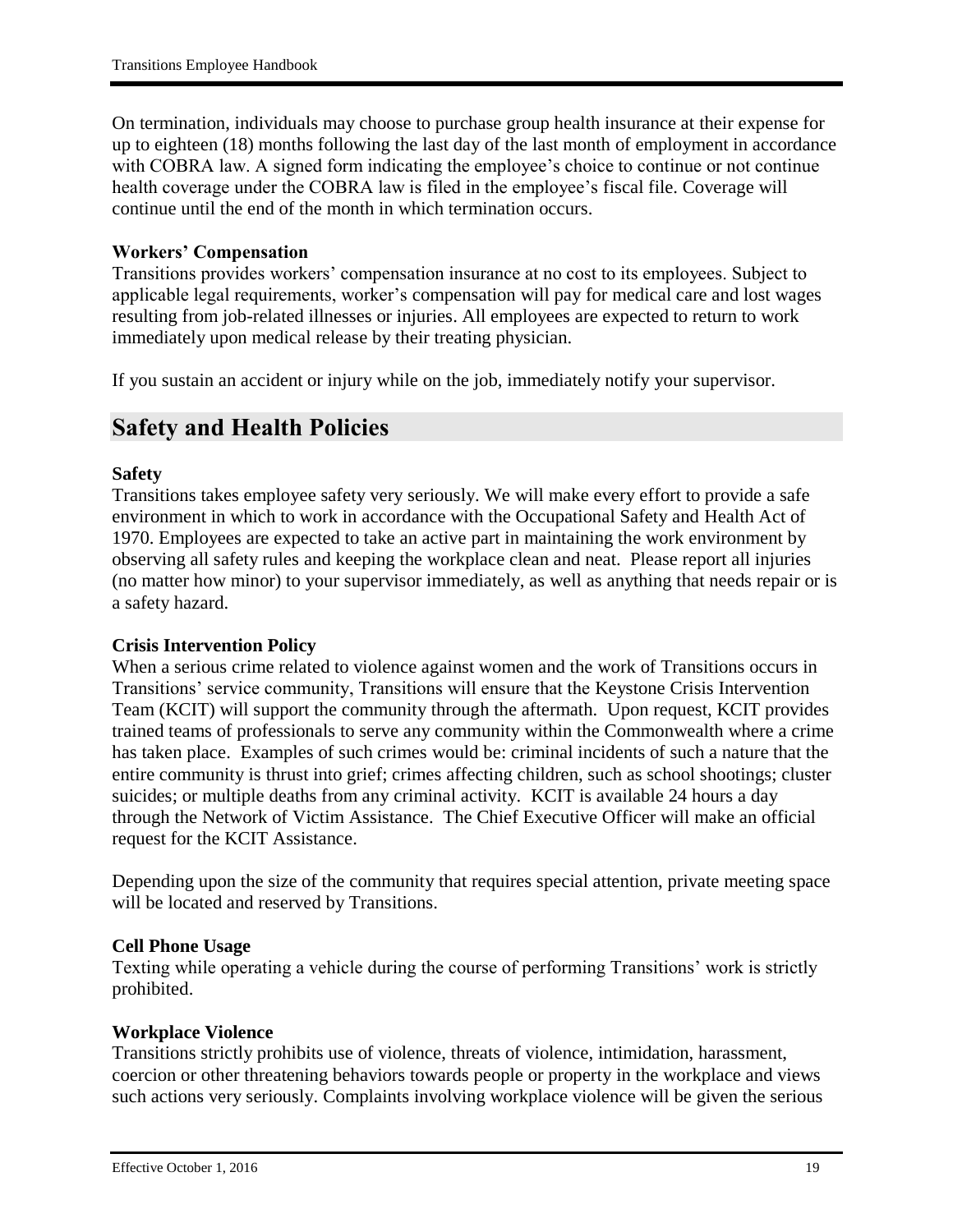On termination, individuals may choose to purchase group health insurance at their expense for up to eighteen (18) months following the last day of the last month of employment in accordance with COBRA law. A signed form indicating the employee's choice to continue or not continue health coverage under the COBRA law is filed in the employee's fiscal file. Coverage will continue until the end of the month in which termination occurs.

**Workers' Compensation**

Transitions provides workers' compensation insurance at no cost to its employees. Subject to applicable legal requirements, worker's compensation will pay for medical care and lost wages resulting from job-related illnesses or injuries. All employees are expected to return to work immediately upon medical release by their treating physician.

If you sustain an accident or injury while on the job, immediately notify your supervisor.

## Safety and Health Policies

**Safety**

Transitions takes employee safety very seriously. We will make every effort to provide a safe environment in which to work in accordance with the Occupational Safety and Health Act of 1970. Employees are expected to take an active part in maintaining the work environment by observing all safety rules and keeping the workplace clean and neat. Please report all injuries (no matter how minor) to your supervisor immediately, as well as anything that needs repair or is a safety hazard.

**Crisis Intervention Policy**

When a serious crime related to violence against women and the work of Transitions occurs in Transitions' service community, Transitions will ensure that the Keystone Crisis Intervention Team (KCIT) will support the community through the aftermath. Upon request, KCIT provides trained teams of professionals to serve any community within the Commonwealth where a crime has taken place. Examples of such crimes would be: criminal incidents of such a nature that the entire community is thrust into grief; crimes affecting children, such as school shootings; cluster suicides; or multiple deaths from any criminal activity. KCIT is available 24 hours a day through the Network of Victim Assistance. The Chief Executive Officer will make an official request for the KCIT Assistance.

Depending upon the size of the community that requires special attention, private meeting space will be located and reserved by Transitions.

**Cell Phone Usage**

Texting while operating a vehicle during the course of performing Transitions' work is strictly prohibited.

**Workplace Violence**

Transitions strictly prohibits use of violence, threats of violence, intimidation, harassment, coercion or other threatening behaviors towards people or property in the workplace and views such actions very seriously. Complaints involving workplace violence will be given the serious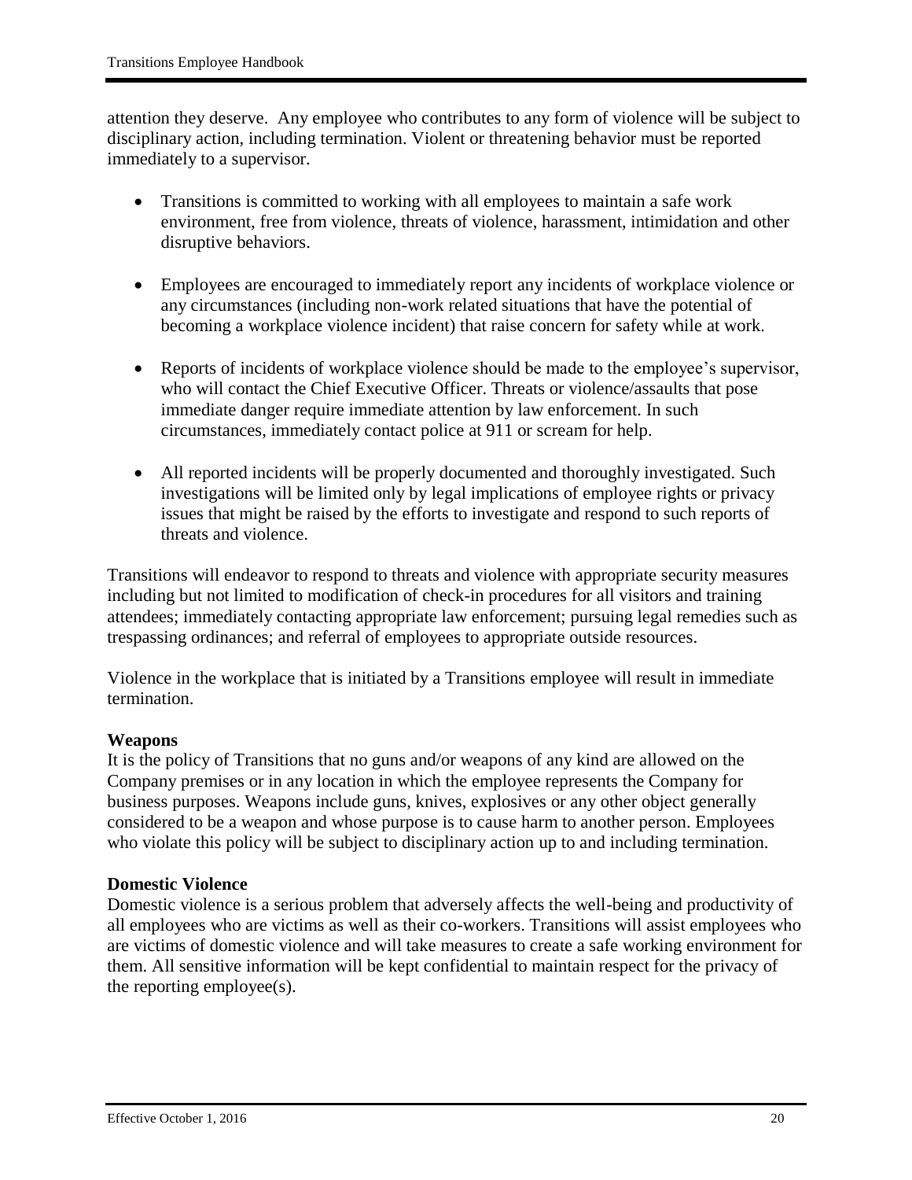attention they deserve. Any employee who contributes to any form of violence will be subject to disciplinary action, including termination. Violent or threatening behavior must be reported immediately to a supervisor.

- Transitions is committed to working with all employees to maintain a safe work environment, free from violence, threats of violence, harassment, intimidation and other disruptive behaviors.
- Employees are encouraged to immediately report any incidents of workplace violence or any circumstances (including non-work related situations that have the potential of becoming a workplace violence incident) that raise concern for safety while at work.
- Reports of incidents of workplace violence should be made to the employee's supervisor, who will contact the Chief Executive Officer. Threats or violence/assaults that pose immediate danger require immediate attention by law enforcement. In such circumstances, immediately contact police at 911 or scream for help.
- All reported incidents will be properly documented and thoroughly investigated. Such investigations will be limited only by legal implications of employee rights or privacy issues that might be raised by the efforts to investigate and respond to such reports of threats and violence.

Transitions will endeavor to respond to threats and violence with appropriate security measures including but not limited to modification of check-in procedures for all visitors and training attendees; immediately contacting appropriate law enforcement; pursuing legal remedies such as trespassing ordinances; and referral of employees to appropriate outside resources.

Violence in the workplace that is initiated by a Transitions employee will result in immediate termination.

**Weapons**

It is the policy of Transitions that no guns and/or weapons of any kind are allowed on the Company premises or in any location in which the employee represents the Company for business purposes. Weapons include guns, knives, explosives or any other object generally considered to be a weapon and whose purpose is to cause harm to another person. Employees who violate this policy will be subject to disciplinary action up to and including termination.

**Domestic Violence**

Domestic violence is a serious problem that adversely affects the well-being and productivity of all employees who are victims as well as their co-workers. Transitions will assist employees who are victims of domestic violence and will take measures to create a safe working environment for them. All sensitive information will be kept confidential to maintain respect for the privacy of the reporting employee(s).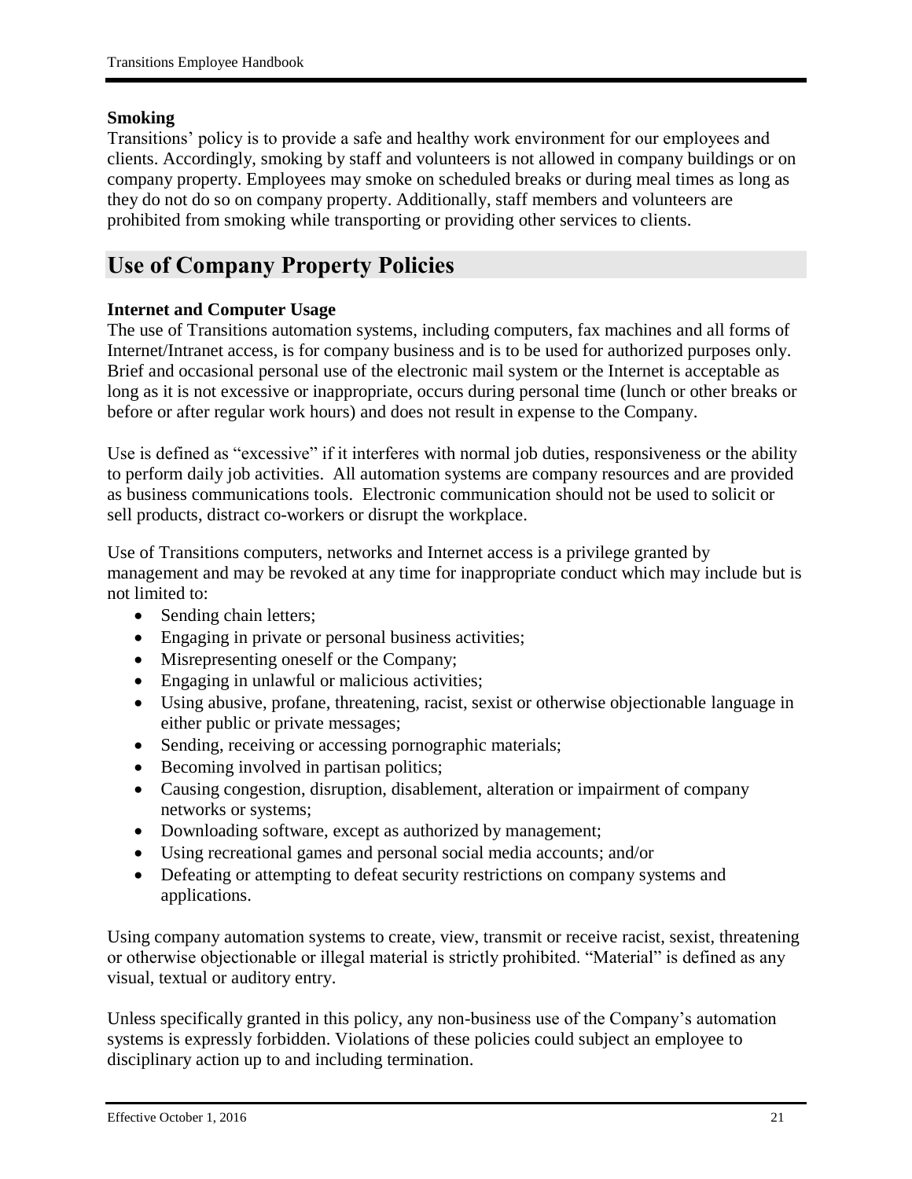**Smoking**

Transitions' policy is to provide a safe and healthy work environment for our employees and clients. Accordingly, smoking by staff and volunteers is not allowed in company buildings or on company property. Employees may smoke on scheduled breaks or during meal times as long as they do not do so on company property. Additionally, staff members and volunteers are prohibited from smoking while transporting or providing other services to clients.

## Use of Company Property Policies

**Internet and Computer Usage**

The use of Transitions automation systems, including computers, fax machines and all forms of Internet/Intranet access, is for company business and is to be used for authorized purposes only. Brief and occasional personal use of the electronic mail system or the Internet is acceptable as long as it is not excessive or inappropriate, occurs during personal time (lunch or other breaks or before or after regular work hours) and does not result in expense to the Company.

Use is defined as "excessive" if it interferes with normal job duties, responsiveness or the ability to perform daily job activities. All automation systems are company resources and are provided as business communications tools. Electronic communication should not be used to solicit or sell products, distract co-workers or disrupt the workplace.

Use of Transitions computers, networks and Internet access is a privilege granted by management and may be revoked at any time for inappropriate conduct which may include but is not limited to:

- Sending chain letters;
- Engaging in private or personal business activities;
- Misrepresenting oneself or the Company;
- Engaging in unlawful or malicious activities;
- Using abusive, profane, threatening, racist, sexist or otherwise objectionable language in either public or private messages;
- Sending, receiving or accessing pornographic materials;
- Becoming involved in partisan politics;
- Causing congestion, disruption, disablement, alteration or impairment of company networks or systems;
- Downloading software, except as authorized by management;
- Using recreational games and personal social media accounts; and/or
- Defeating or attempting to defeat security restrictions on company systems and applications.

Using company automation systems to create, view, transmit or receive racist, sexist, threatening or otherwise objectionable or illegal material is strictly prohibited. "Material" is defined as any visual, textual or auditory entry.

Unless specifically granted in this policy, any non-business use of the Company's automation systems is expressly forbidden. Violations of these policies could subject an employee to disciplinary action up to and including termination.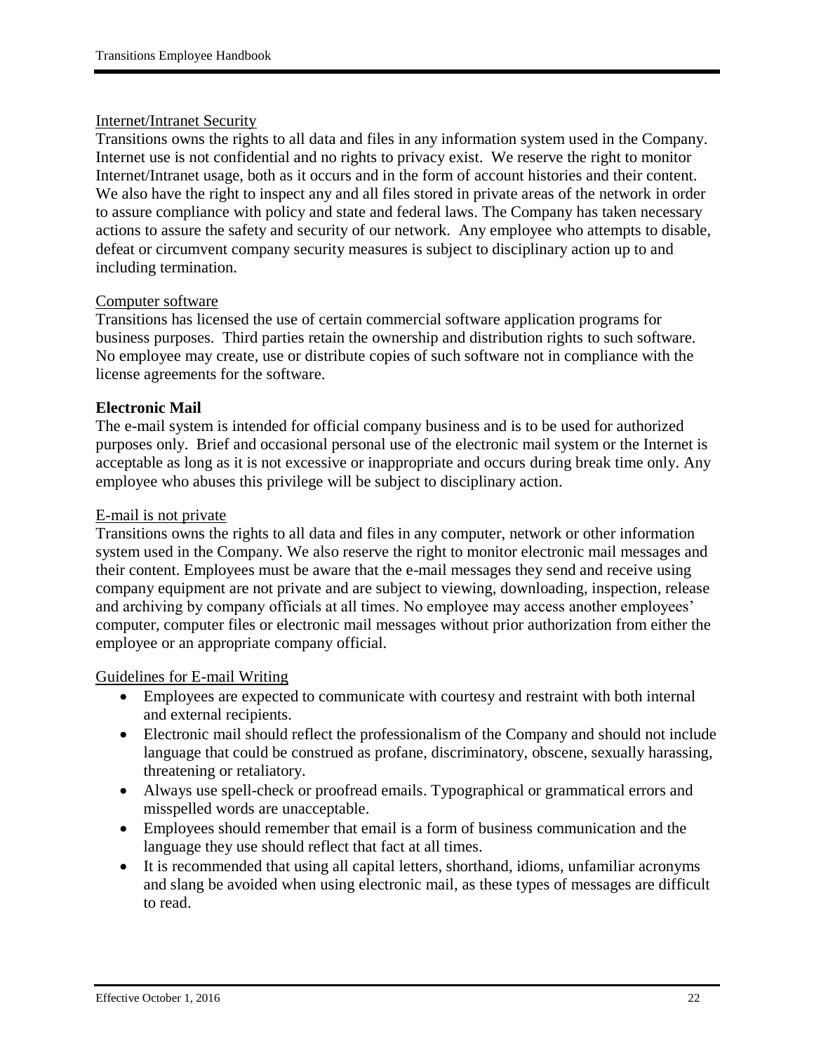Internet/Intranet Security

Transitions owns the rights to all data and files in any information system used in the Company. Internet use is not confidential and no rights to privacy exist. We reserve the right to monitor Internet/Intranet usage, both as it occurs and in the form of account histories and their content. We also have the right to inspect any and all files stored in private areas of the network in order to assure compliance with policy and state and federal laws. The Company has taken necessary actions to assure the safety and security of our network. Any employee who attempts to disable, defeat or circumvent company security measures is subject to disciplinary action up to and including termination.

Computer software

Transitions has licensed the use of certain commercial software application programs for business purposes. Third parties retain the ownership and distribution rights to such software. No employee may create, use or distribute copies of such software not in compliance with the license agreements for the software.

**Electronic Mail**

The e-mail system is intended for official company business and is to be used for authorized purposes only. Brief and occasional personal use of the electronic mail system or the Internet is acceptable as long as it is not excessive or inappropriate and occurs during break time only. Any employee who abuses this privilege will be subject to disciplinary action.

E-mail is not private

Transitions owns the rights to all data and files in any computer, network or other information system used in the Company. We also reserve the right to monitor electronic mail messages and their content. Employees must be aware that the e-mail messages they send and receive using company equipment are not private and are subject to viewing, downloading, inspection, release and archiving by company officials at all times. No employee may access another employees' computer, computer files or electronic mail messages without prior authorization from either the employee or an appropriate company official.

Guidelines for E-mail Writing

- Employees are expected to communicate with courtesy and restraint with both internal and external recipients.
- Electronic mail should reflect the professionalism of the Company and should not include language that could be construed as profane, discriminatory, obscene, sexually harassing, threatening or retaliatory.
- Always use spell-check or proofread emails. Typographical or grammatical errors and misspelled words are unacceptable.
- Employees should remember that email is a form of business communication and the language they use should reflect that fact at all times.
- It is recommended that using all capital letters, shorthand, idioms, unfamiliar acronyms and slang be avoided when using electronic mail, as these types of messages are difficult to read.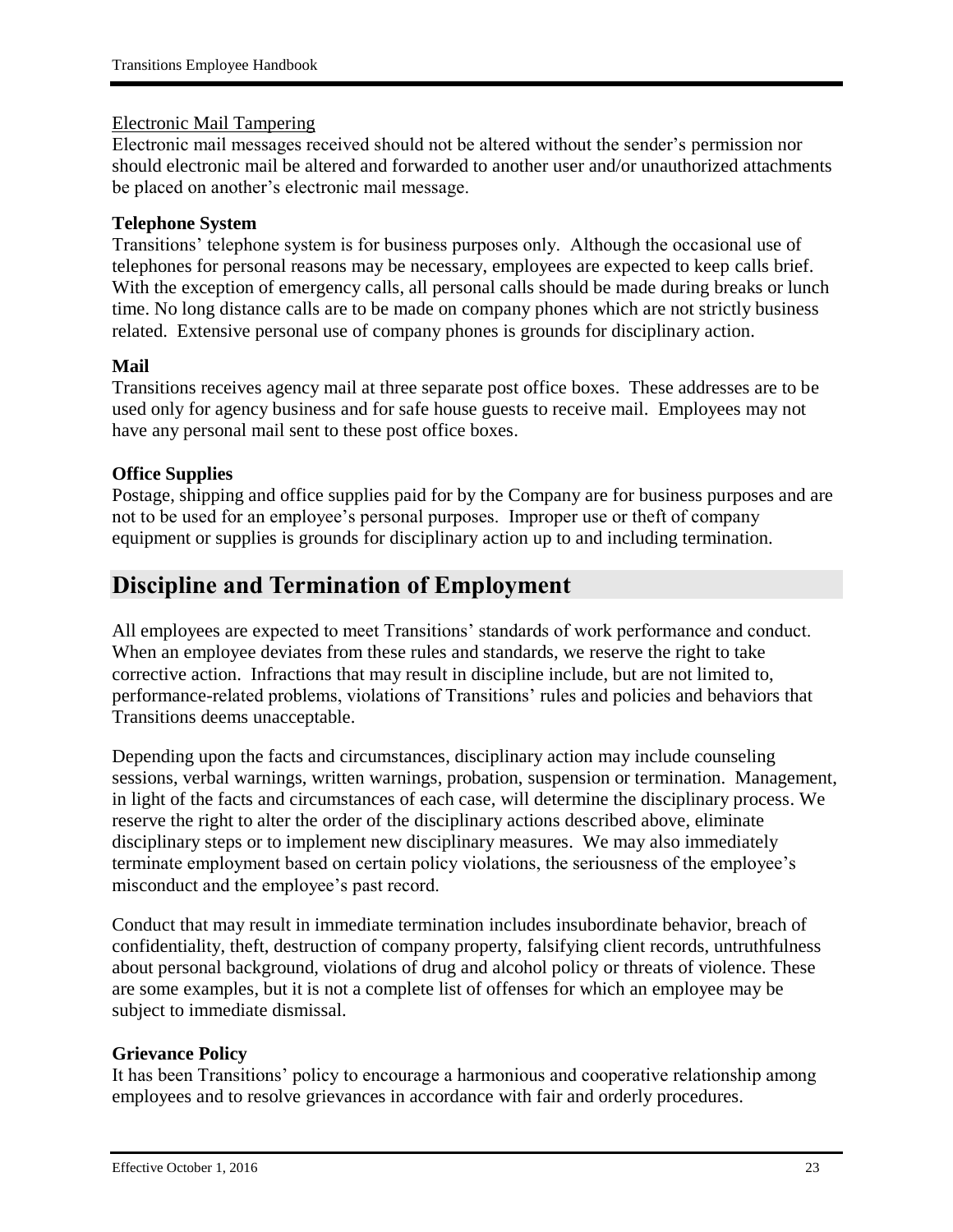Electronic Mail Tampering

Electronic mail messages received should not be altered without the sender's permission nor should electronic mail be altered and forwarded to another user and/or unauthorized attachments be placed on another's electronic mail message.

**Telephone System**

Transitions' telephone system is for business purposes only. Although the occasional use of telephones for personal reasons may be necessary, employees are expected to keep calls brief. With the exception of emergency calls, all personal calls should be made during breaks or lunch time. No long distance calls are to be made on company phones which are not strictly business related. Extensive personal use of company phones is grounds for disciplinary action.

**Mail**

Transitions receives agency mail at three separate post office boxes. These addresses are to be used only for agency business and for safe house guests to receive mail. Employees may not have any personal mail sent to these post office boxes.

**Office Supplies**

Postage, shipping and office supplies paid for by the Company are for business purposes and are not to be used for an employee's personal purposes. Improper use or theft of company equipment or supplies is grounds for disciplinary action up to and including termination.

# Discipline and Termination of Employment

All employees are expected to meet Transitions' standards of work performance and conduct. When an employee deviates from these rules and standards, we reserve the right to take corrective action. Infractions that may result in discipline include, but are not limited to, performance-related problems, violations of Transitions' rules and policies and behaviors that Transitions deems unacceptable.

Depending upon the facts and circumstances, disciplinary action may include counseling sessions, verbal warnings, written warnings, probation, suspension or termination. Management, in light of the facts and circumstances of each case, will determine the disciplinary process. We reserve the right to alter the order of the disciplinary actions described above, eliminate disciplinary steps or to implement new disciplinary measures. We may also immediately terminate employment based on certain policy violations, the seriousness of the employee's misconduct and the employee's past record.

Conduct that may result in immediate termination includes insubordinate behavior, breach of confidentiality, theft, destruction of company property, falsifying client records, untruthfulness about personal background, violations of drug and alcohol policy or threats of violence. These are some examples, but it is not a complete list of offenses for which an employee may be subject to immediate dismissal.

**Grievance Policy**

It has been Transitions' policy to encourage a harmonious and cooperative relationship among employees and to resolve grievances in accordance with fair and orderly procedures.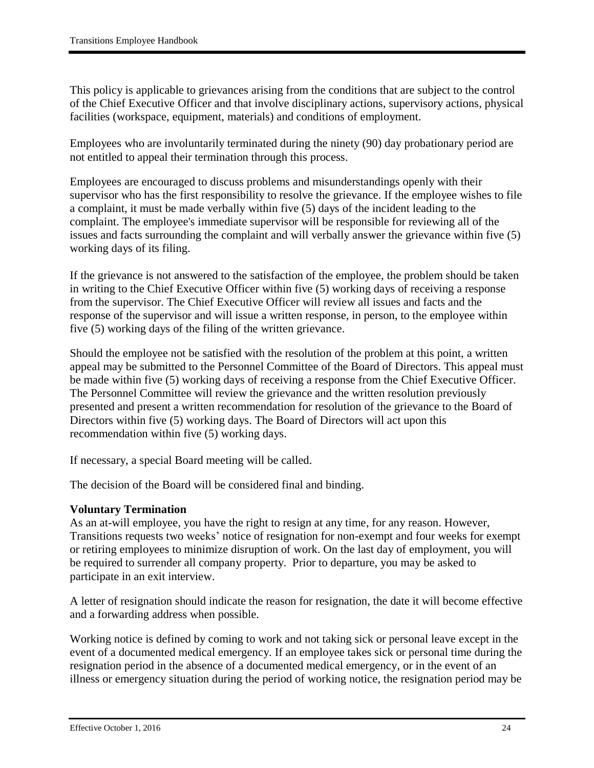This policy is applicable to grievances arising from the conditions that are subject to the control of the Chief Executive Officer and that involve disciplinary actions, supervisory actions, physical facilities (workspace, equipment, materials) and conditions of employment.

Employees who are involuntarily terminated during the ninety (90) day probationary period are not entitled to appeal their termination through this process.

Employees are encouraged to discuss problems and misunderstandings openly with their supervisor who has the first responsibility to resolve the grievance. If the employee wishes to file a complaint, it must be made verbally within five (5) days of the incident leading to the complaint. The employee's immediate supervisor will be responsible for reviewing all of the issues and facts surrounding the complaint and will verbally answer the grievance within five (5) working days of its filing.

If the grievance is not answered to the satisfaction of the employee, the problem should be taken in writing to the Chief Executive Officer within five (5) working days of receiving a response from the supervisor. The Chief Executive Officer will review all issues and facts and the response of the supervisor and will issue a written response, in person, to the employee within five (5) working days of the filing of the written grievance.

Should the employee not be satisfied with the resolution of the problem at this point, a written appeal may be submitted to the Personnel Committee of the Board of Directors. This appeal must be made within five (5) working days of receiving a response from the Chief Executive Officer. The Personnel Committee will review the grievance and the written resolution previously presented and present a written recommendation for resolution of the grievance to the Board of Directors within five (5) working days. The Board of Directors will act upon this recommendation within five (5) working days.

If necessary, a special Board meeting will be called.

The decision of the Board will be considered final and binding.

**Voluntary Termination**

As an at-will employee, you have the right to resign at any time, for any reason. However, Transitions requests two weeks' notice of resignation for non-exempt and four weeks for exempt or retiring employees to minimize disruption of work. On the last day of employment, you will be required to surrender all company property. Prior to departure, you may be asked to participate in an exit interview.

A letter of resignation should indicate the reason for resignation, the date it will become effective and a forwarding address when possible.

Working notice is defined by coming to work and not taking sick or personal leave except in the event of a documented medical emergency. If an employee takes sick or personal time during the resignation period in the absence of a documented medical emergency, or in the event of an illness or emergency situation during the period of working notice, the resignation period may be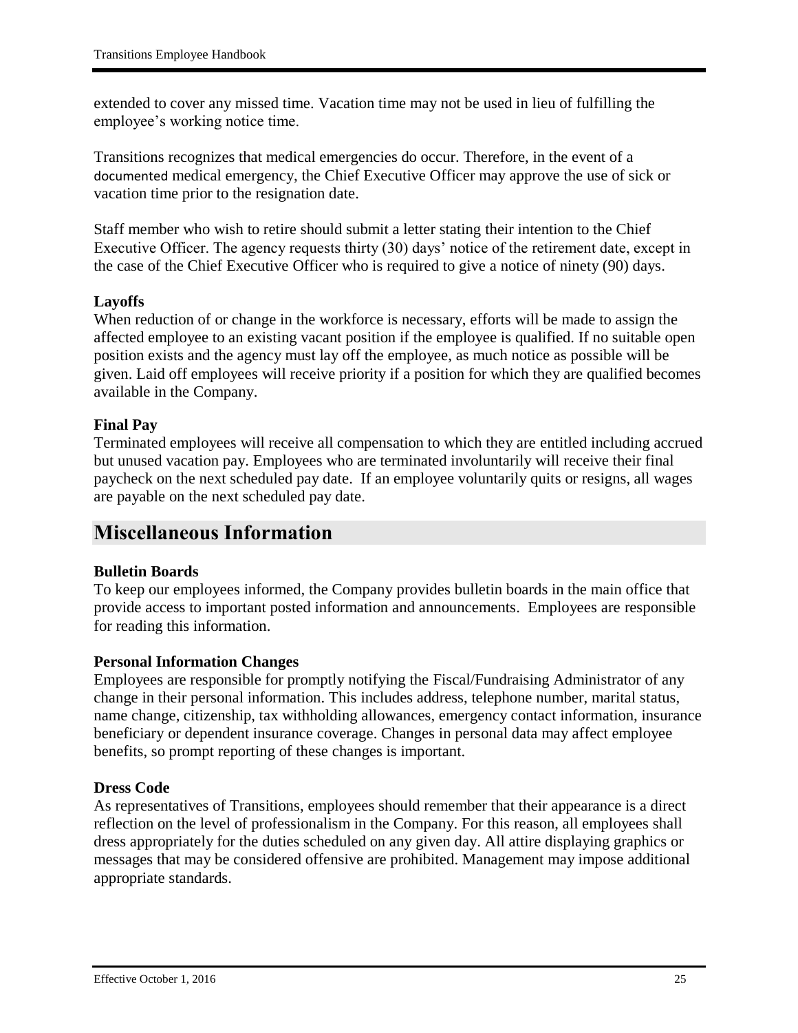extended to cover any missed time. Vacation time may not be used in lieu of fulfilling the employee's working notice time.

Transitions recognizes that medical emergencies do occur. Therefore, in the event of a documented medical emergency, the Chief Executive Officer may approve the use of sick or vacation time prior to the resignation date.

Staff member who wish to retire should submit a letter stating their intention to the Chief Executive Officer. The agency requests thirty (30) days' notice of the retirement date, except in the case of the Chief Executive Officer who is required to give a notice of ninety (90) days.

**Layoffs**

When reduction of or change in the workforce is necessary, efforts will be made to assign the affected employee to an existing vacant position if the employee is qualified. If no suitable open position exists and the agency must lay off the employee, as much notice as possible will be given. Laid off employees will receive priority if a position for which they are qualified becomes available in the Company.

**Final Pay**

Terminated employees will receive all compensation to which they are entitled including accrued but unused vacation pay. Employees who are terminated involuntarily will receive their final paycheck on the next scheduled pay date. If an employee voluntarily quits or resigns, all wages are payable on the next scheduled pay date.

## Miscellaneous Information

**Bulletin Boards**

To keep our employees informed, the Company provides bulletin boards in the main office that provide access to important posted information and announcements. Employees are responsible for reading this information.

**Personal Information Changes**

Employees are responsible for promptly notifying the Fiscal/Fundraising Administrator of any change in their personal information. This includes address, telephone number, marital status, name change, citizenship, tax withholding allowances, emergency contact information, insurance beneficiary or dependent insurance coverage. Changes in personal data may affect employee benefits, so prompt reporting of these changes is important.

**Dress Code**

As representatives of Transitions, employees should remember that their appearance is a direct reflection on the level of professionalism in the Company. For this reason, all employees shall dress appropriately for the duties scheduled on any given day. All attire displaying graphics or messages that may be considered offensive are prohibited. Management may impose additional appropriate standards.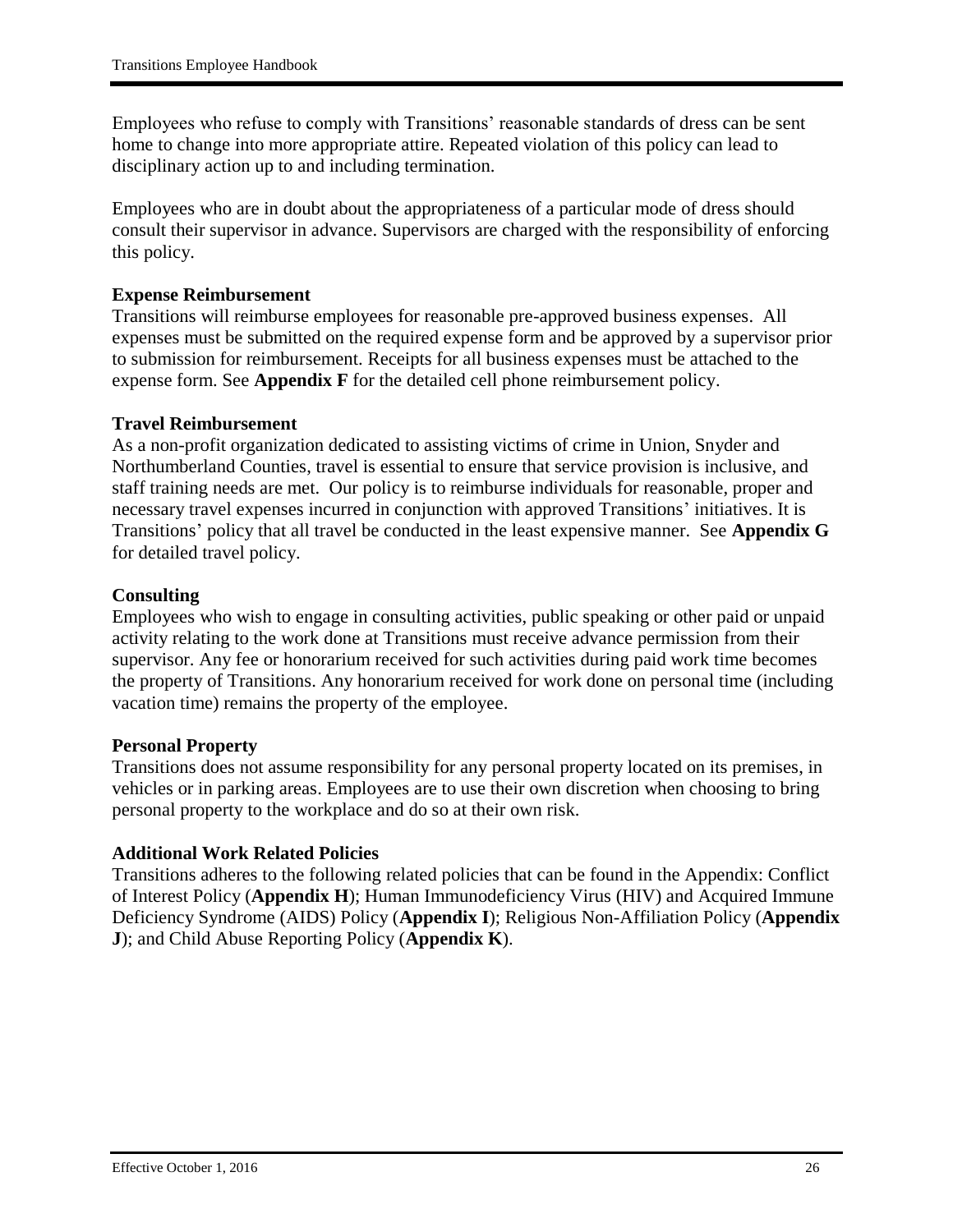Employees who refuse to comply with Transitions' reasonable standards of dress can be sent home to change into more appropriate attire. Repeated violation of this policy can lead to disciplinary action up to and including termination.

Employees who are in doubt about the appropriateness of a particular mode of dress should consult their supervisor in advance. Supervisors are charged with the responsibility of enforcing this policy.

**Expense Reimbursement**

Transitions will reimburse employees for reasonable pre-approved business expenses. All expenses must be submitted on the required expense form and be approved by a supervisor prior to submission for reimbursement. Receipts for all business expenses must be attached to the expense form. See **Appendix F** for the detailed cell phone reimbursement policy.

**Travel Reimbursement**

As a non-profit organization dedicated to assisting victims of crime in Union, Snyder and Northumberland Counties, travel is essential to ensure that service provision is inclusive, and staff training needs are met. Our policy is to reimburse individuals for reasonable, proper and necessary travel expenses incurred in conjunction with approved Transitions' initiatives. It is Transitions' policy that all travel be conducted in the least expensive manner. See **Appendix G** for detailed travel policy.

**Consulting**

Employees who wish to engage in consulting activities, public speaking or other paid or unpaid activity relating to the work done at Transitions must receive advance permission from their supervisor. Any fee or honorarium received for such activities during paid work time becomes the property of Transitions. Any honorarium received for work done on personal time (including vacation time) remains the property of the employee.

**Personal Property**

Transitions does not assume responsibility for any personal property located on its premises, in vehicles or in parking areas. Employees are to use their own discretion when choosing to bring personal property to the workplace and do so at their own risk.

**Additional Work Related Policies**

Transitions adheres to the following related policies that can be found in the Appendix: Conflict of Interest Policy (**Appendix H**); Human Immunodeficiency Virus (HIV) and Acquired Immune Deficiency Syndrome (AIDS) Policy (**Appendix I**); Religious Non-Affiliation Policy (**Appendix J**); and Child Abuse Reporting Policy (**Appendix K**).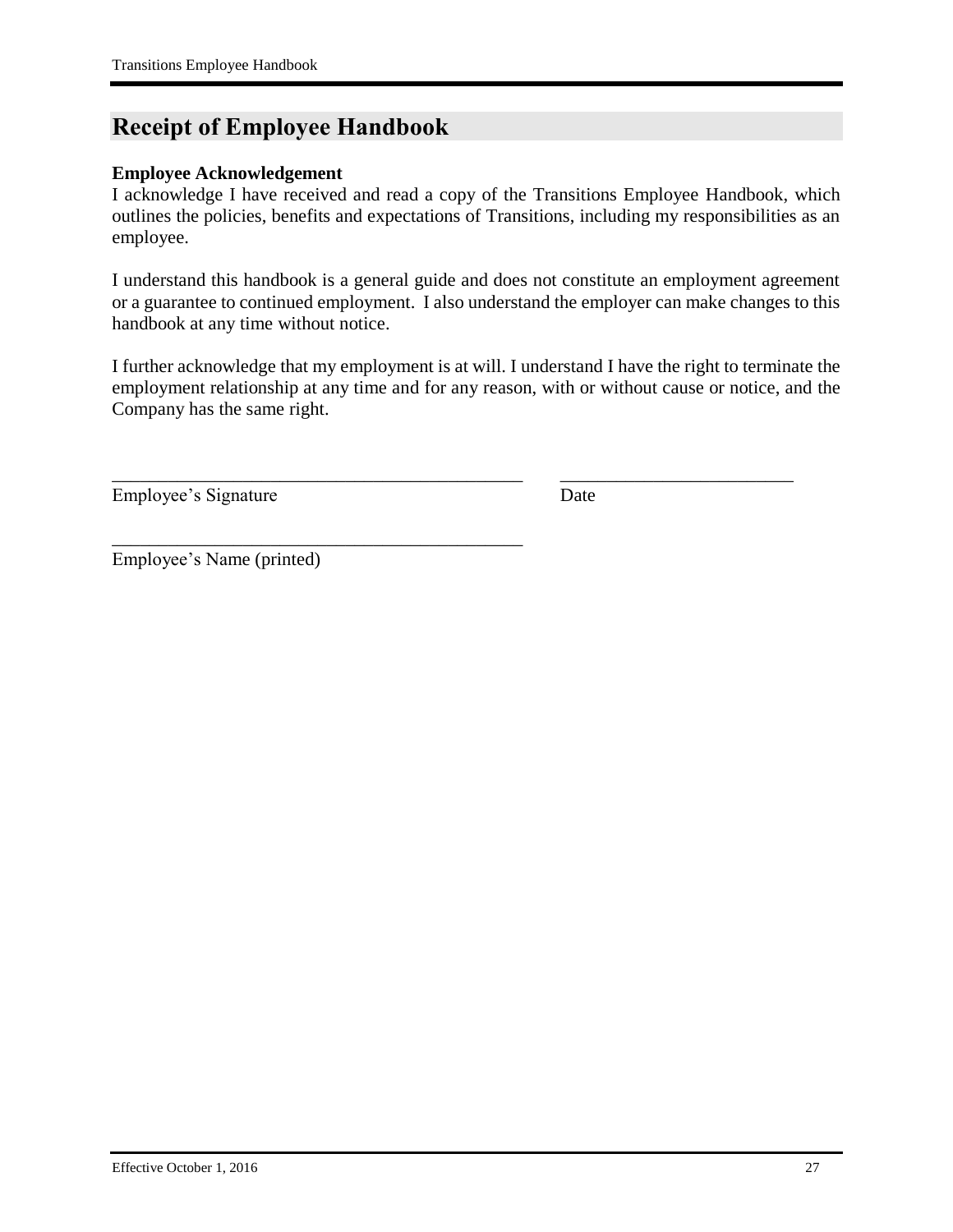# Receipt of Employee Handbook

**Employee Acknowledgement**

I acknowledge I have received and read a copy of the Transitions Employee Handbook, which outlines the policies, benefits and expectations of Transitions, including my responsibilities as an employee.

I understand this handbook is a general guide and does not constitute an employment agreement or a guarantee to continued employment. I also understand the employer can make changes to this handbook at any time without notice.

I further acknowledge that my employment is at will. I understand I have the right to terminate the employment relationship at any time and for any reason, with or without cause or notice, and the Company has the same right.

_____________________________________________ _________________________

Employee's Signature Date

_____________________________________________

Employee's Name (printed)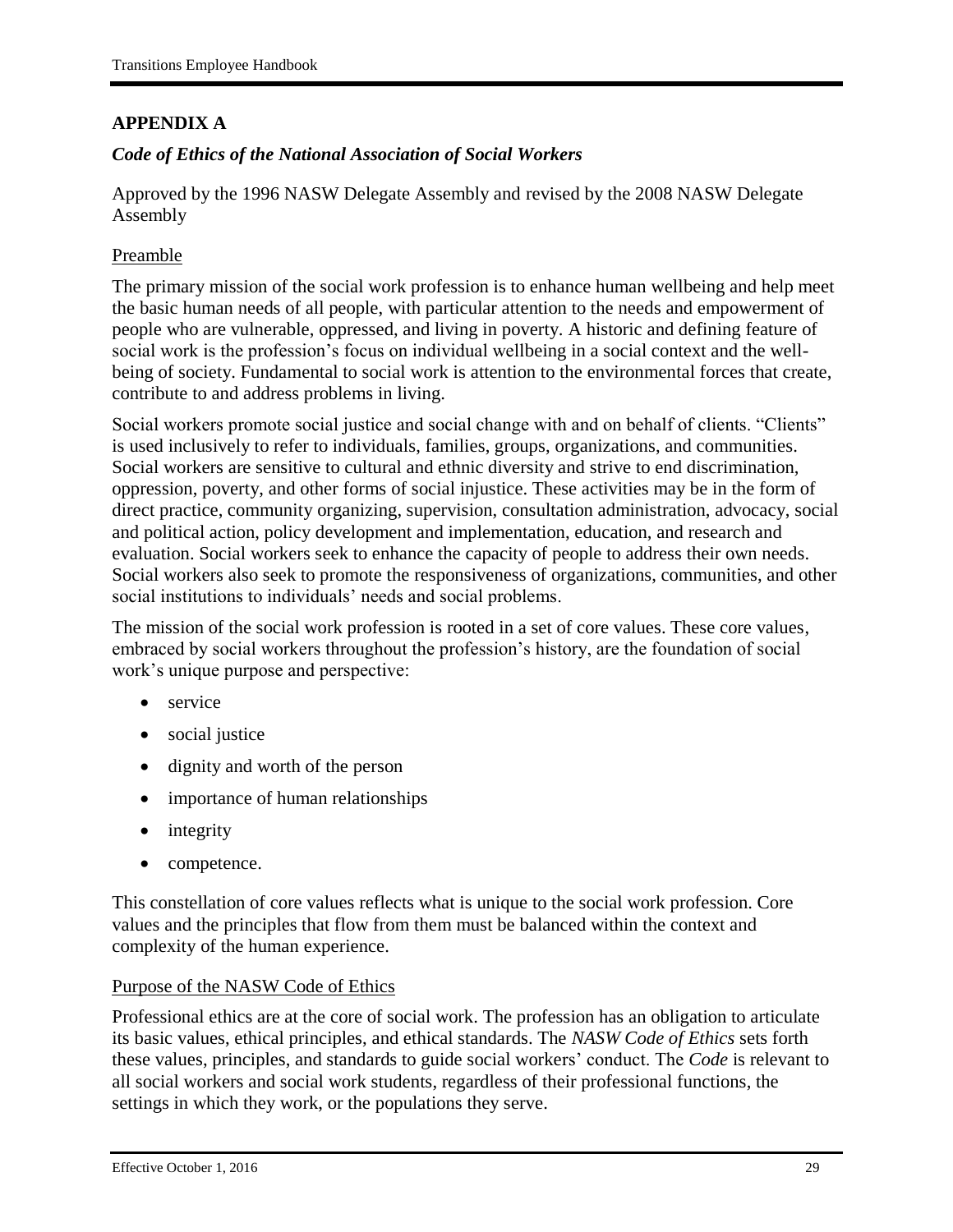## APPENDIX A

### *Code of Ethics of the National Association of Social Workers*

Approved by the 1996 NASW Delegate Assembly and revised by the 2008 NASW Delegate Assembly

#### Preamble

The primary mission of the social work profession is to enhance human wellbeing and help meet the basic human needs of all people, with particular attention to the needs and empowerment of people who are vulnerable, oppressed, and living in poverty. A historic and defining feature of social work is the profession's focus on individual wellbeing in a social context and the well-being of society. Fundamental to social work is attention to the environmental forces that create, contribute to and address problems in living.

Social workers promote social justice and social change with and on behalf of clients. "Clients" is used inclusively to refer to individuals, families, groups, organizations, and communities. Social workers are sensitive to cultural and ethnic diversity and strive to end discrimination, oppression, poverty, and other forms of social injustice. These activities may be in the form of direct practice, community organizing, supervision, consultation administration, advocacy, social and political action, policy development and implementation, education, and research and evaluation. Social workers seek to enhance the capacity of people to address their own needs. Social workers also seek to promote the responsiveness of organizations, communities, and other social institutions to individuals' needs and social problems.

The mission of the social work profession is rooted in a set of core values. These core values, embraced by social workers throughout the profession's history, are the foundation of social work's unique purpose and perspective:

- service
- social justice
- dignity and worth of the person
- importance of human relationships
- integrity
- competence.

This constellation of core values reflects what is unique to the social work profession. Core values and the principles that flow from them must be balanced within the context and complexity of the human experience.

#### Purpose of the NASW Code of Ethics

Professional ethics are at the core of social work. The profession has an obligation to articulate its basic values, ethical principles, and ethical standards. The *NASW Code of Ethics* sets forth these values, principles, and standards to guide social workers' conduct. The *Code* is relevant to all social workers and social work students, regardless of their professional functions, the settings in which they work, or the populations they serve.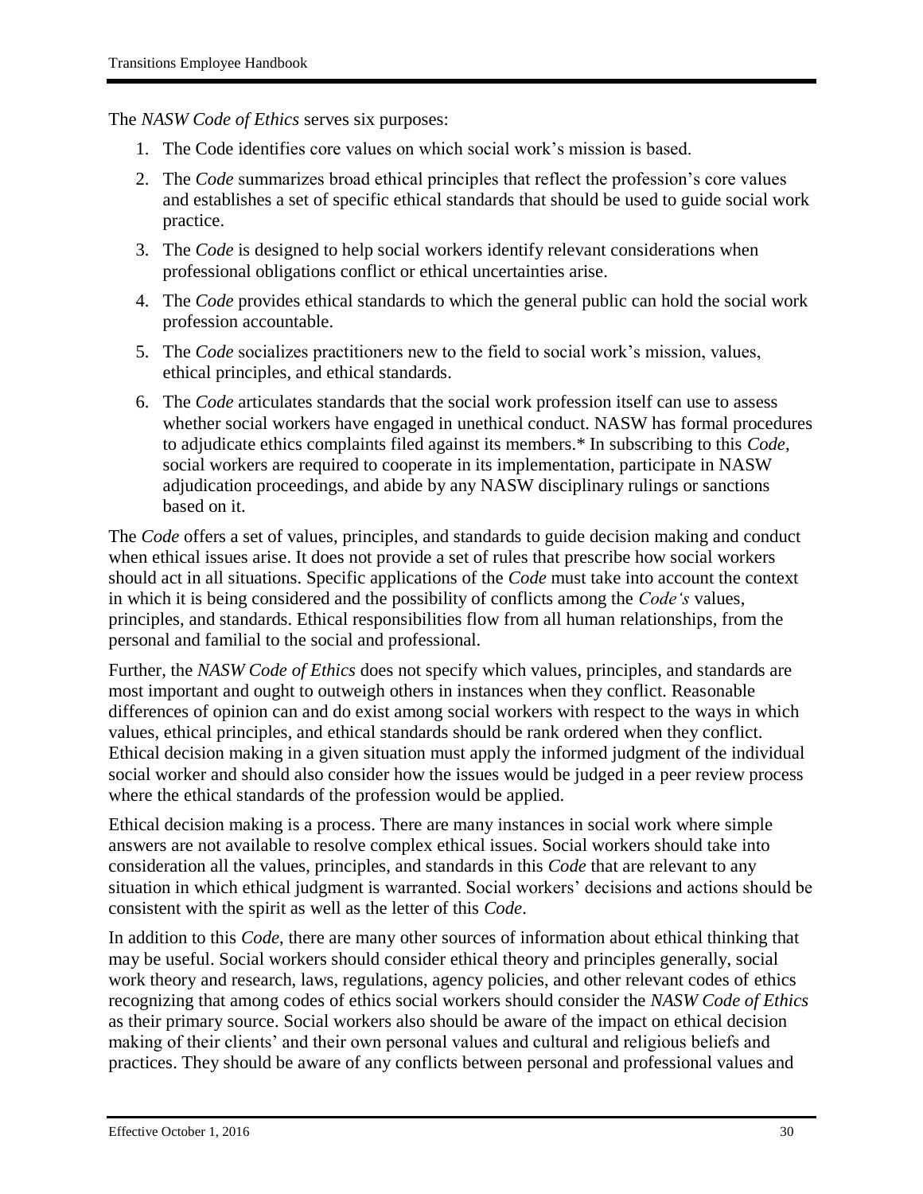The *NASW Code of Ethics* serves six purposes:

1. The Code identifies core values on which social work's mission is based.
2. The *Code* summarizes broad ethical principles that reflect the profession's core values and establishes a set of specific ethical standards that should be used to guide social work practice.
3. The *Code* is designed to help social workers identify relevant considerations when professional obligations conflict or ethical uncertainties arise.
4. The *Code* provides ethical standards to which the general public can hold the social work profession accountable.
5. The *Code* socializes practitioners new to the field to social work's mission, values, ethical principles, and ethical standards.
6. The *Code* articulates standards that the social work profession itself can use to assess whether social workers have engaged in unethical conduct. NASW has formal procedures to adjudicate ethics complaints filed against its members.* In subscribing to this *Code*, social workers are required to cooperate in its implementation, participate in NASW adjudication proceedings, and abide by any NASW disciplinary rulings or sanctions based on it.

The *Code* offers a set of values, principles, and standards to guide decision making and conduct when ethical issues arise. It does not provide a set of rules that prescribe how social workers should act in all situations. Specific applications of the *Code* must take into account the context in which it is being considered and the possibility of conflicts among the *Code's* values, principles, and standards. Ethical responsibilities flow from all human relationships, from the personal and familial to the social and professional.

Further, the *NASW Code of Ethics* does not specify which values, principles, and standards are most important and ought to outweigh others in instances when they conflict. Reasonable differences of opinion can and do exist among social workers with respect to the ways in which values, ethical principles, and ethical standards should be rank ordered when they conflict. Ethical decision making in a given situation must apply the informed judgment of the individual social worker and should also consider how the issues would be judged in a peer review process where the ethical standards of the profession would be applied.

Ethical decision making is a process. There are many instances in social work where simple answers are not available to resolve complex ethical issues. Social workers should take into consideration all the values, principles, and standards in this *Code* that are relevant to any situation in which ethical judgment is warranted. Social workers' decisions and actions should be consistent with the spirit as well as the letter of this *Code*.

In addition to this *Code*, there are many other sources of information about ethical thinking that may be useful. Social workers should consider ethical theory and principles generally, social work theory and research, laws, regulations, agency policies, and other relevant codes of ethics recognizing that among codes of ethics social workers should consider the *NASW Code of Ethics* as their primary source. Social workers also should be aware of the impact on ethical decision making of their clients' and their own personal values and cultural and religious beliefs and practices. They should be aware of any conflicts between personal and professional values and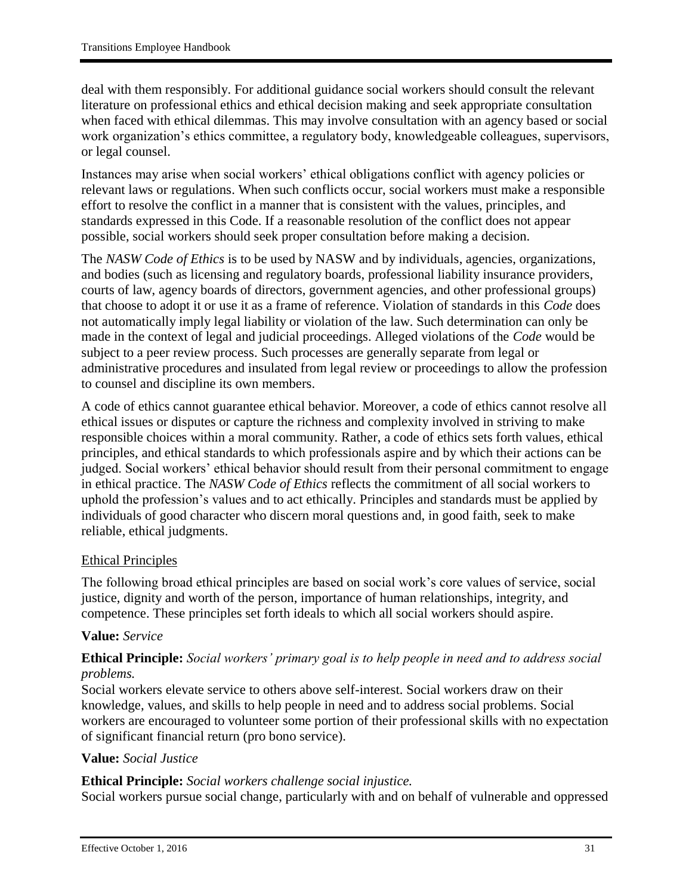deal with them responsibly. For additional guidance social workers should consult the relevant literature on professional ethics and ethical decision making and seek appropriate consultation when faced with ethical dilemmas. This may involve consultation with an agency based or social work organization's ethics committee, a regulatory body, knowledgeable colleagues, supervisors, or legal counsel.

Instances may arise when social workers' ethical obligations conflict with agency policies or relevant laws or regulations. When such conflicts occur, social workers must make a responsible effort to resolve the conflict in a manner that is consistent with the values, principles, and standards expressed in this Code. If a reasonable resolution of the conflict does not appear possible, social workers should seek proper consultation before making a decision.

The *NASW Code of Ethics* is to be used by NASW and by individuals, agencies, organizations, and bodies (such as licensing and regulatory boards, professional liability insurance providers, courts of law, agency boards of directors, government agencies, and other professional groups) that choose to adopt it or use it as a frame of reference. Violation of standards in this *Code* does not automatically imply legal liability or violation of the law. Such determination can only be made in the context of legal and judicial proceedings. Alleged violations of the *Code* would be subject to a peer review process. Such processes are generally separate from legal or administrative procedures and insulated from legal review or proceedings to allow the profession to counsel and discipline its own members.

A code of ethics cannot guarantee ethical behavior. Moreover, a code of ethics cannot resolve all ethical issues or disputes or capture the richness and complexity involved in striving to make responsible choices within a moral community. Rather, a code of ethics sets forth values, ethical principles, and ethical standards to which professionals aspire and by which their actions can be judged. Social workers' ethical behavior should result from their personal commitment to engage in ethical practice. The *NASW Code of Ethics* reflects the commitment of all social workers to uphold the profession's values and to act ethically. Principles and standards must be applied by individuals of good character who discern moral questions and, in good faith, seek to make reliable, ethical judgments.

## Ethical Principles

The following broad ethical principles are based on social work's core values of service, social justice, dignity and worth of the person, importance of human relationships, integrity, and competence. These principles set forth ideals to which all social workers should aspire.

**Value:** *Service*

**Ethical Principle:** *Social workers' primary goal is to help people in need and to address social problems.*
Social workers elevate service to others above self-interest. Social workers draw on their knowledge, values, and skills to help people in need and to address social problems. Social workers are encouraged to volunteer some portion of their professional skills with no expectation of significant financial return (pro bono service).

**Value:** *Social Justice*

**Ethical Principle:** *Social workers challenge social injustice.*
Social workers pursue social change, particularly with and on behalf of vulnerable and oppressed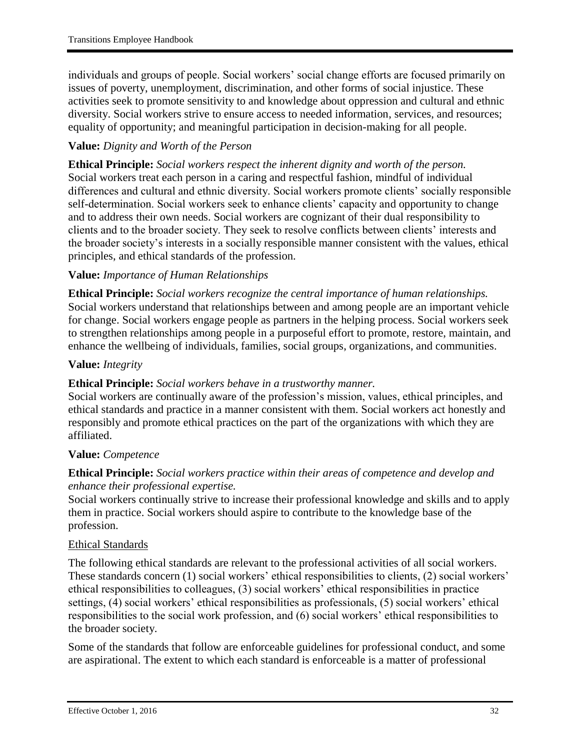individuals and groups of people. Social workers' social change efforts are focused primarily on issues of poverty, unemployment, discrimination, and other forms of social injustice. These activities seek to promote sensitivity to and knowledge about oppression and cultural and ethnic diversity. Social workers strive to ensure access to needed information, services, and resources; equality of opportunity; and meaningful participation in decision-making for all people.

**Value:** *Dignity and Worth of the Person*

**Ethical Principle:** *Social workers respect the inherent dignity and worth of the person.*
Social workers treat each person in a caring and respectful fashion, mindful of individual differences and cultural and ethnic diversity. Social workers promote clients' socially responsible self-determination. Social workers seek to enhance clients' capacity and opportunity to change and to address their own needs. Social workers are cognizant of their dual responsibility to clients and to the broader society. They seek to resolve conflicts between clients' interests and the broader society's interests in a socially responsible manner consistent with the values, ethical principles, and ethical standards of the profession.

**Value:** *Importance of Human Relationships*

**Ethical Principle:** *Social workers recognize the central importance of human relationships.*
Social workers understand that relationships between and among people are an important vehicle for change. Social workers engage people as partners in the helping process. Social workers seek to strengthen relationships among people in a purposeful effort to promote, restore, maintain, and enhance the wellbeing of individuals, families, social groups, organizations, and communities.

**Value:** *Integrity*

**Ethical Principle:** *Social workers behave in a trustworthy manner.*
Social workers are continually aware of the profession's mission, values, ethical principles, and ethical standards and practice in a manner consistent with them. Social workers act honestly and responsibly and promote ethical practices on the part of the organizations with which they are affiliated.

**Value:** *Competence*

**Ethical Principle:** *Social workers practice within their areas of competence and develop and enhance their professional expertise.*
Social workers continually strive to increase their professional knowledge and skills and to apply them in practice. Social workers should aspire to contribute to the knowledge base of the profession.

Ethical Standards

The following ethical standards are relevant to the professional activities of all social workers. These standards concern (1) social workers' ethical responsibilities to clients, (2) social workers' ethical responsibilities to colleagues, (3) social workers' ethical responsibilities in practice settings, (4) social workers' ethical responsibilities as professionals, (5) social workers' ethical responsibilities to the social work profession, and (6) social workers' ethical responsibilities to the broader society.

Some of the standards that follow are enforceable guidelines for professional conduct, and some are aspirational. The extent to which each standard is enforceable is a matter of professional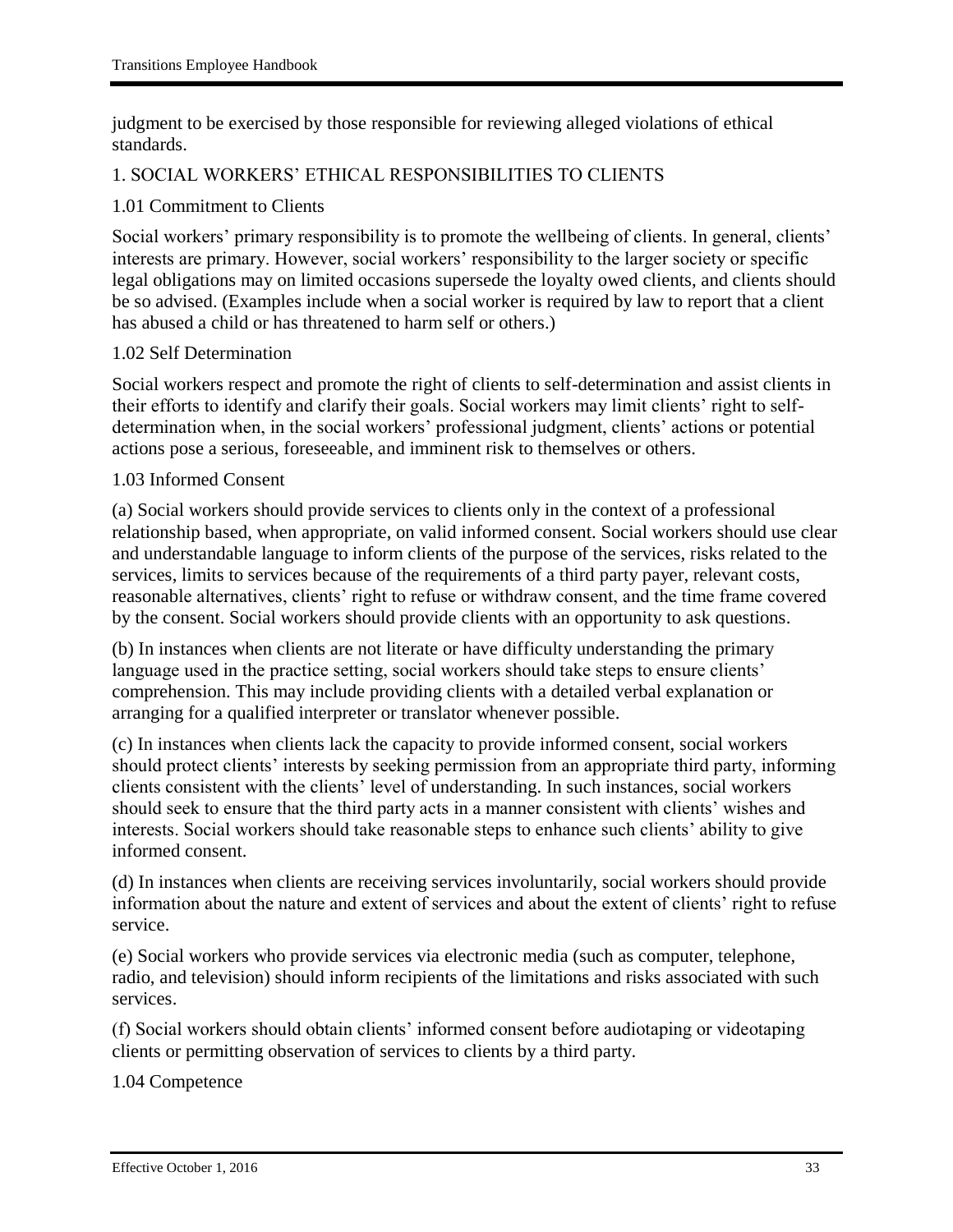judgment to be exercised by those responsible for reviewing alleged violations of ethical standards.

## 1. SOCIAL WORKERS' ETHICAL RESPONSIBILITIES TO CLIENTS

### 1.01 Commitment to Clients

Social workers' primary responsibility is to promote the wellbeing of clients. In general, clients' interests are primary. However, social workers' responsibility to the larger society or specific legal obligations may on limited occasions supersede the loyalty owed clients, and clients should be so advised. (Examples include when a social worker is required by law to report that a client has abused a child or has threatened to harm self or others.)

### 1.02 Self Determination

Social workers respect and promote the right of clients to self-determination and assist clients in their efforts to identify and clarify their goals. Social workers may limit clients' right to self-determination when, in the social workers' professional judgment, clients' actions or potential actions pose a serious, foreseeable, and imminent risk to themselves or others.

### 1.03 Informed Consent

(a) Social workers should provide services to clients only in the context of a professional relationship based, when appropriate, on valid informed consent. Social workers should use clear and understandable language to inform clients of the purpose of the services, risks related to the services, limits to services because of the requirements of a third party payer, relevant costs, reasonable alternatives, clients' right to refuse or withdraw consent, and the time frame covered by the consent. Social workers should provide clients with an opportunity to ask questions.

(b) In instances when clients are not literate or have difficulty understanding the primary language used in the practice setting, social workers should take steps to ensure clients' comprehension. This may include providing clients with a detailed verbal explanation or arranging for a qualified interpreter or translator whenever possible.

(c) In instances when clients lack the capacity to provide informed consent, social workers should protect clients' interests by seeking permission from an appropriate third party, informing clients consistent with the clients' level of understanding. In such instances, social workers should seek to ensure that the third party acts in a manner consistent with clients' wishes and interests. Social workers should take reasonable steps to enhance such clients' ability to give informed consent.

(d) In instances when clients are receiving services involuntarily, social workers should provide information about the nature and extent of services and about the extent of clients' right to refuse service.

(e) Social workers who provide services via electronic media (such as computer, telephone, radio, and television) should inform recipients of the limitations and risks associated with such services.

(f) Social workers should obtain clients' informed consent before audiotaping or videotaping clients or permitting observation of services to clients by a third party.

### 1.04 Competence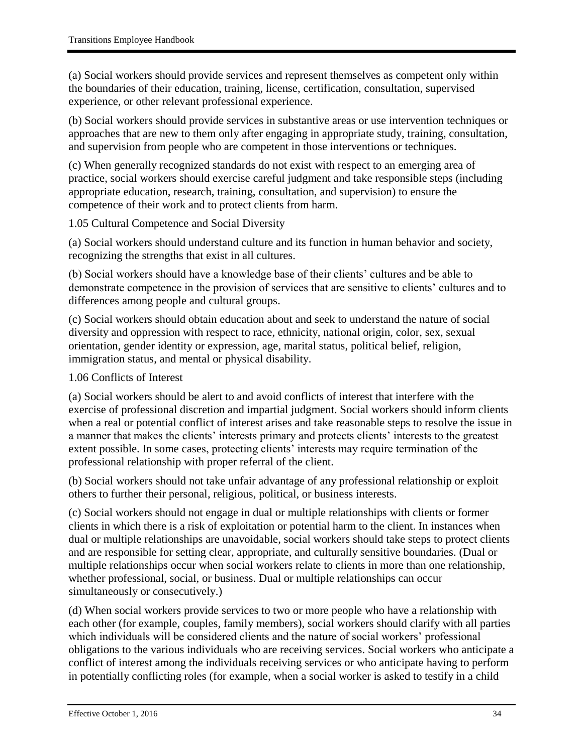(a) Social workers should provide services and represent themselves as competent only within the boundaries of their education, training, license, certification, consultation, supervised experience, or other relevant professional experience.

(b) Social workers should provide services in substantive areas or use intervention techniques or approaches that are new to them only after engaging in appropriate study, training, consultation, and supervision from people who are competent in those interventions or techniques.

(c) When generally recognized standards do not exist with respect to an emerging area of practice, social workers should exercise careful judgment and take responsible steps (including appropriate education, research, training, consultation, and supervision) to ensure the competence of their work and to protect clients from harm.

1.05 Cultural Competence and Social Diversity

(a) Social workers should understand culture and its function in human behavior and society, recognizing the strengths that exist in all cultures.

(b) Social workers should have a knowledge base of their clients' cultures and be able to demonstrate competence in the provision of services that are sensitive to clients' cultures and to differences among people and cultural groups.

(c) Social workers should obtain education about and seek to understand the nature of social diversity and oppression with respect to race, ethnicity, national origin, color, sex, sexual orientation, gender identity or expression, age, marital status, political belief, religion, immigration status, and mental or physical disability.

1.06 Conflicts of Interest

(a) Social workers should be alert to and avoid conflicts of interest that interfere with the exercise of professional discretion and impartial judgment. Social workers should inform clients when a real or potential conflict of interest arises and take reasonable steps to resolve the issue in a manner that makes the clients' interests primary and protects clients' interests to the greatest extent possible. In some cases, protecting clients' interests may require termination of the professional relationship with proper referral of the client.

(b) Social workers should not take unfair advantage of any professional relationship or exploit others to further their personal, religious, political, or business interests.

(c) Social workers should not engage in dual or multiple relationships with clients or former clients in which there is a risk of exploitation or potential harm to the client. In instances when dual or multiple relationships are unavoidable, social workers should take steps to protect clients and are responsible for setting clear, appropriate, and culturally sensitive boundaries. (Dual or multiple relationships occur when social workers relate to clients in more than one relationship, whether professional, social, or business. Dual or multiple relationships can occur simultaneously or consecutively.)

(d) When social workers provide services to two or more people who have a relationship with each other (for example, couples, family members), social workers should clarify with all parties which individuals will be considered clients and the nature of social workers' professional obligations to the various individuals who are receiving services. Social workers who anticipate a conflict of interest among the individuals receiving services or who anticipate having to perform in potentially conflicting roles (for example, when a social worker is asked to testify in a child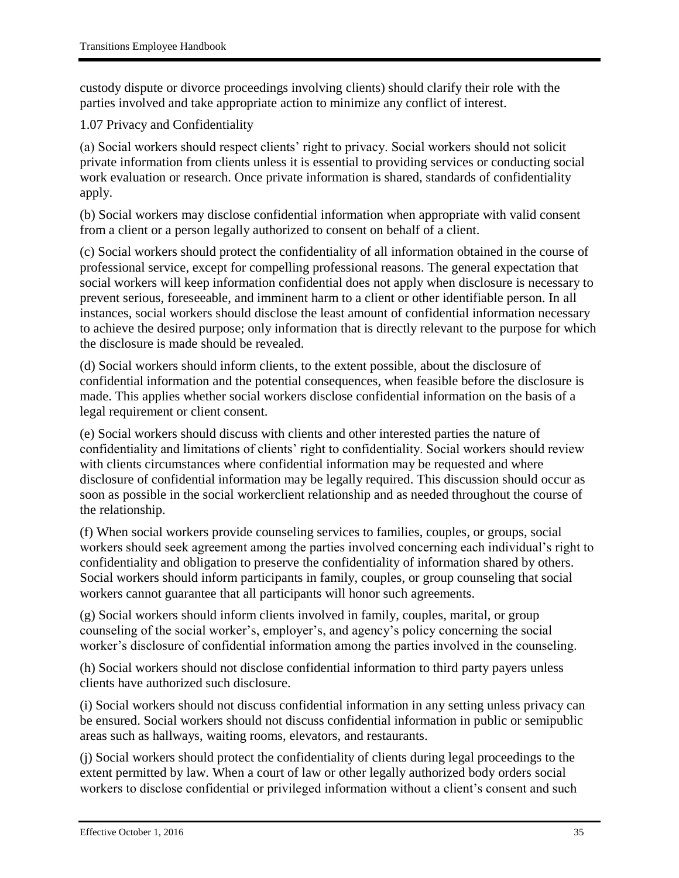custody dispute or divorce proceedings involving clients) should clarify their role with the parties involved and take appropriate action to minimize any conflict of interest.

1.07 Privacy and Confidentiality

(a) Social workers should respect clients' right to privacy. Social workers should not solicit private information from clients unless it is essential to providing services or conducting social work evaluation or research. Once private information is shared, standards of confidentiality apply.

(b) Social workers may disclose confidential information when appropriate with valid consent from a client or a person legally authorized to consent on behalf of a client.

(c) Social workers should protect the confidentiality of all information obtained in the course of professional service, except for compelling professional reasons. The general expectation that social workers will keep information confidential does not apply when disclosure is necessary to prevent serious, foreseeable, and imminent harm to a client or other identifiable person. In all instances, social workers should disclose the least amount of confidential information necessary to achieve the desired purpose; only information that is directly relevant to the purpose for which the disclosure is made should be revealed.

(d) Social workers should inform clients, to the extent possible, about the disclosure of confidential information and the potential consequences, when feasible before the disclosure is made. This applies whether social workers disclose confidential information on the basis of a legal requirement or client consent.

(e) Social workers should discuss with clients and other interested parties the nature of confidentiality and limitations of clients' right to confidentiality. Social workers should review with clients circumstances where confidential information may be requested and where disclosure of confidential information may be legally required. This discussion should occur as soon as possible in the social workerclient relationship and as needed throughout the course of the relationship.

(f) When social workers provide counseling services to families, couples, or groups, social workers should seek agreement among the parties involved concerning each individual's right to confidentiality and obligation to preserve the confidentiality of information shared by others. Social workers should inform participants in family, couples, or group counseling that social workers cannot guarantee that all participants will honor such agreements.

(g) Social workers should inform clients involved in family, couples, marital, or group counseling of the social worker's, employer's, and agency's policy concerning the social worker's disclosure of confidential information among the parties involved in the counseling.

(h) Social workers should not disclose confidential information to third party payers unless clients have authorized such disclosure.

(i) Social workers should not discuss confidential information in any setting unless privacy can be ensured. Social workers should not discuss confidential information in public or semipublic areas such as hallways, waiting rooms, elevators, and restaurants.

(j) Social workers should protect the confidentiality of clients during legal proceedings to the extent permitted by law. When a court of law or other legally authorized body orders social workers to disclose confidential or privileged information without a client's consent and such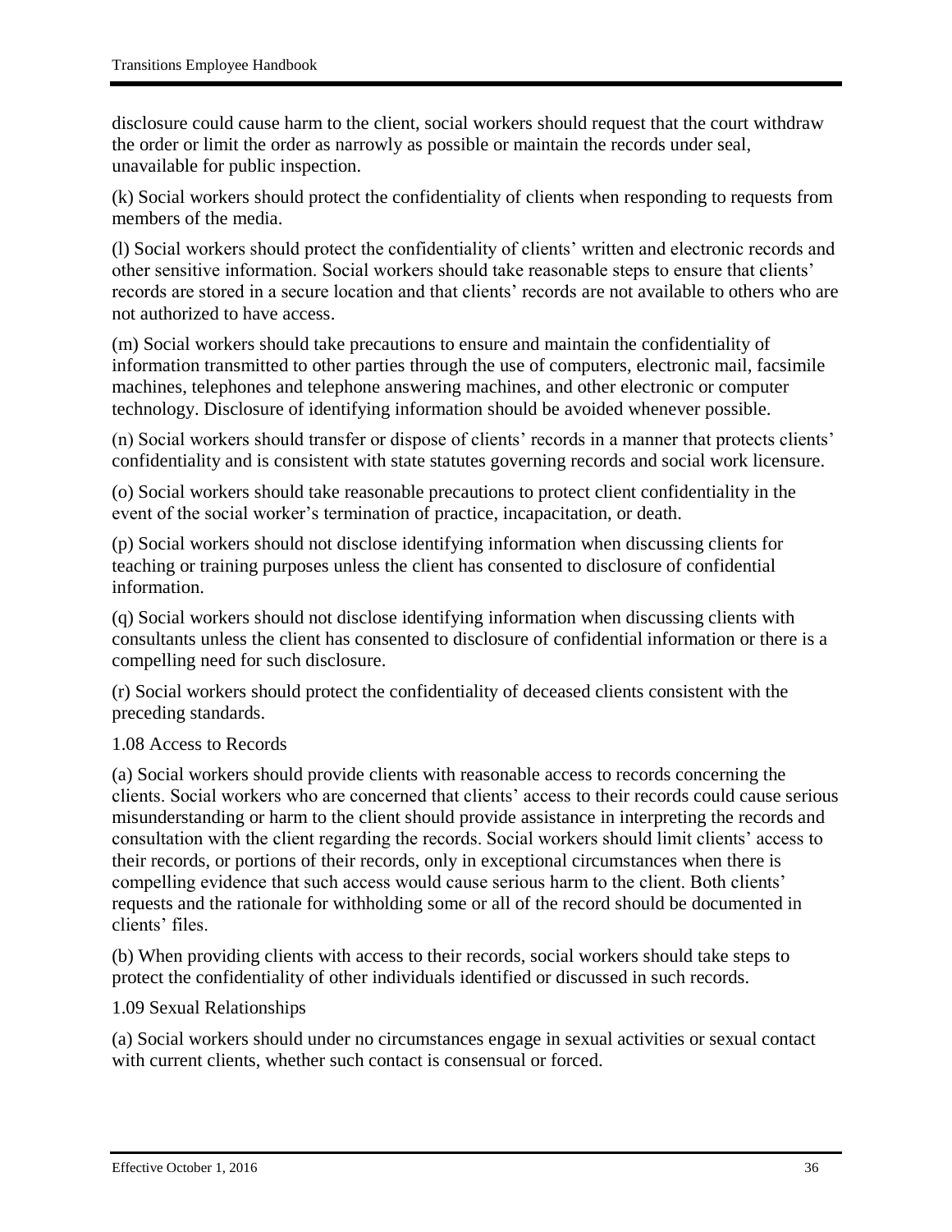disclosure could cause harm to the client, social workers should request that the court withdraw the order or limit the order as narrowly as possible or maintain the records under seal, unavailable for public inspection.

(k) Social workers should protect the confidentiality of clients when responding to requests from members of the media.

(l) Social workers should protect the confidentiality of clients' written and electronic records and other sensitive information. Social workers should take reasonable steps to ensure that clients' records are stored in a secure location and that clients' records are not available to others who are not authorized to have access.

(m) Social workers should take precautions to ensure and maintain the confidentiality of information transmitted to other parties through the use of computers, electronic mail, facsimile machines, telephones and telephone answering machines, and other electronic or computer technology. Disclosure of identifying information should be avoided whenever possible.

(n) Social workers should transfer or dispose of clients' records in a manner that protects clients' confidentiality and is consistent with state statutes governing records and social work licensure.

(o) Social workers should take reasonable precautions to protect client confidentiality in the event of the social worker's termination of practice, incapacitation, or death.

(p) Social workers should not disclose identifying information when discussing clients for teaching or training purposes unless the client has consented to disclosure of confidential information.

(q) Social workers should not disclose identifying information when discussing clients with consultants unless the client has consented to disclosure of confidential information or there is a compelling need for such disclosure.

(r) Social workers should protect the confidentiality of deceased clients consistent with the preceding standards.

1.08 Access to Records

(a) Social workers should provide clients with reasonable access to records concerning the clients. Social workers who are concerned that clients' access to their records could cause serious misunderstanding or harm to the client should provide assistance in interpreting the records and consultation with the client regarding the records. Social workers should limit clients' access to their records, or portions of their records, only in exceptional circumstances when there is compelling evidence that such access would cause serious harm to the client. Both clients' requests and the rationale for withholding some or all of the record should be documented in clients' files.

(b) When providing clients with access to their records, social workers should take steps to protect the confidentiality of other individuals identified or discussed in such records.

1.09 Sexual Relationships

(a) Social workers should under no circumstances engage in sexual activities or sexual contact with current clients, whether such contact is consensual or forced.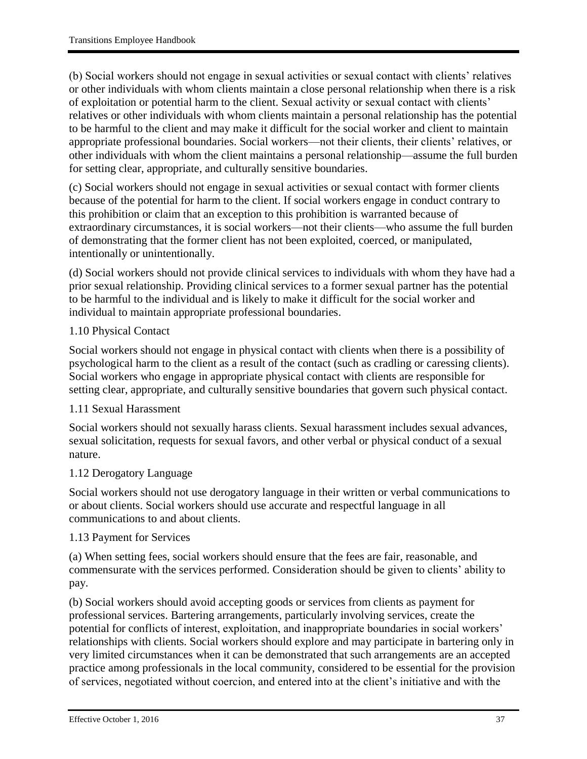(b) Social workers should not engage in sexual activities or sexual contact with clients' relatives or other individuals with whom clients maintain a close personal relationship when there is a risk of exploitation or potential harm to the client. Sexual activity or sexual contact with clients' relatives or other individuals with whom clients maintain a personal relationship has the potential to be harmful to the client and may make it difficult for the social worker and client to maintain appropriate professional boundaries. Social workers—not their clients, their clients' relatives, or other individuals with whom the client maintains a personal relationship—assume the full burden for setting clear, appropriate, and culturally sensitive boundaries.

(c) Social workers should not engage in sexual activities or sexual contact with former clients because of the potential for harm to the client. If social workers engage in conduct contrary to this prohibition or claim that an exception to this prohibition is warranted because of extraordinary circumstances, it is social workers—not their clients—who assume the full burden of demonstrating that the former client has not been exploited, coerced, or manipulated, intentionally or unintentionally.

(d) Social workers should not provide clinical services to individuals with whom they have had a prior sexual relationship. Providing clinical services to a former sexual partner has the potential to be harmful to the individual and is likely to make it difficult for the social worker and individual to maintain appropriate professional boundaries.

1.10 Physical Contact

Social workers should not engage in physical contact with clients when there is a possibility of psychological harm to the client as a result of the contact (such as cradling or caressing clients). Social workers who engage in appropriate physical contact with clients are responsible for setting clear, appropriate, and culturally sensitive boundaries that govern such physical contact.

1.11 Sexual Harassment

Social workers should not sexually harass clients. Sexual harassment includes sexual advances, sexual solicitation, requests for sexual favors, and other verbal or physical conduct of a sexual nature.

1.12 Derogatory Language

Social workers should not use derogatory language in their written or verbal communications to or about clients. Social workers should use accurate and respectful language in all communications to and about clients.

1.13 Payment for Services

(a) When setting fees, social workers should ensure that the fees are fair, reasonable, and commensurate with the services performed. Consideration should be given to clients' ability to pay.

(b) Social workers should avoid accepting goods or services from clients as payment for professional services. Bartering arrangements, particularly involving services, create the potential for conflicts of interest, exploitation, and inappropriate boundaries in social workers' relationships with clients. Social workers should explore and may participate in bartering only in very limited circumstances when it can be demonstrated that such arrangements are an accepted practice among professionals in the local community, considered to be essential for the provision of services, negotiated without coercion, and entered into at the client's initiative and with the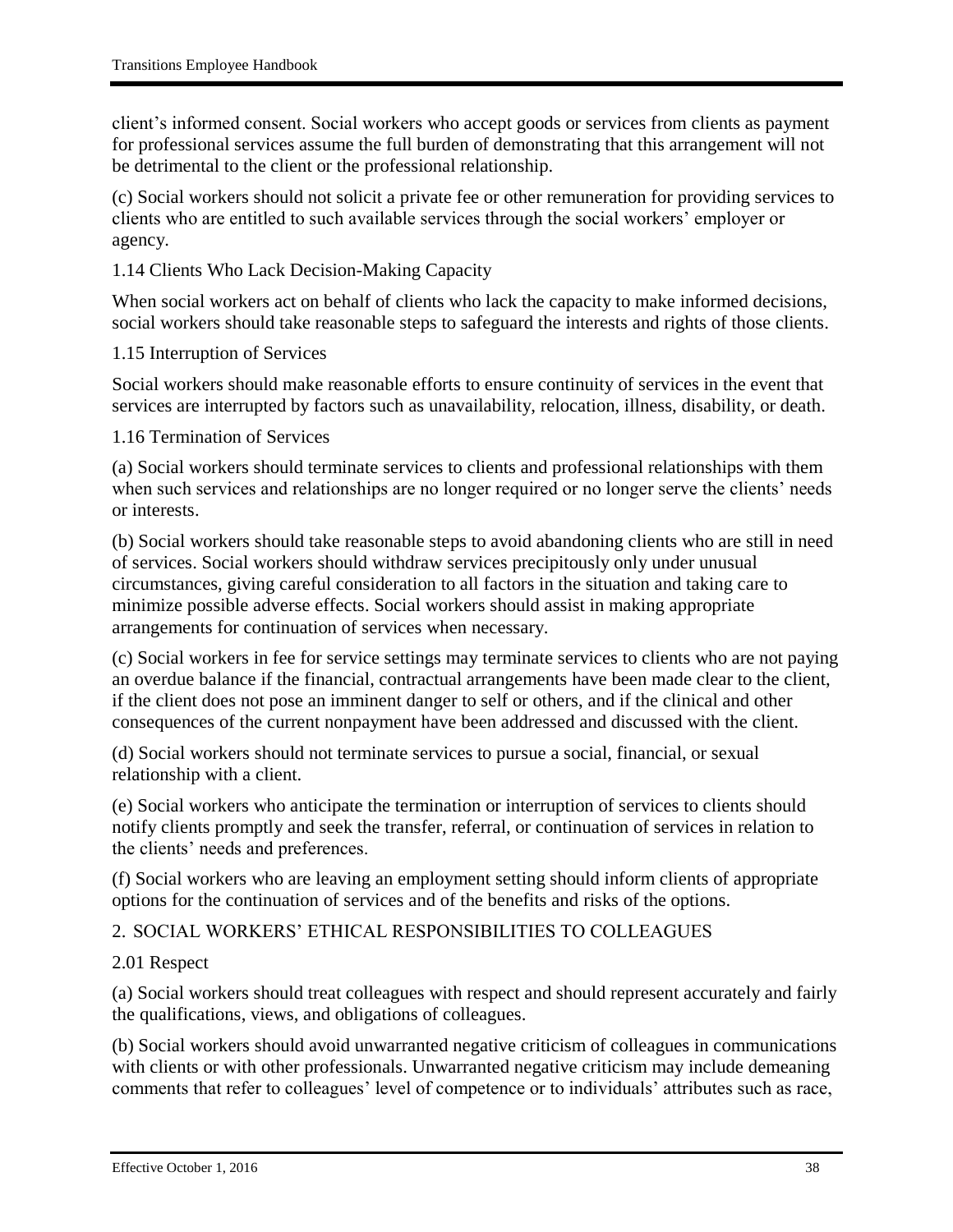client's informed consent. Social workers who accept goods or services from clients as payment for professional services assume the full burden of demonstrating that this arrangement will not be detrimental to the client or the professional relationship.

(c) Social workers should not solicit a private fee or other remuneration for providing services to clients who are entitled to such available services through the social workers' employer or agency.

### 1.14 Clients Who Lack Decision-Making Capacity

When social workers act on behalf of clients who lack the capacity to make informed decisions, social workers should take reasonable steps to safeguard the interests and rights of those clients.

### 1.15 Interruption of Services

Social workers should make reasonable efforts to ensure continuity of services in the event that services are interrupted by factors such as unavailability, relocation, illness, disability, or death.

### 1.16 Termination of Services

(a) Social workers should terminate services to clients and professional relationships with them when such services and relationships are no longer required or no longer serve the clients' needs or interests.

(b) Social workers should take reasonable steps to avoid abandoning clients who are still in need of services. Social workers should withdraw services precipitously only under unusual circumstances, giving careful consideration to all factors in the situation and taking care to minimize possible adverse effects. Social workers should assist in making appropriate arrangements for continuation of services when necessary.

(c) Social workers in fee for service settings may terminate services to clients who are not paying an overdue balance if the financial, contractual arrangements have been made clear to the client, if the client does not pose an imminent danger to self or others, and if the clinical and other consequences of the current nonpayment have been addressed and discussed with the client.

(d) Social workers should not terminate services to pursue a social, financial, or sexual relationship with a client.

(e) Social workers who anticipate the termination or interruption of services to clients should notify clients promptly and seek the transfer, referral, or continuation of services in relation to the clients' needs and preferences.

(f) Social workers who are leaving an employment setting should inform clients of appropriate options for the continuation of services and of the benefits and risks of the options.

## 2. SOCIAL WORKERS' ETHICAL RESPONSIBILITIES TO COLLEAGUES

### 2.01 Respect

(a) Social workers should treat colleagues with respect and should represent accurately and fairly the qualifications, views, and obligations of colleagues.

(b) Social workers should avoid unwarranted negative criticism of colleagues in communications with clients or with other professionals. Unwarranted negative criticism may include demeaning comments that refer to colleagues' level of competence or to individuals' attributes such as race,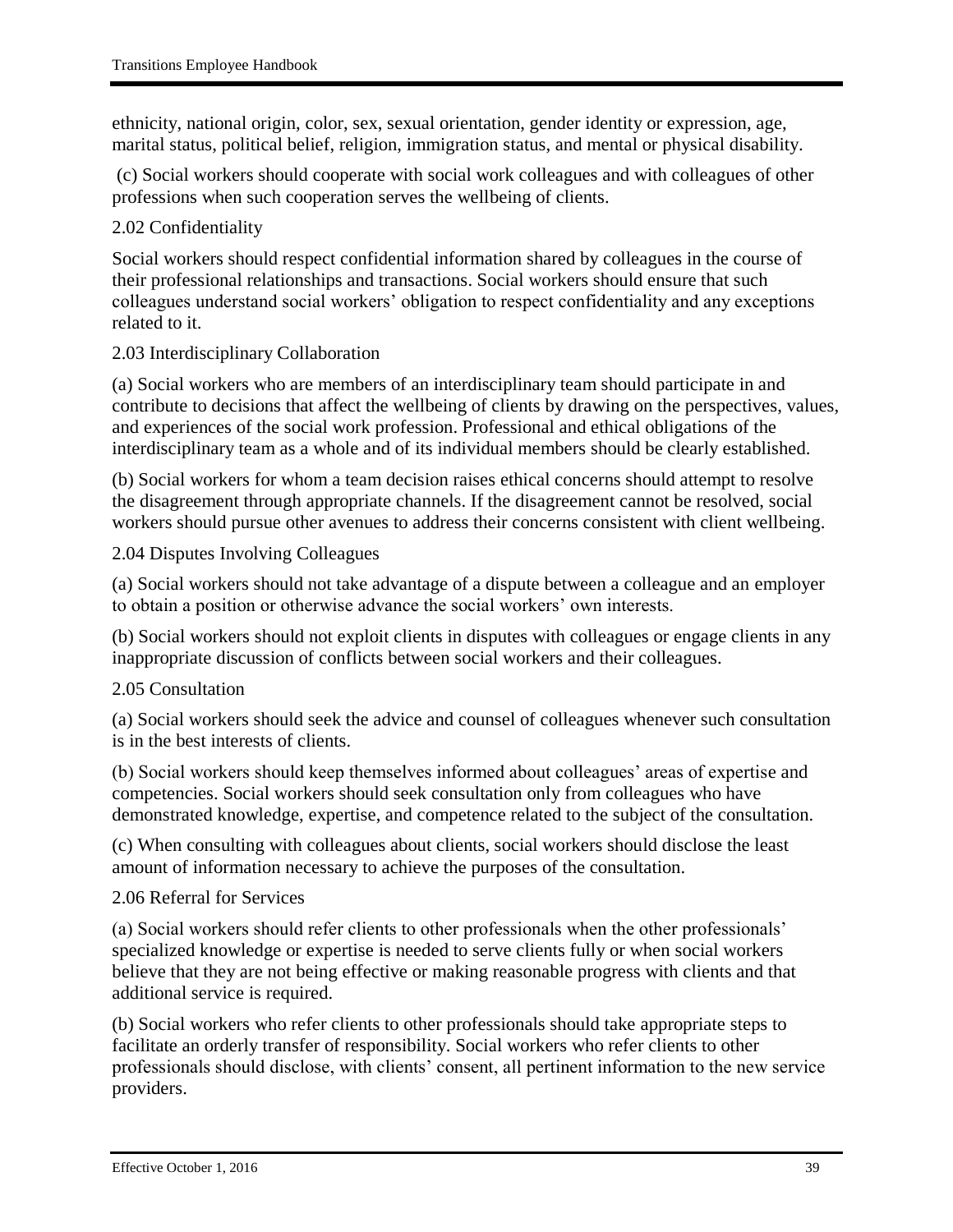ethnicity, national origin, color, sex, sexual orientation, gender identity or expression, age, marital status, political belief, religion, immigration status, and mental or physical disability.

(c) Social workers should cooperate with social work colleagues and with colleagues of other professions when such cooperation serves the wellbeing of clients.

2.02 Confidentiality

Social workers should respect confidential information shared by colleagues in the course of their professional relationships and transactions. Social workers should ensure that such colleagues understand social workers' obligation to respect confidentiality and any exceptions related to it.

2.03 Interdisciplinary Collaboration

(a) Social workers who are members of an interdisciplinary team should participate in and contribute to decisions that affect the wellbeing of clients by drawing on the perspectives, values, and experiences of the social work profession. Professional and ethical obligations of the interdisciplinary team as a whole and of its individual members should be clearly established.

(b) Social workers for whom a team decision raises ethical concerns should attempt to resolve the disagreement through appropriate channels. If the disagreement cannot be resolved, social workers should pursue other avenues to address their concerns consistent with client wellbeing.

2.04 Disputes Involving Colleagues

(a) Social workers should not take advantage of a dispute between a colleague and an employer to obtain a position or otherwise advance the social workers' own interests.

(b) Social workers should not exploit clients in disputes with colleagues or engage clients in any inappropriate discussion of conflicts between social workers and their colleagues.

2.05 Consultation

(a) Social workers should seek the advice and counsel of colleagues whenever such consultation is in the best interests of clients.

(b) Social workers should keep themselves informed about colleagues' areas of expertise and competencies. Social workers should seek consultation only from colleagues who have demonstrated knowledge, expertise, and competence related to the subject of the consultation.

(c) When consulting with colleagues about clients, social workers should disclose the least amount of information necessary to achieve the purposes of the consultation.

2.06 Referral for Services

(a) Social workers should refer clients to other professionals when the other professionals' specialized knowledge or expertise is needed to serve clients fully or when social workers believe that they are not being effective or making reasonable progress with clients and that additional service is required.

(b) Social workers who refer clients to other professionals should take appropriate steps to facilitate an orderly transfer of responsibility. Social workers who refer clients to other professionals should disclose, with clients' consent, all pertinent information to the new service providers.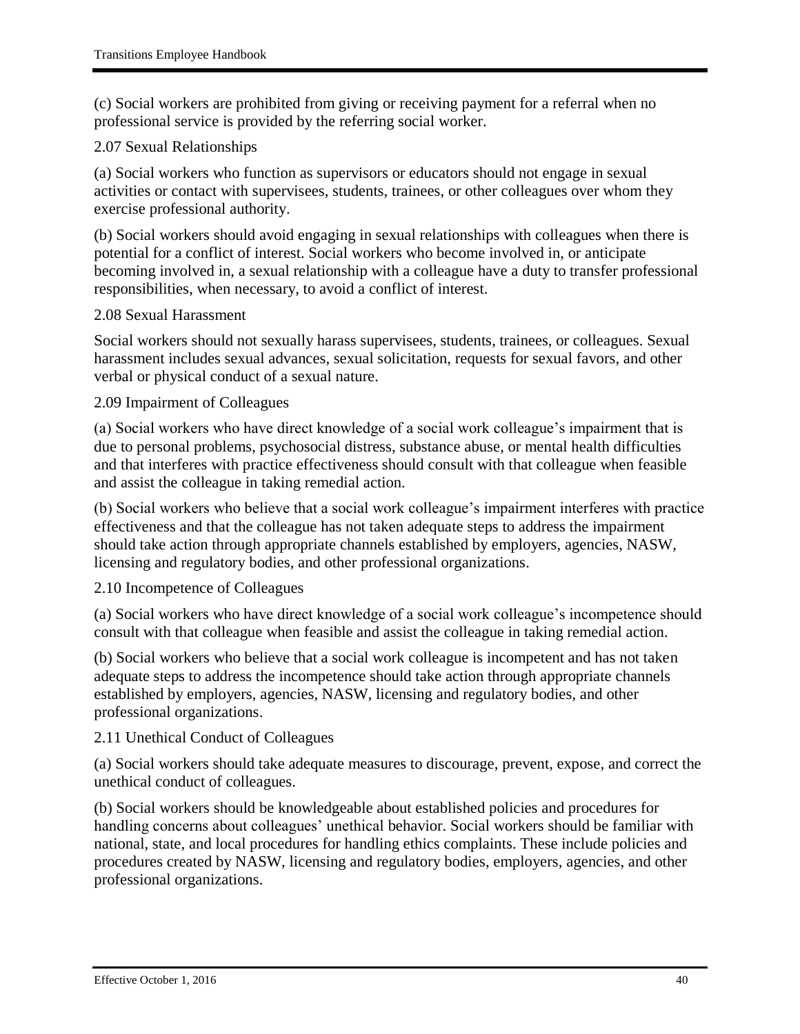(c) Social workers are prohibited from giving or receiving payment for a referral when no professional service is provided by the referring social worker.

2.07 Sexual Relationships

(a) Social workers who function as supervisors or educators should not engage in sexual activities or contact with supervisees, students, trainees, or other colleagues over whom they exercise professional authority.

(b) Social workers should avoid engaging in sexual relationships with colleagues when there is potential for a conflict of interest. Social workers who become involved in, or anticipate becoming involved in, a sexual relationship with a colleague have a duty to transfer professional responsibilities, when necessary, to avoid a conflict of interest.

2.08 Sexual Harassment

Social workers should not sexually harass supervisees, students, trainees, or colleagues. Sexual harassment includes sexual advances, sexual solicitation, requests for sexual favors, and other verbal or physical conduct of a sexual nature.

2.09 Impairment of Colleagues

(a) Social workers who have direct knowledge of a social work colleague's impairment that is due to personal problems, psychosocial distress, substance abuse, or mental health difficulties and that interferes with practice effectiveness should consult with that colleague when feasible and assist the colleague in taking remedial action.

(b) Social workers who believe that a social work colleague's impairment interferes with practice effectiveness and that the colleague has not taken adequate steps to address the impairment should take action through appropriate channels established by employers, agencies, NASW, licensing and regulatory bodies, and other professional organizations.

2.10 Incompetence of Colleagues

(a) Social workers who have direct knowledge of a social work colleague's incompetence should consult with that colleague when feasible and assist the colleague in taking remedial action.

(b) Social workers who believe that a social work colleague is incompetent and has not taken adequate steps to address the incompetence should take action through appropriate channels established by employers, agencies, NASW, licensing and regulatory bodies, and other professional organizations.

2.11 Unethical Conduct of Colleagues

(a) Social workers should take adequate measures to discourage, prevent, expose, and correct the unethical conduct of colleagues.

(b) Social workers should be knowledgeable about established policies and procedures for handling concerns about colleagues' unethical behavior. Social workers should be familiar with national, state, and local procedures for handling ethics complaints. These include policies and procedures created by NASW, licensing and regulatory bodies, employers, agencies, and other professional organizations.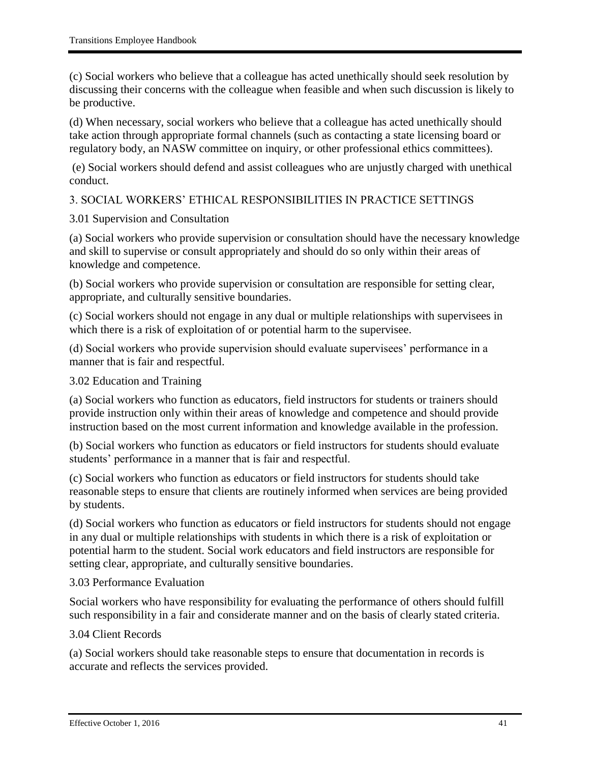(c) Social workers who believe that a colleague has acted unethically should seek resolution by discussing their concerns with the colleague when feasible and when such discussion is likely to be productive.

(d) When necessary, social workers who believe that a colleague has acted unethically should take action through appropriate formal channels (such as contacting a state licensing board or regulatory body, an NASW committee on inquiry, or other professional ethics committees).

(e) Social workers should defend and assist colleagues who are unjustly charged with unethical conduct.

## 3. SOCIAL WORKERS' ETHICAL RESPONSIBILITIES IN PRACTICE SETTINGS

### 3.01 Supervision and Consultation

(a) Social workers who provide supervision or consultation should have the necessary knowledge and skill to supervise or consult appropriately and should do so only within their areas of knowledge and competence.

(b) Social workers who provide supervision or consultation are responsible for setting clear, appropriate, and culturally sensitive boundaries.

(c) Social workers should not engage in any dual or multiple relationships with supervisees in which there is a risk of exploitation of or potential harm to the supervisee.

(d) Social workers who provide supervision should evaluate supervisees' performance in a manner that is fair and respectful.

### 3.02 Education and Training

(a) Social workers who function as educators, field instructors for students or trainers should provide instruction only within their areas of knowledge and competence and should provide instruction based on the most current information and knowledge available in the profession.

(b) Social workers who function as educators or field instructors for students should evaluate students' performance in a manner that is fair and respectful.

(c) Social workers who function as educators or field instructors for students should take reasonable steps to ensure that clients are routinely informed when services are being provided by students.

(d) Social workers who function as educators or field instructors for students should not engage in any dual or multiple relationships with students in which there is a risk of exploitation or potential harm to the student. Social work educators and field instructors are responsible for setting clear, appropriate, and culturally sensitive boundaries.

### 3.03 Performance Evaluation

Social workers who have responsibility for evaluating the performance of others should fulfill such responsibility in a fair and considerate manner and on the basis of clearly stated criteria.

### 3.04 Client Records

(a) Social workers should take reasonable steps to ensure that documentation in records is accurate and reflects the services provided.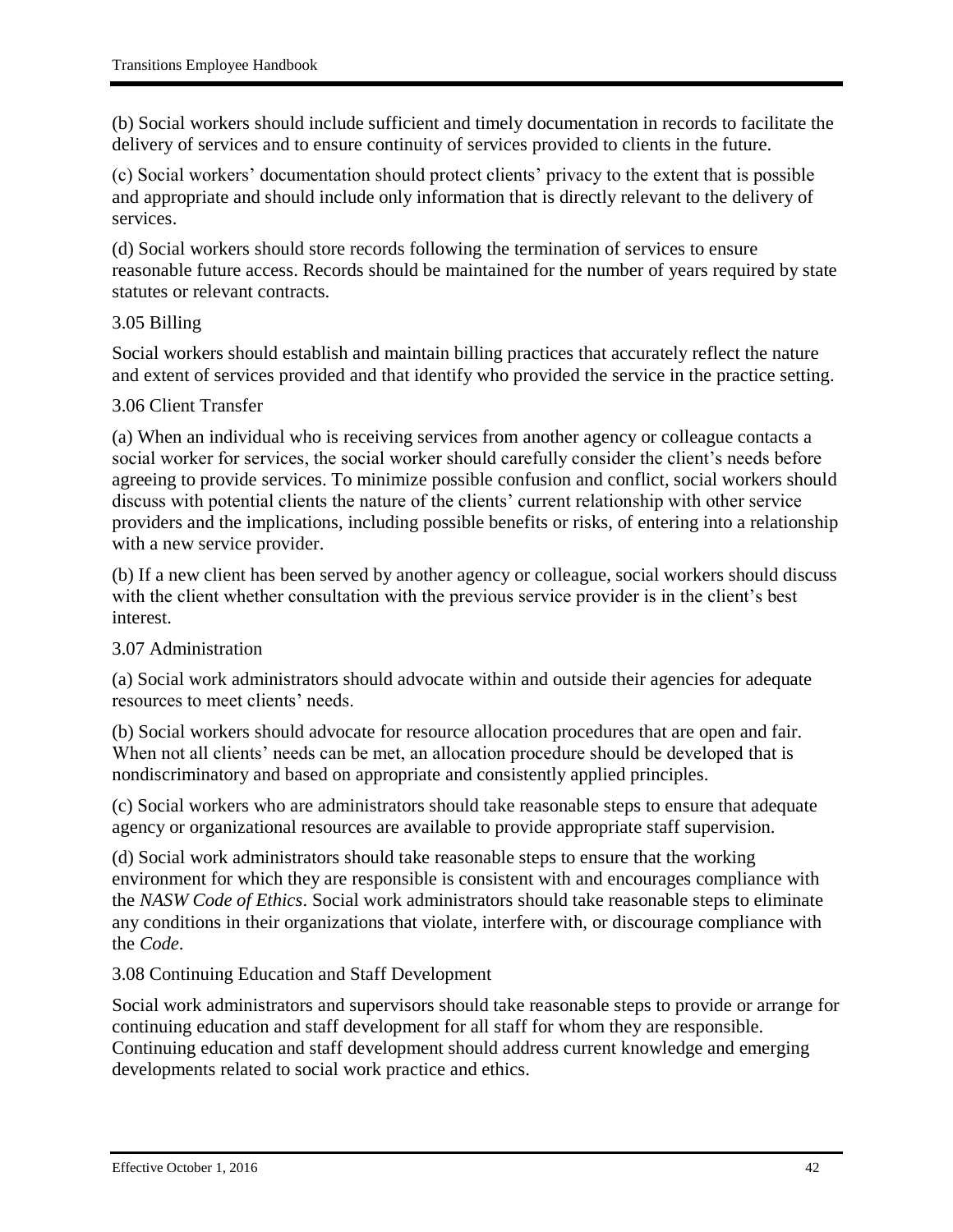(b) Social workers should include sufficient and timely documentation in records to facilitate the delivery of services and to ensure continuity of services provided to clients in the future.

(c) Social workers' documentation should protect clients' privacy to the extent that is possible and appropriate and should include only information that is directly relevant to the delivery of services.

(d) Social workers should store records following the termination of services to ensure reasonable future access. Records should be maintained for the number of years required by state statutes or relevant contracts.

### 3.05 Billing

Social workers should establish and maintain billing practices that accurately reflect the nature and extent of services provided and that identify who provided the service in the practice setting.

### 3.06 Client Transfer

(a) When an individual who is receiving services from another agency or colleague contacts a social worker for services, the social worker should carefully consider the client's needs before agreeing to provide services. To minimize possible confusion and conflict, social workers should discuss with potential clients the nature of the clients' current relationship with other service providers and the implications, including possible benefits or risks, of entering into a relationship with a new service provider.

(b) If a new client has been served by another agency or colleague, social workers should discuss with the client whether consultation with the previous service provider is in the client's best interest.

### 3.07 Administration

(a) Social work administrators should advocate within and outside their agencies for adequate resources to meet clients' needs.

(b) Social workers should advocate for resource allocation procedures that are open and fair. When not all clients' needs can be met, an allocation procedure should be developed that is nondiscriminatory and based on appropriate and consistently applied principles.

(c) Social workers who are administrators should take reasonable steps to ensure that adequate agency or organizational resources are available to provide appropriate staff supervision.

(d) Social work administrators should take reasonable steps to ensure that the working environment for which they are responsible is consistent with and encourages compliance with the *NASW Code of Ethics*. Social work administrators should take reasonable steps to eliminate any conditions in their organizations that violate, interfere with, or discourage compliance with the *Code*.

### 3.08 Continuing Education and Staff Development

Social work administrators and supervisors should take reasonable steps to provide or arrange for continuing education and staff development for all staff for whom they are responsible. Continuing education and staff development should address current knowledge and emerging developments related to social work practice and ethics.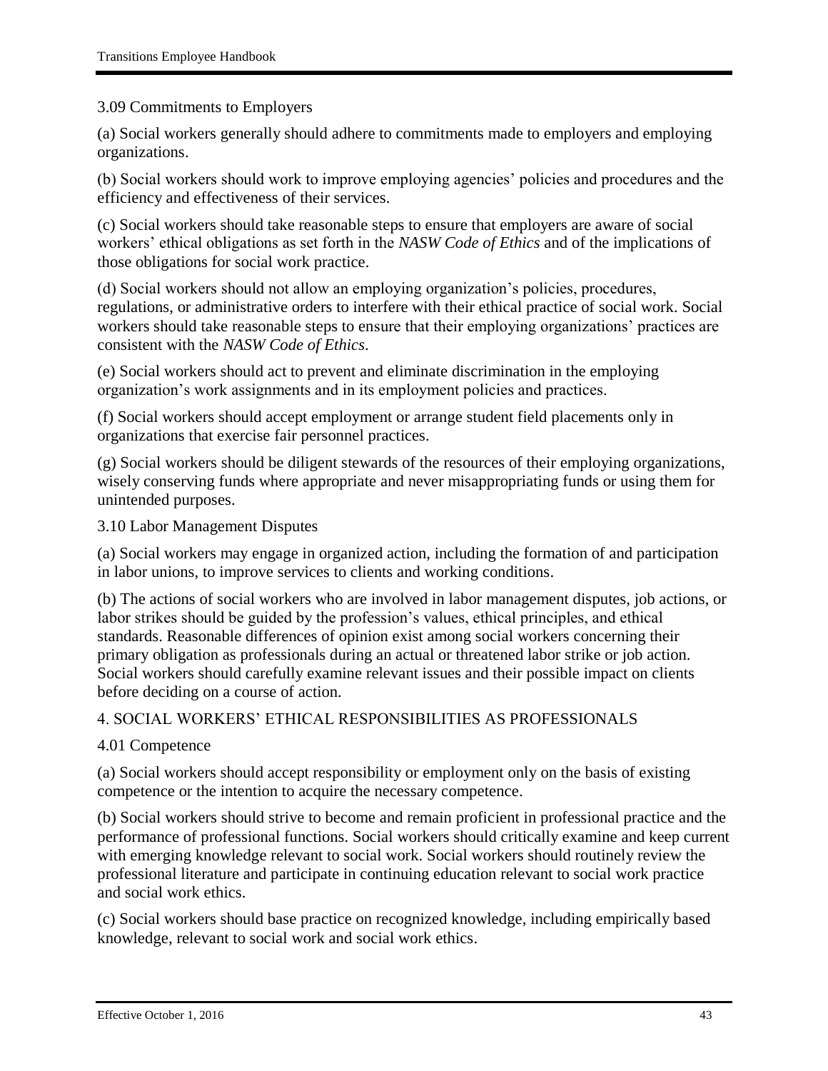3.09 Commitments to Employers

(a) Social workers generally should adhere to commitments made to employers and employing organizations.

(b) Social workers should work to improve employing agencies' policies and procedures and the efficiency and effectiveness of their services.

(c) Social workers should take reasonable steps to ensure that employers are aware of social workers' ethical obligations as set forth in the *NASW Code of Ethics* and of the implications of those obligations for social work practice.

(d) Social workers should not allow an employing organization's policies, procedures, regulations, or administrative orders to interfere with their ethical practice of social work. Social workers should take reasonable steps to ensure that their employing organizations' practices are consistent with the *NASW Code of Ethics*.

(e) Social workers should act to prevent and eliminate discrimination in the employing organization's work assignments and in its employment policies and practices.

(f) Social workers should accept employment or arrange student field placements only in organizations that exercise fair personnel practices.

(g) Social workers should be diligent stewards of the resources of their employing organizations, wisely conserving funds where appropriate and never misappropriating funds or using them for unintended purposes.

3.10 Labor Management Disputes

(a) Social workers may engage in organized action, including the formation of and participation in labor unions, to improve services to clients and working conditions.

(b) The actions of social workers who are involved in labor management disputes, job actions, or labor strikes should be guided by the profession's values, ethical principles, and ethical standards. Reasonable differences of opinion exist among social workers concerning their primary obligation as professionals during an actual or threatened labor strike or job action. Social workers should carefully examine relevant issues and their possible impact on clients before deciding on a course of action.

4. SOCIAL WORKERS' ETHICAL RESPONSIBILITIES AS PROFESSIONALS

4.01 Competence

(a) Social workers should accept responsibility or employment only on the basis of existing competence or the intention to acquire the necessary competence.

(b) Social workers should strive to become and remain proficient in professional practice and the performance of professional functions. Social workers should critically examine and keep current with emerging knowledge relevant to social work. Social workers should routinely review the professional literature and participate in continuing education relevant to social work practice and social work ethics.

(c) Social workers should base practice on recognized knowledge, including empirically based knowledge, relevant to social work and social work ethics.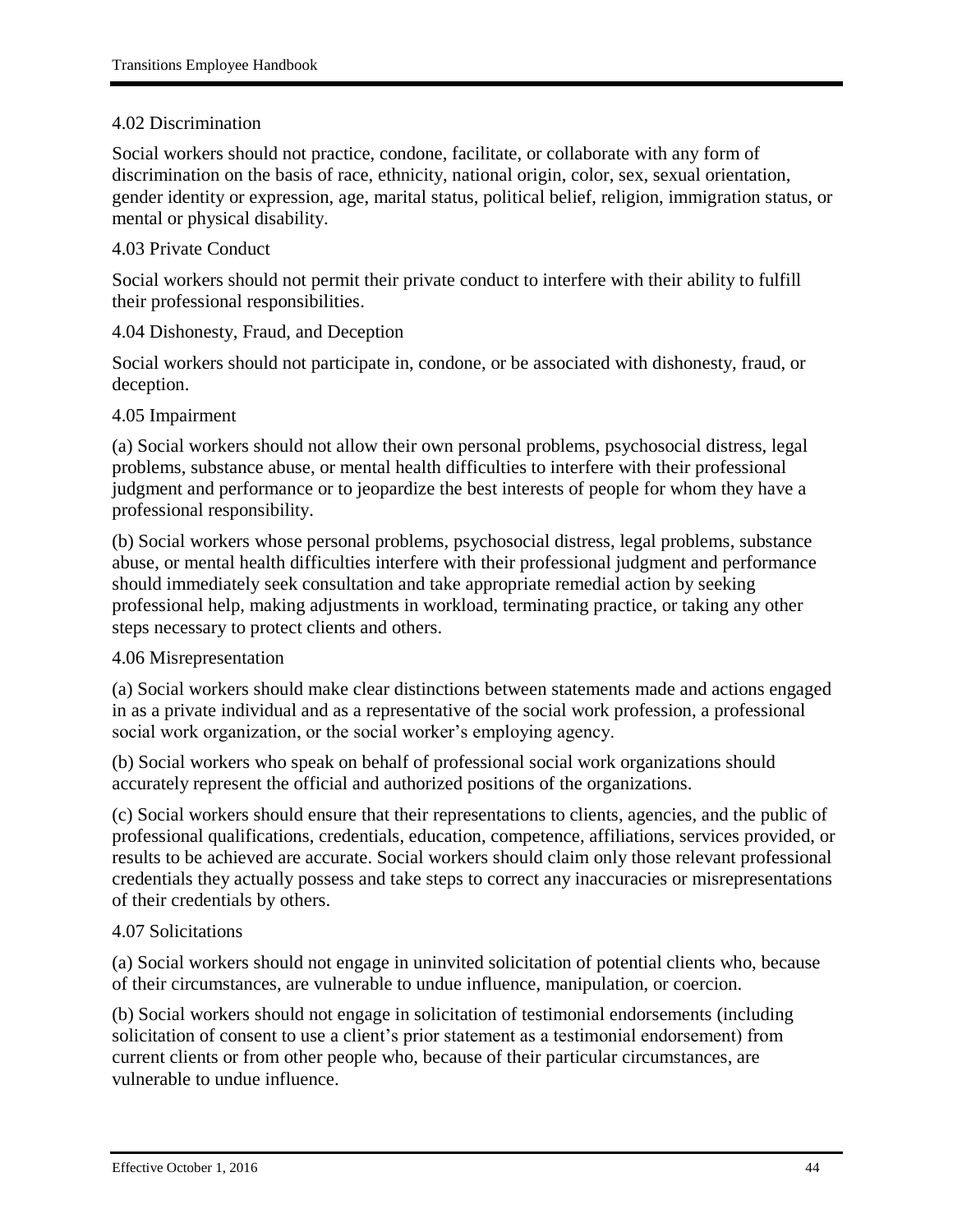### 4.02 Discrimination

Social workers should not practice, condone, facilitate, or collaborate with any form of discrimination on the basis of race, ethnicity, national origin, color, sex, sexual orientation, gender identity or expression, age, marital status, political belief, religion, immigration status, or mental or physical disability.

### 4.03 Private Conduct

Social workers should not permit their private conduct to interfere with their ability to fulfill their professional responsibilities.

### 4.04 Dishonesty, Fraud, and Deception

Social workers should not participate in, condone, or be associated with dishonesty, fraud, or deception.

### 4.05 Impairment

(a) Social workers should not allow their own personal problems, psychosocial distress, legal problems, substance abuse, or mental health difficulties to interfere with their professional judgment and performance or to jeopardize the best interests of people for whom they have a professional responsibility.

(b) Social workers whose personal problems, psychosocial distress, legal problems, substance abuse, or mental health difficulties interfere with their professional judgment and performance should immediately seek consultation and take appropriate remedial action by seeking professional help, making adjustments in workload, terminating practice, or taking any other steps necessary to protect clients and others.

### 4.06 Misrepresentation

(a) Social workers should make clear distinctions between statements made and actions engaged in as a private individual and as a representative of the social work profession, a professional social work organization, or the social worker's employing agency.

(b) Social workers who speak on behalf of professional social work organizations should accurately represent the official and authorized positions of the organizations.

(c) Social workers should ensure that their representations to clients, agencies, and the public of professional qualifications, credentials, education, competence, affiliations, services provided, or results to be achieved are accurate. Social workers should claim only those relevant professional credentials they actually possess and take steps to correct any inaccuracies or misrepresentations of their credentials by others.

### 4.07 Solicitations

(a) Social workers should not engage in uninvited solicitation of potential clients who, because of their circumstances, are vulnerable to undue influence, manipulation, or coercion.

(b) Social workers should not engage in solicitation of testimonial endorsements (including solicitation of consent to use a client's prior statement as a testimonial endorsement) from current clients or from other people who, because of their particular circumstances, are vulnerable to undue influence.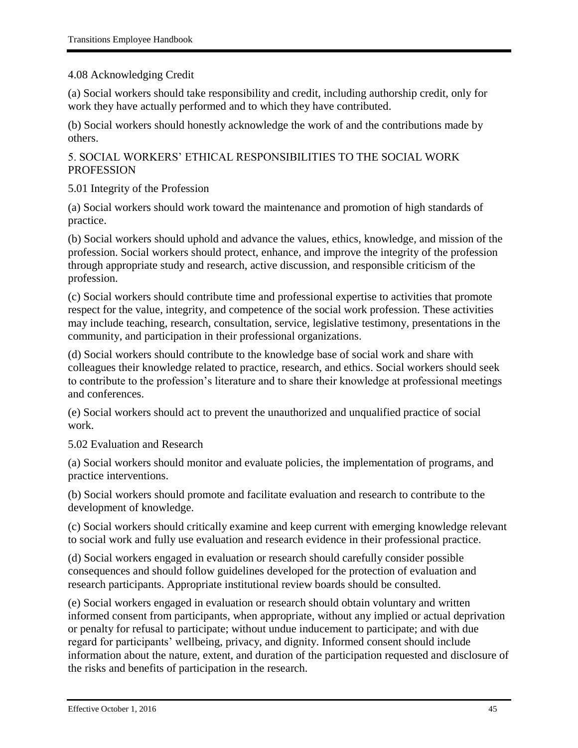### 4.08 Acknowledging Credit

(a) Social workers should take responsibility and credit, including authorship credit, only for work they have actually performed and to which they have contributed.

(b) Social workers should honestly acknowledge the work of and the contributions made by others.

## 5. SOCIAL WORKERS' ETHICAL RESPONSIBILITIES TO THE SOCIAL WORK PROFESSION

### 5.01 Integrity of the Profession

(a) Social workers should work toward the maintenance and promotion of high standards of practice.

(b) Social workers should uphold and advance the values, ethics, knowledge, and mission of the profession. Social workers should protect, enhance, and improve the integrity of the profession through appropriate study and research, active discussion, and responsible criticism of the profession.

(c) Social workers should contribute time and professional expertise to activities that promote respect for the value, integrity, and competence of the social work profession. These activities may include teaching, research, consultation, service, legislative testimony, presentations in the community, and participation in their professional organizations.

(d) Social workers should contribute to the knowledge base of social work and share with colleagues their knowledge related to practice, research, and ethics. Social workers should seek to contribute to the profession's literature and to share their knowledge at professional meetings and conferences.

(e) Social workers should act to prevent the unauthorized and unqualified practice of social work.

### 5.02 Evaluation and Research

(a) Social workers should monitor and evaluate policies, the implementation of programs, and practice interventions.

(b) Social workers should promote and facilitate evaluation and research to contribute to the development of knowledge.

(c) Social workers should critically examine and keep current with emerging knowledge relevant to social work and fully use evaluation and research evidence in their professional practice.

(d) Social workers engaged in evaluation or research should carefully consider possible consequences and should follow guidelines developed for the protection of evaluation and research participants. Appropriate institutional review boards should be consulted.

(e) Social workers engaged in evaluation or research should obtain voluntary and written informed consent from participants, when appropriate, without any implied or actual deprivation or penalty for refusal to participate; without undue inducement to participate; and with due regard for participants' wellbeing, privacy, and dignity. Informed consent should include information about the nature, extent, and duration of the participation requested and disclosure of the risks and benefits of participation in the research.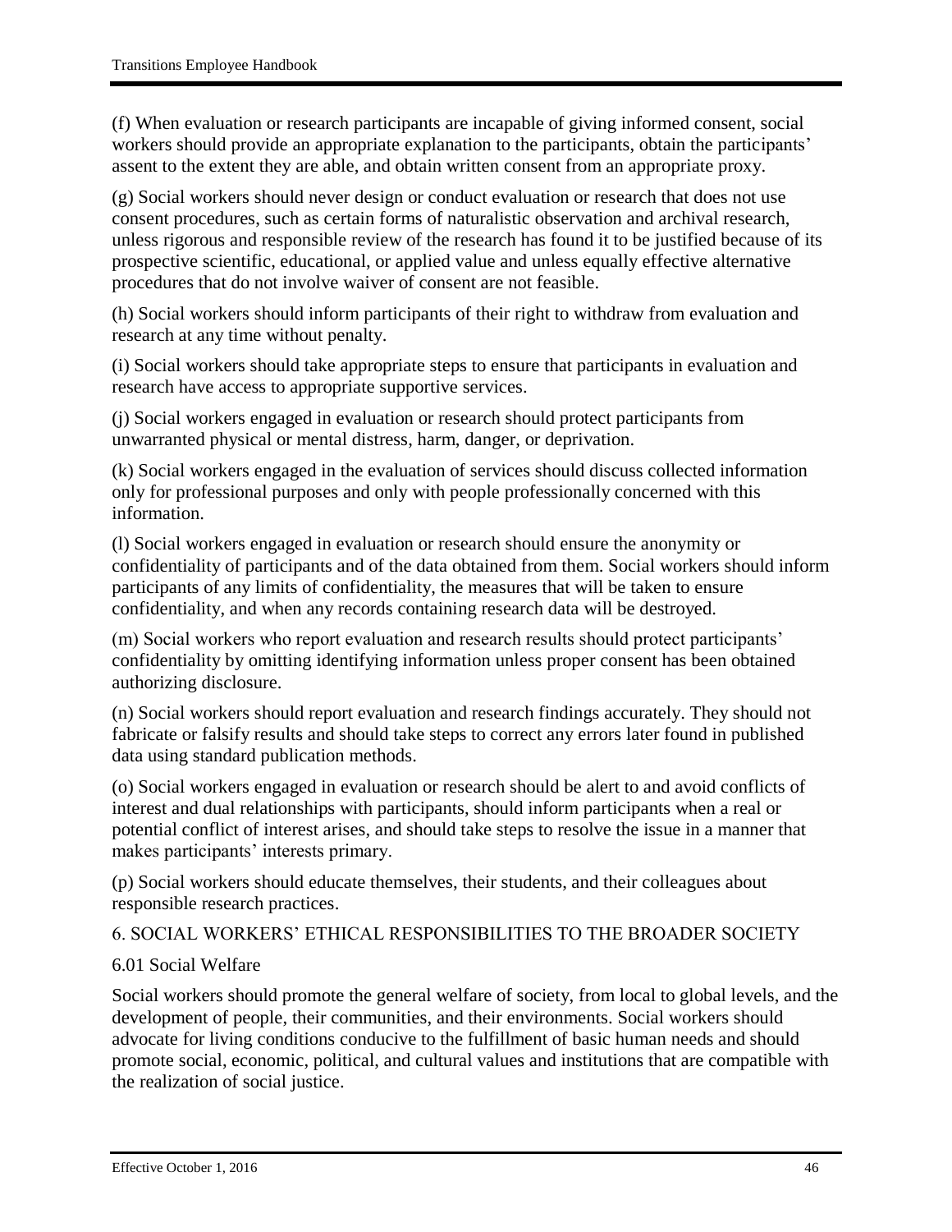(f) When evaluation or research participants are incapable of giving informed consent, social workers should provide an appropriate explanation to the participants, obtain the participants' assent to the extent they are able, and obtain written consent from an appropriate proxy.

(g) Social workers should never design or conduct evaluation or research that does not use consent procedures, such as certain forms of naturalistic observation and archival research, unless rigorous and responsible review of the research has found it to be justified because of its prospective scientific, educational, or applied value and unless equally effective alternative procedures that do not involve waiver of consent are not feasible.

(h) Social workers should inform participants of their right to withdraw from evaluation and research at any time without penalty.

(i) Social workers should take appropriate steps to ensure that participants in evaluation and research have access to appropriate supportive services.

(j) Social workers engaged in evaluation or research should protect participants from unwarranted physical or mental distress, harm, danger, or deprivation.

(k) Social workers engaged in the evaluation of services should discuss collected information only for professional purposes and only with people professionally concerned with this information.

(l) Social workers engaged in evaluation or research should ensure the anonymity or confidentiality of participants and of the data obtained from them. Social workers should inform participants of any limits of confidentiality, the measures that will be taken to ensure confidentiality, and when any records containing research data will be destroyed.

(m) Social workers who report evaluation and research results should protect participants' confidentiality by omitting identifying information unless proper consent has been obtained authorizing disclosure.

(n) Social workers should report evaluation and research findings accurately. They should not fabricate or falsify results and should take steps to correct any errors later found in published data using standard publication methods.

(o) Social workers engaged in evaluation or research should be alert to and avoid conflicts of interest and dual relationships with participants, should inform participants when a real or potential conflict of interest arises, and should take steps to resolve the issue in a manner that makes participants' interests primary.

(p) Social workers should educate themselves, their students, and their colleagues about responsible research practices.

## 6. SOCIAL WORKERS' ETHICAL RESPONSIBILITIES TO THE BROADER SOCIETY

### 6.01 Social Welfare

Social workers should promote the general welfare of society, from local to global levels, and the development of people, their communities, and their environments. Social workers should advocate for living conditions conducive to the fulfillment of basic human needs and should promote social, economic, political, and cultural values and institutions that are compatible with the realization of social justice.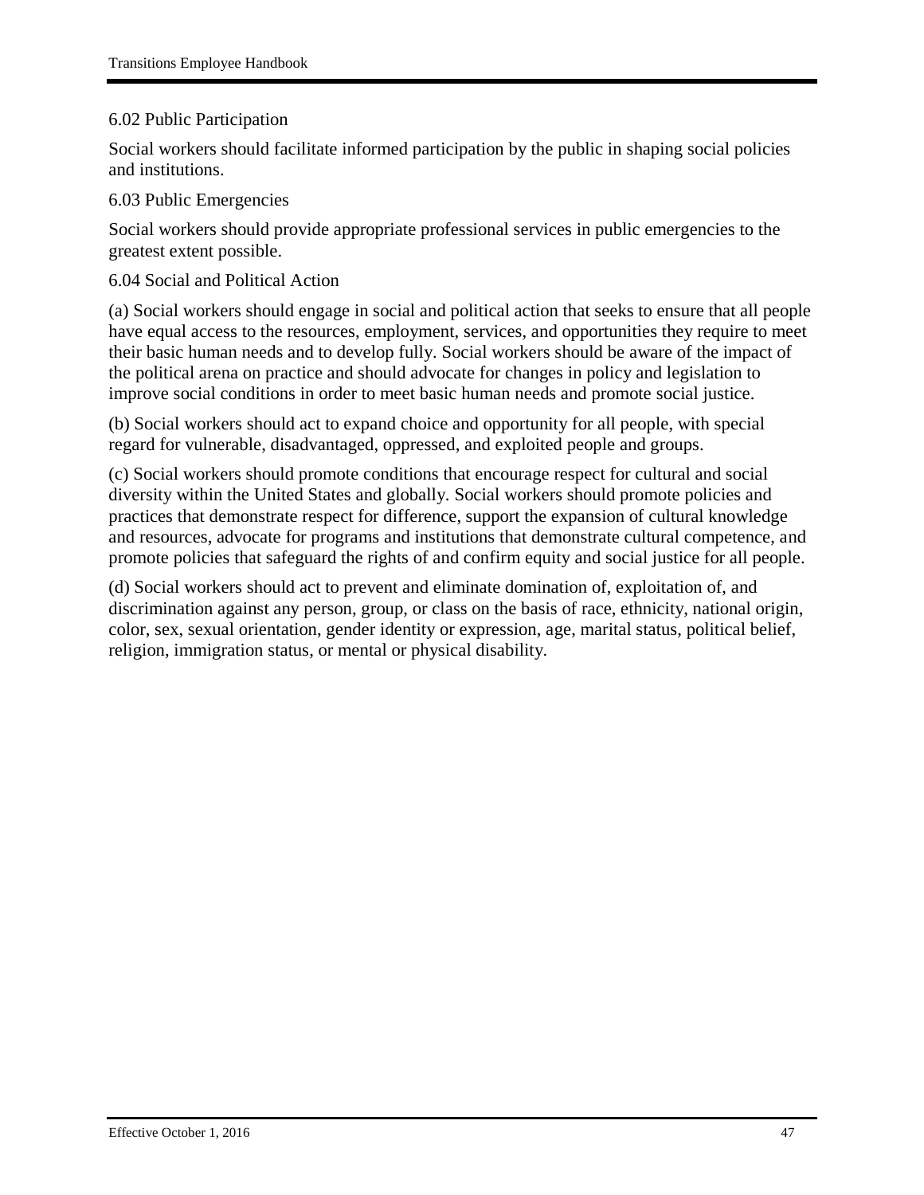### 6.02 Public Participation

Social workers should facilitate informed participation by the public in shaping social policies and institutions.

### 6.03 Public Emergencies

Social workers should provide appropriate professional services in public emergencies to the greatest extent possible.

### 6.04 Social and Political Action

(a) Social workers should engage in social and political action that seeks to ensure that all people have equal access to the resources, employment, services, and opportunities they require to meet their basic human needs and to develop fully. Social workers should be aware of the impact of the political arena on practice and should advocate for changes in policy and legislation to improve social conditions in order to meet basic human needs and promote social justice.

(b) Social workers should act to expand choice and opportunity for all people, with special regard for vulnerable, disadvantaged, oppressed, and exploited people and groups.

(c) Social workers should promote conditions that encourage respect for cultural and social diversity within the United States and globally. Social workers should promote policies and practices that demonstrate respect for difference, support the expansion of cultural knowledge and resources, advocate for programs and institutions that demonstrate cultural competence, and promote policies that safeguard the rights of and confirm equity and social justice for all people.

(d) Social workers should act to prevent and eliminate domination of, exploitation of, and discrimination against any person, group, or class on the basis of race, ethnicity, national origin, color, sex, sexual orientation, gender identity or expression, age, marital status, political belief, religion, immigration status, or mental or physical disability.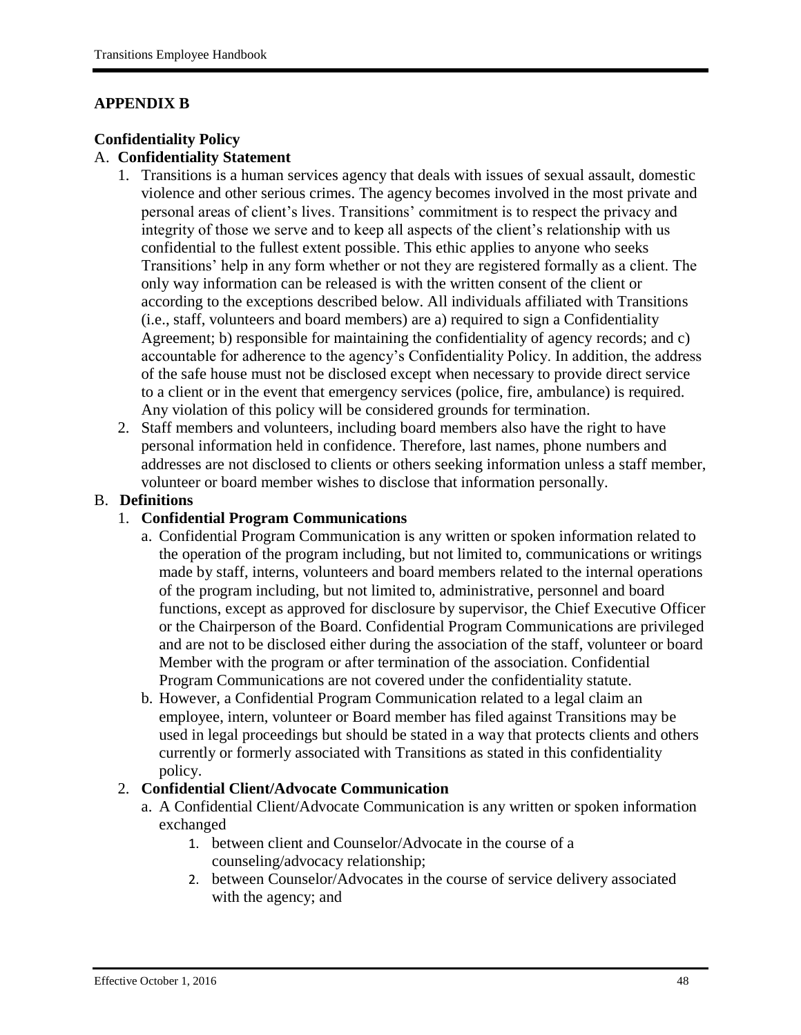## APPENDIX B

### Confidentiality Policy

A. **Confidentiality Statement**

1. Transitions is a human services agency that deals with issues of sexual assault, domestic violence and other serious crimes. The agency becomes involved in the most private and personal areas of client's lives. Transitions' commitment is to respect the privacy and integrity of those we serve and to keep all aspects of the client's relationship with us confidential to the fullest extent possible. This ethic applies to anyone who seeks Transitions' help in any form whether or not they are registered formally as a client. The only way information can be released is with the written consent of the client or according to the exceptions described below. All individuals affiliated with Transitions (i.e., staff, volunteers and board members) are a) required to sign a Confidentiality Agreement; b) responsible for maintaining the confidentiality of agency records; and c) accountable for adherence to the agency's Confidentiality Policy. In addition, the address of the safe house must not be disclosed except when necessary to provide direct service to a client or in the event that emergency services (police, fire, ambulance) is required. Any violation of this policy will be considered grounds for termination.
2. Staff members and volunteers, including board members also have the right to have personal information held in confidence. Therefore, last names, phone numbers and addresses are not disclosed to clients or others seeking information unless a staff member, volunteer or board member wishes to disclose that information personally.

B. **Definitions**

1. **Confidential Program Communications**
   a. Confidential Program Communication is any written or spoken information related to the operation of the program including, but not limited to, communications or writings made by staff, interns, volunteers and board members related to the internal operations of the program including, but not limited to, administrative, personnel and board functions, except as approved for disclosure by supervisor, the Chief Executive Officer or the Chairperson of the Board. Confidential Program Communications are privileged and are not to be disclosed either during the association of the staff, volunteer or board Member with the program or after termination of the association. Confidential Program Communications are not covered under the confidentiality statute.
   b. However, a Confidential Program Communication related to a legal claim an employee, intern, volunteer or Board member has filed against Transitions may be used in legal proceedings but should be stated in a way that protects clients and others currently or formerly associated with Transitions as stated in this confidentiality policy.
2. **Confidential Client/Advocate Communication**
   a. A Confidential Client/Advocate Communication is any written or spoken information exchanged
      1. between client and Counselor/Advocate in the course of a counseling/advocacy relationship;
      2. between Counselor/Advocates in the course of service delivery associated with the agency; and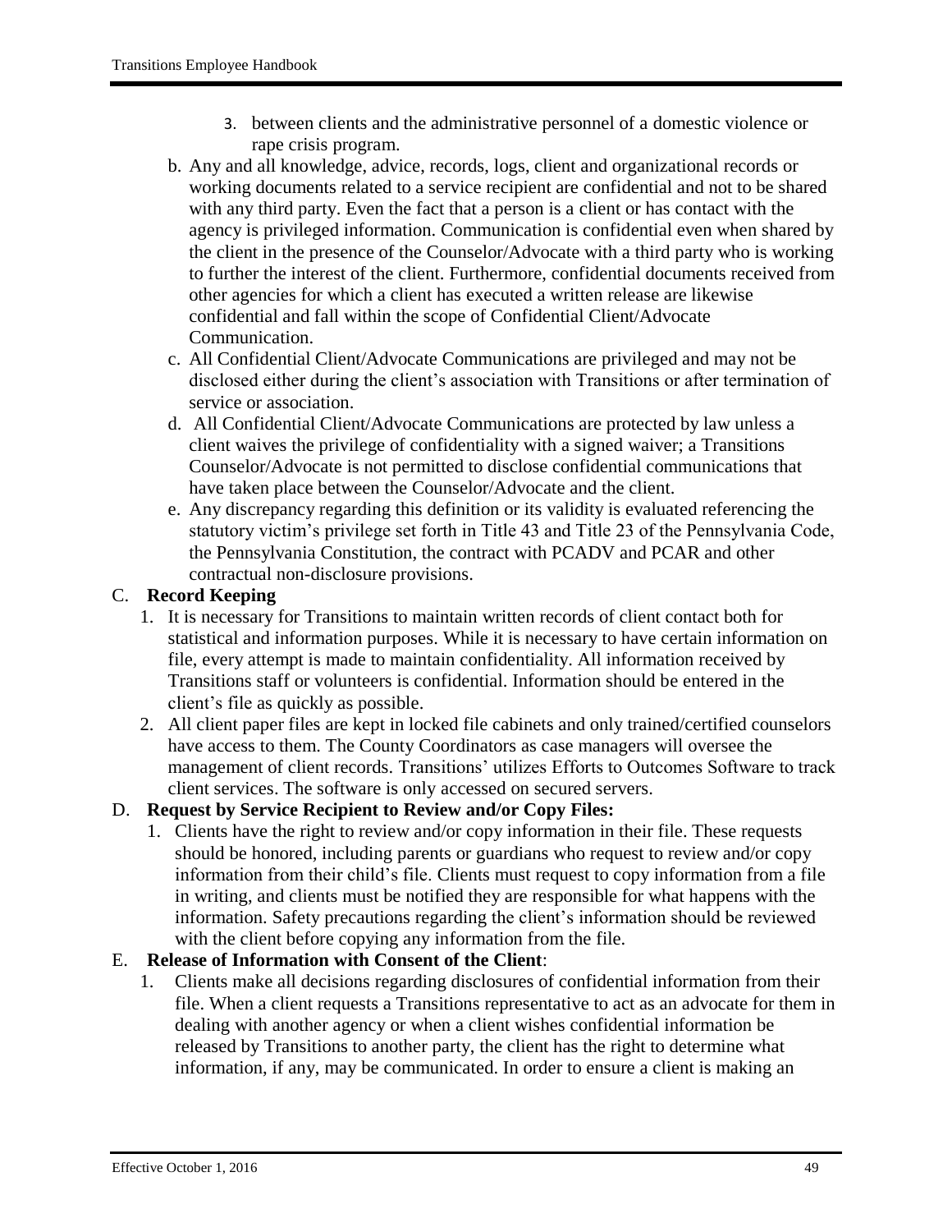3. between clients and the administrative personnel of a domestic violence or rape crisis program.

b. Any and all knowledge, advice, records, logs, client and organizational records or working documents related to a service recipient are confidential and not to be shared with any third party. Even the fact that a person is a client or has contact with the agency is privileged information. Communication is confidential even when shared by the client in the presence of the Counselor/Advocate with a third party who is working to further the interest of the client. Furthermore, confidential documents received from other agencies for which a client has executed a written release are likewise confidential and fall within the scope of Confidential Client/Advocate Communication.

c. All Confidential Client/Advocate Communications are privileged and may not be disclosed either during the client's association with Transitions or after termination of service or association.

d. All Confidential Client/Advocate Communications are protected by law unless a client waives the privilege of confidentiality with a signed waiver; a Transitions Counselor/Advocate is not permitted to disclose confidential communications that have taken place between the Counselor/Advocate and the client.

e. Any discrepancy regarding this definition or its validity is evaluated referencing the statutory victim's privilege set forth in Title 43 and Title 23 of the Pennsylvania Code, the Pennsylvania Constitution, the contract with PCADV and PCAR and other contractual non-disclosure provisions.

C. **Record Keeping**

1. It is necessary for Transitions to maintain written records of client contact both for statistical and information purposes. While it is necessary to have certain information on file, every attempt is made to maintain confidentiality. All information received by Transitions staff or volunteers is confidential. Information should be entered in the client's file as quickly as possible.
2. All client paper files are kept in locked file cabinets and only trained/certified counselors have access to them. The County Coordinators as case managers will oversee the management of client records. Transitions' utilizes Efforts to Outcomes Software to track client services. The software is only accessed on secured servers.

D. **Request by Service Recipient to Review and/or Copy Files:**

1. Clients have the right to review and/or copy information in their file. These requests should be honored, including parents or guardians who request to review and/or copy information from their child's file. Clients must request to copy information from a file in writing, and clients must be notified they are responsible for what happens with the information. Safety precautions regarding the client's information should be reviewed with the client before copying any information from the file.

E. **Release of Information with Consent of the Client**:

1. Clients make all decisions regarding disclosures of confidential information from their file. When a client requests a Transitions representative to act as an advocate for them in dealing with another agency or when a client wishes confidential information be released by Transitions to another party, the client has the right to determine what information, if any, may be communicated. In order to ensure a client is making an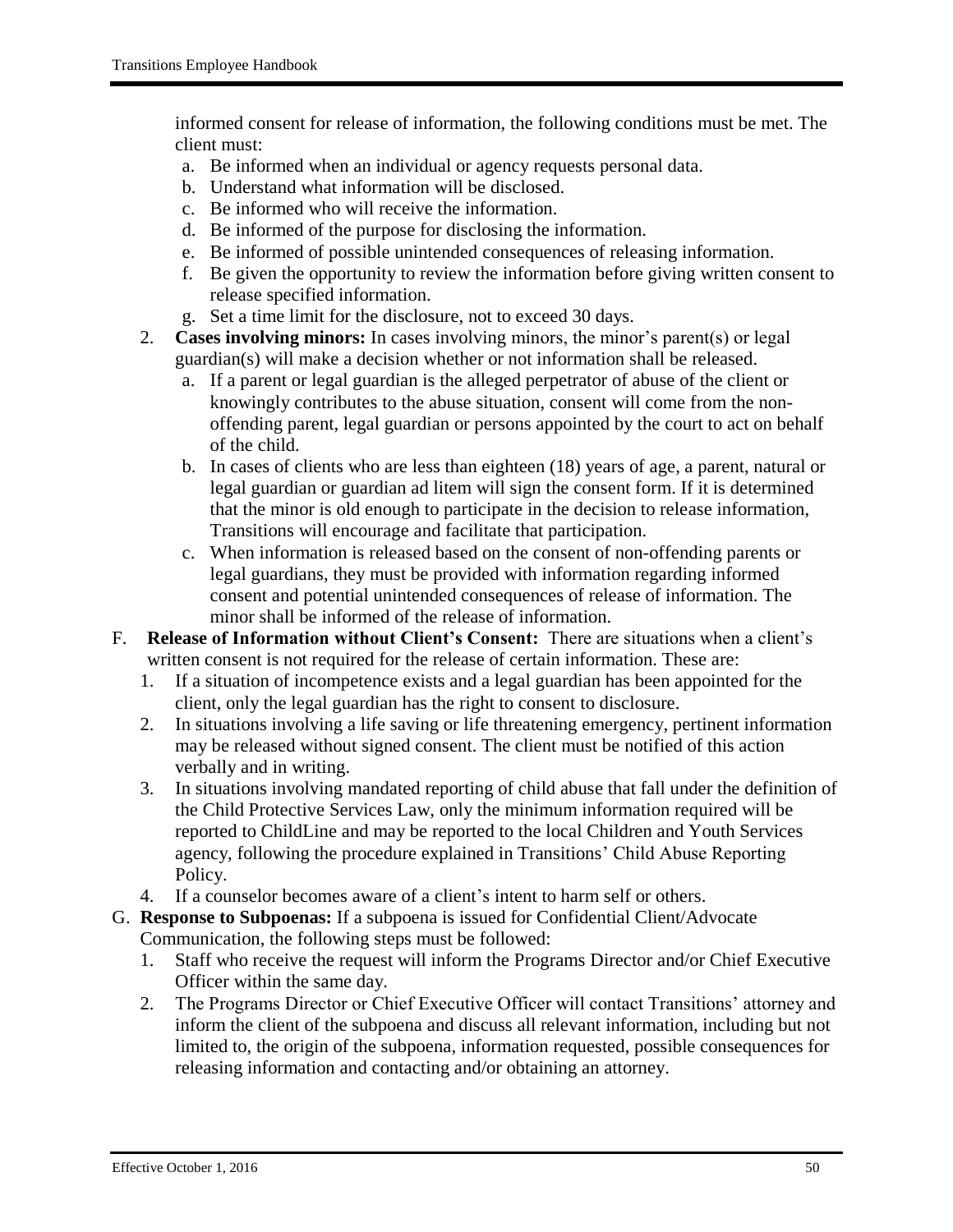informed consent for release of information, the following conditions must be met. The client must:

a. Be informed when an individual or agency requests personal data.
b. Understand what information will be disclosed.
c. Be informed who will receive the information.
d. Be informed of the purpose for disclosing the information.
e. Be informed of possible unintended consequences of releasing information.
f. Be given the opportunity to review the information before giving written consent to release specified information.
g. Set a time limit for the disclosure, not to exceed 30 days.

2. **Cases involving minors:** In cases involving minors, the minor's parent(s) or legal guardian(s) will make a decision whether or not information shall be released.
   a. If a parent or legal guardian is the alleged perpetrator of abuse of the client or knowingly contributes to the abuse situation, consent will come from the non-offending parent, legal guardian or persons appointed by the court to act on behalf of the child.
   b. In cases of clients who are less than eighteen (18) years of age, a parent, natural or legal guardian or guardian ad litem will sign the consent form. If it is determined that the minor is old enough to participate in the decision to release information, Transitions will encourage and facilitate that participation.
   c. When information is released based on the consent of non-offending parents or legal guardians, they must be provided with information regarding informed consent and potential unintended consequences of release of information. The minor shall be informed of the release of information.

F. **Release of Information without Client's Consent:** There are situations when a client's written consent is not required for the release of certain information. These are:
   1. If a situation of incompetence exists and a legal guardian has been appointed for the client, only the legal guardian has the right to consent to disclosure.
   2. In situations involving a life saving or life threatening emergency, pertinent information may be released without signed consent. The client must be notified of this action verbally and in writing.
   3. In situations involving mandated reporting of child abuse that fall under the definition of the Child Protective Services Law, only the minimum information required will be reported to ChildLine and may be reported to the local Children and Youth Services agency, following the procedure explained in Transitions' Child Abuse Reporting Policy.
   4. If a counselor becomes aware of a client's intent to harm self or others.

G. **Response to Subpoenas:** If a subpoena is issued for Confidential Client/Advocate Communication, the following steps must be followed:
   1. Staff who receive the request will inform the Programs Director and/or Chief Executive Officer within the same day.
   2. The Programs Director or Chief Executive Officer will contact Transitions' attorney and inform the client of the subpoena and discuss all relevant information, including but not limited to, the origin of the subpoena, information requested, possible consequences for releasing information and contacting and/or obtaining an attorney.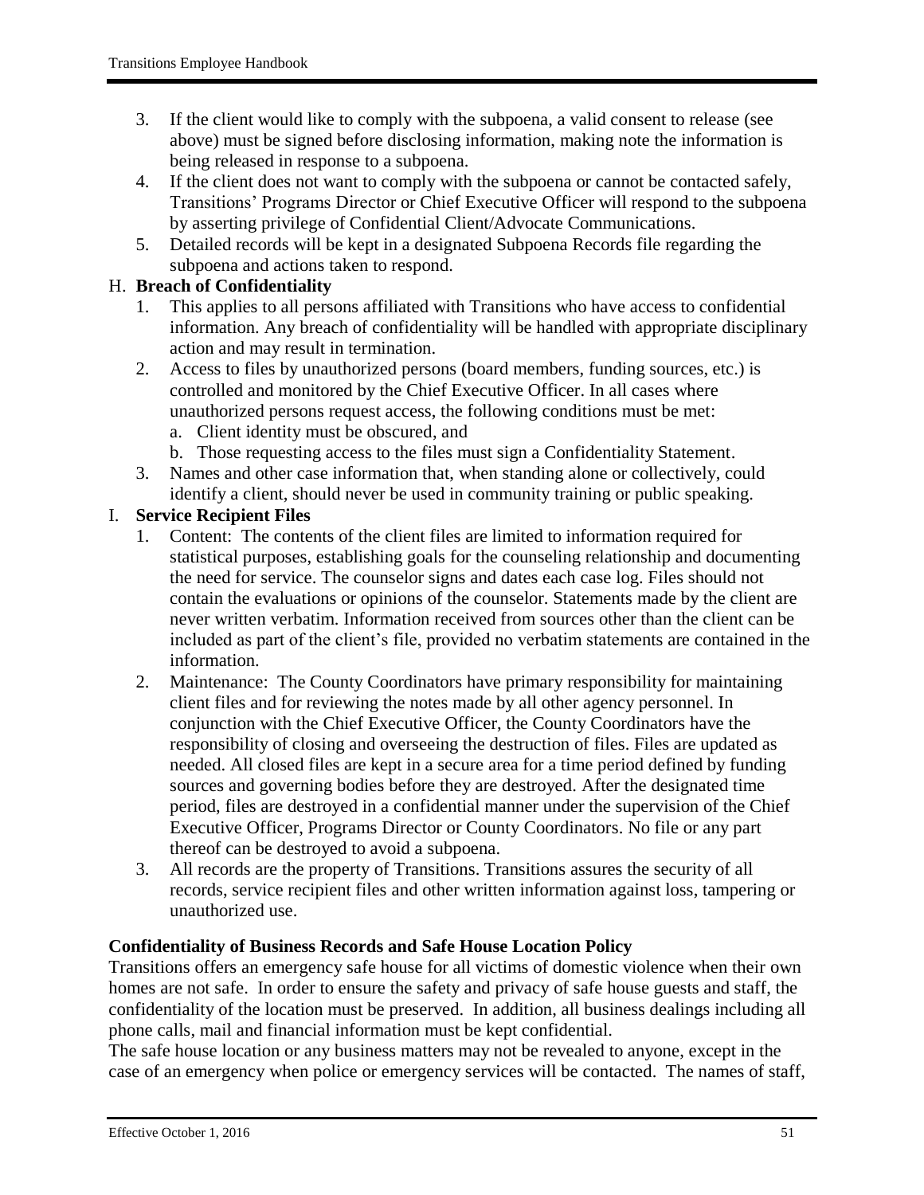3. If the client would like to comply with the subpoena, a valid consent to release (see above) must be signed before disclosing information, making note the information is being released in response to a subpoena.
4. If the client does not want to comply with the subpoena or cannot be contacted safely, Transitions' Programs Director or Chief Executive Officer will respond to the subpoena by asserting privilege of Confidential Client/Advocate Communications.
5. Detailed records will be kept in a designated Subpoena Records file regarding the subpoena and actions taken to respond.

H. **Breach of Confidentiality**

1. This applies to all persons affiliated with Transitions who have access to confidential information. Any breach of confidentiality will be handled with appropriate disciplinary action and may result in termination.
2. Access to files by unauthorized persons (board members, funding sources, etc.) is controlled and monitored by the Chief Executive Officer. In all cases where unauthorized persons request access, the following conditions must be met:
   a. Client identity must be obscured, and
   b. Those requesting access to the files must sign a Confidentiality Statement.
3. Names and other case information that, when standing alone or collectively, could identify a client, should never be used in community training or public speaking.

I. **Service Recipient Files**

1. Content: The contents of the client files are limited to information required for statistical purposes, establishing goals for the counseling relationship and documenting the need for service. The counselor signs and dates each case log. Files should not contain the evaluations or opinions of the counselor. Statements made by the client are never written verbatim. Information received from sources other than the client can be included as part of the client's file, provided no verbatim statements are contained in the information.
2. Maintenance: The County Coordinators have primary responsibility for maintaining client files and for reviewing the notes made by all other agency personnel. In conjunction with the Chief Executive Officer, the County Coordinators have the responsibility of closing and overseeing the destruction of files. Files are updated as needed. All closed files are kept in a secure area for a time period defined by funding sources and governing bodies before they are destroyed. After the designated time period, files are destroyed in a confidential manner under the supervision of the Chief Executive Officer, Programs Director or County Coordinators. No file or any part thereof can be destroyed to avoid a subpoena.
3. All records are the property of Transitions. Transitions assures the security of all records, service recipient files and other written information against loss, tampering or unauthorized use.

**Confidentiality of Business Records and Safe House Location Policy**

Transitions offers an emergency safe house for all victims of domestic violence when their own homes are not safe. In order to ensure the safety and privacy of safe house guests and staff, the confidentiality of the location must be preserved. In addition, all business dealings including all phone calls, mail and financial information must be kept confidential.

The safe house location or any business matters may not be revealed to anyone, except in the case of an emergency when police or emergency services will be contacted. The names of staff,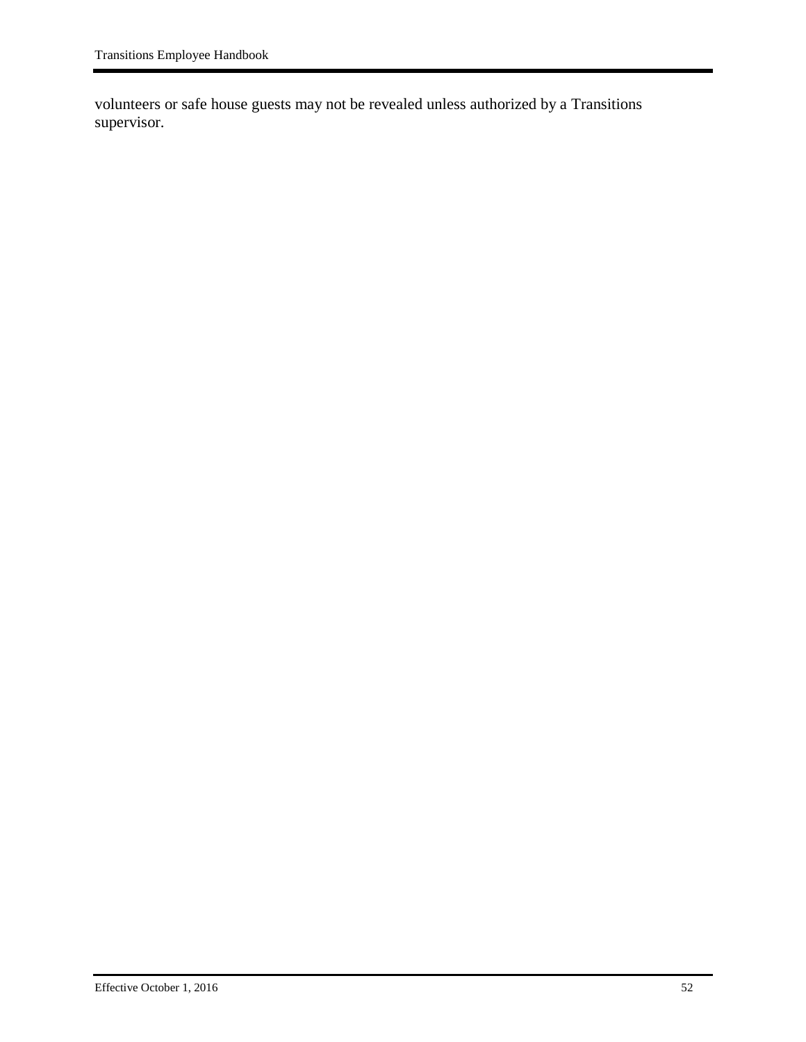volunteers or safe house guests may not be revealed unless authorized by a Transitions supervisor.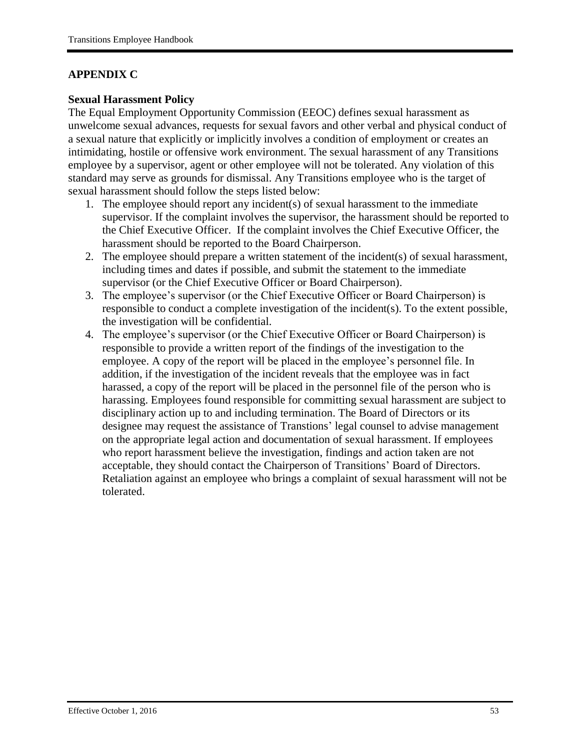## APPENDIX C

### Sexual Harassment Policy

The Equal Employment Opportunity Commission (EEOC) defines sexual harassment as unwelcome sexual advances, requests for sexual favors and other verbal and physical conduct of a sexual nature that explicitly or implicitly involves a condition of employment or creates an intimidating, hostile or offensive work environment. The sexual harassment of any Transitions employee by a supervisor, agent or other employee will not be tolerated. Any violation of this standard may serve as grounds for dismissal. Any Transitions employee who is the target of sexual harassment should follow the steps listed below:

1. The employee should report any incident(s) of sexual harassment to the immediate supervisor. If the complaint involves the supervisor, the harassment should be reported to the Chief Executive Officer. If the complaint involves the Chief Executive Officer, the harassment should be reported to the Board Chairperson.
2. The employee should prepare a written statement of the incident(s) of sexual harassment, including times and dates if possible, and submit the statement to the immediate supervisor (or the Chief Executive Officer or Board Chairperson).
3. The employee's supervisor (or the Chief Executive Officer or Board Chairperson) is responsible to conduct a complete investigation of the incident(s). To the extent possible, the investigation will be confidential.
4. The employee's supervisor (or the Chief Executive Officer or Board Chairperson) is responsible to provide a written report of the findings of the investigation to the employee. A copy of the report will be placed in the employee's personnel file. In addition, if the investigation of the incident reveals that the employee was in fact harassed, a copy of the report will be placed in the personnel file of the person who is harassing. Employees found responsible for committing sexual harassment are subject to disciplinary action up to and including termination. The Board of Directors or its designee may request the assistance of Transtions' legal counsel to advise management on the appropriate legal action and documentation of sexual harassment. If employees who report harassment believe the investigation, findings and action taken are not acceptable, they should contact the Chairperson of Transitions' Board of Directors. Retaliation against an employee who brings a complaint of sexual harassment will not be tolerated.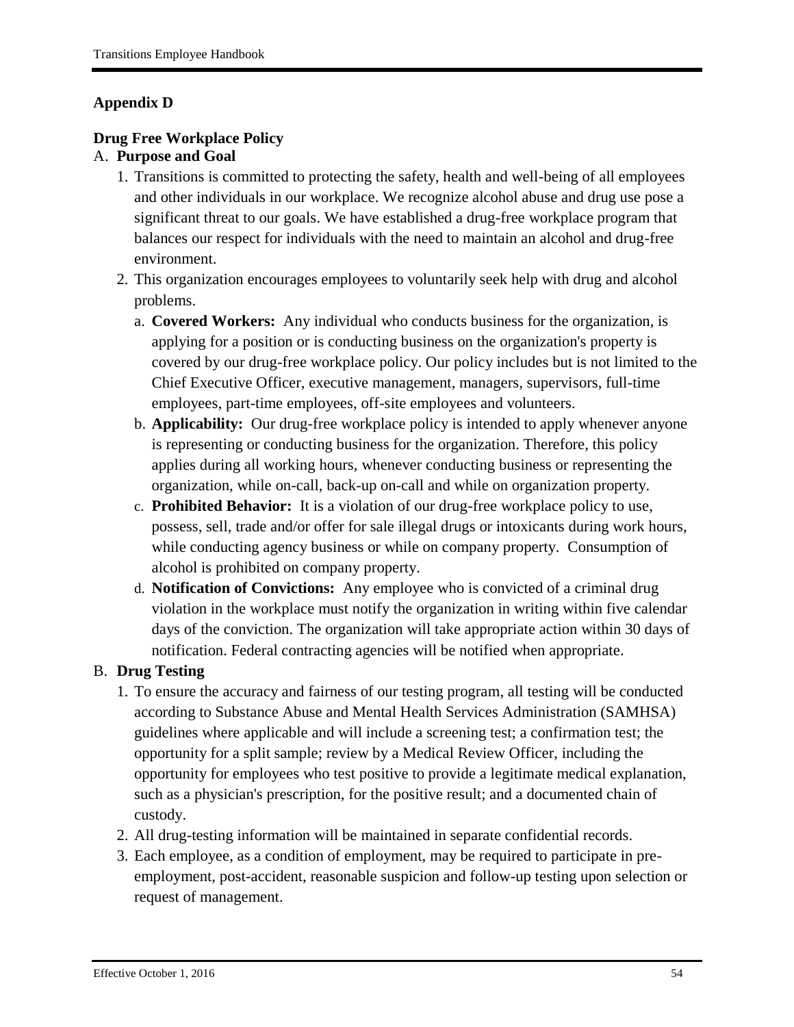## Appendix D

### Drug Free Workplace Policy

A. **Purpose and Goal**

1. Transitions is committed to protecting the safety, health and well-being of all employees and other individuals in our workplace. We recognize alcohol abuse and drug use pose a significant threat to our goals. We have established a drug-free workplace program that balances our respect for individuals with the need to maintain an alcohol and drug-free environment.
2. This organization encourages employees to voluntarily seek help with drug and alcohol problems.
   a. **Covered Workers:** Any individual who conducts business for the organization, is applying for a position or is conducting business on the organization's property is covered by our drug-free workplace policy. Our policy includes but is not limited to the Chief Executive Officer, executive management, managers, supervisors, full-time employees, part-time employees, off-site employees and volunteers.
   b. **Applicability:** Our drug-free workplace policy is intended to apply whenever anyone is representing or conducting business for the organization. Therefore, this policy applies during all working hours, whenever conducting business or representing the organization, while on-call, back-up on-call and while on organization property.
   c. **Prohibited Behavior:** It is a violation of our drug-free workplace policy to use, possess, sell, trade and/or offer for sale illegal drugs or intoxicants during work hours, while conducting agency business or while on company property. Consumption of alcohol is prohibited on company property.
   d. **Notification of Convictions:** Any employee who is convicted of a criminal drug violation in the workplace must notify the organization in writing within five calendar days of the conviction. The organization will take appropriate action within 30 days of notification. Federal contracting agencies will be notified when appropriate.

B. **Drug Testing**

1. To ensure the accuracy and fairness of our testing program, all testing will be conducted according to Substance Abuse and Mental Health Services Administration (SAMHSA) guidelines where applicable and will include a screening test; a confirmation test; the opportunity for a split sample; review by a Medical Review Officer, including the opportunity for employees who test positive to provide a legitimate medical explanation, such as a physician's prescription, for the positive result; and a documented chain of custody.
2. All drug-testing information will be maintained in separate confidential records.
3. Each employee, as a condition of employment, may be required to participate in pre-employment, post-accident, reasonable suspicion and follow-up testing upon selection or request of management.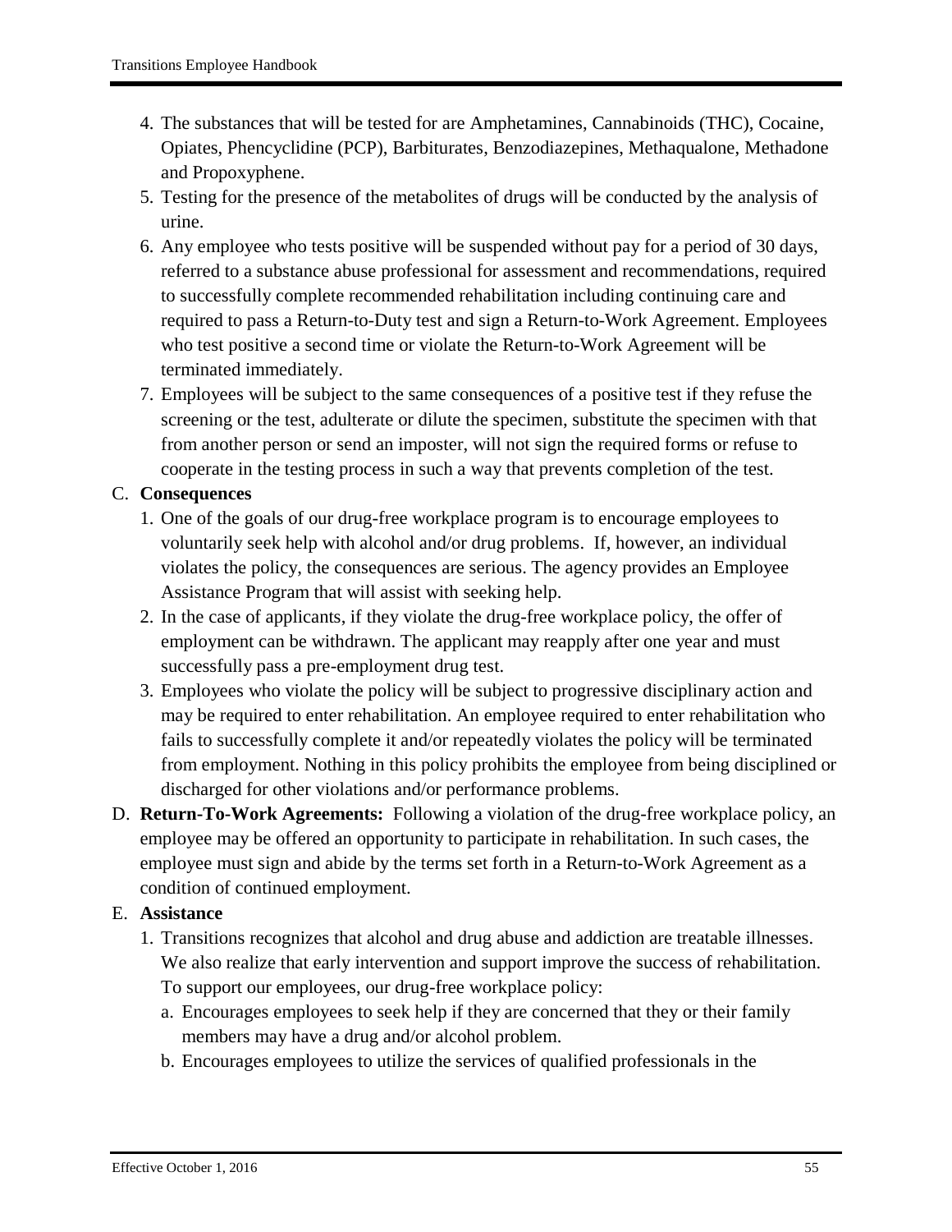4. The substances that will be tested for are Amphetamines, Cannabinoids (THC), Cocaine, Opiates, Phencyclidine (PCP), Barbiturates, Benzodiazepines, Methaqualone, Methadone and Propoxyphene.
5. Testing for the presence of the metabolites of drugs will be conducted by the analysis of urine.
6. Any employee who tests positive will be suspended without pay for a period of 30 days, referred to a substance abuse professional for assessment and recommendations, required to successfully complete recommended rehabilitation including continuing care and required to pass a Return-to-Duty test and sign a Return-to-Work Agreement. Employees who test positive a second time or violate the Return-to-Work Agreement will be terminated immediately.
7. Employees will be subject to the same consequences of a positive test if they refuse the screening or the test, adulterate or dilute the specimen, substitute the specimen with that from another person or send an imposter, will not sign the required forms or refuse to cooperate in the testing process in such a way that prevents completion of the test.

C. **Consequences**
   1. One of the goals of our drug-free workplace program is to encourage employees to voluntarily seek help with alcohol and/or drug problems. If, however, an individual violates the policy, the consequences are serious. The agency provides an Employee Assistance Program that will assist with seeking help.
   2. In the case of applicants, if they violate the drug-free workplace policy, the offer of employment can be withdrawn. The applicant may reapply after one year and must successfully pass a pre-employment drug test.
   3. Employees who violate the policy will be subject to progressive disciplinary action and may be required to enter rehabilitation. An employee required to enter rehabilitation who fails to successfully complete it and/or repeatedly violates the policy will be terminated from employment. Nothing in this policy prohibits the employee from being disciplined or discharged for other violations and/or performance problems.

D. **Return-To-Work Agreements:** Following a violation of the drug-free workplace policy, an employee may be offered an opportunity to participate in rehabilitation. In such cases, the employee must sign and abide by the terms set forth in a Return-to-Work Agreement as a condition of continued employment.

E. **Assistance**
   1. Transitions recognizes that alcohol and drug abuse and addiction are treatable illnesses. We also realize that early intervention and support improve the success of rehabilitation. To support our employees, our drug-free workplace policy:
      a. Encourages employees to seek help if they are concerned that they or their family members may have a drug and/or alcohol problem.
      b. Encourages employees to utilize the services of qualified professionals in the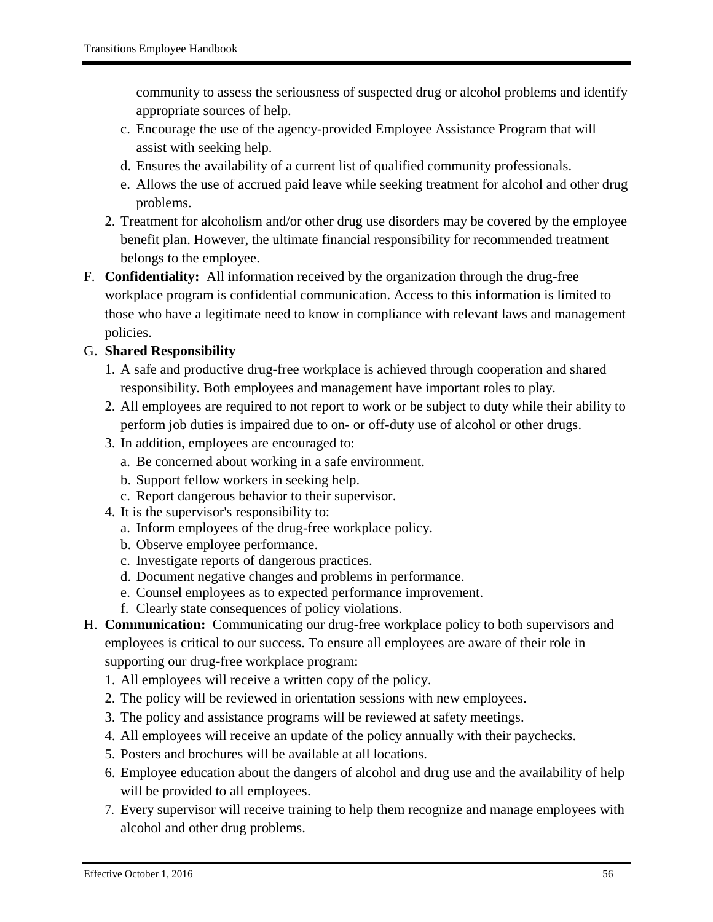community to assess the seriousness of suspected drug or alcohol problems and identify appropriate sources of help.

   c. Encourage the use of the agency-provided Employee Assistance Program that will assist with seeking help.
   d. Ensures the availability of a current list of qualified community professionals.
   e. Allows the use of accrued paid leave while seeking treatment for alcohol and other drug problems.

2. Treatment for alcoholism and/or other drug use disorders may be covered by the employee benefit plan. However, the ultimate financial responsibility for recommended treatment belongs to the employee.

F. **Confidentiality:** All information received by the organization through the drug-free workplace program is confidential communication. Access to this information is limited to those who have a legitimate need to know in compliance with relevant laws and management policies.

G. **Shared Responsibility**

1. A safe and productive drug-free workplace is achieved through cooperation and shared responsibility. Both employees and management have important roles to play.
2. All employees are required to not report to work or be subject to duty while their ability to perform job duties is impaired due to on- or off-duty use of alcohol or other drugs.
3. In addition, employees are encouraged to:
   a. Be concerned about working in a safe environment.
   b. Support fellow workers in seeking help.
   c. Report dangerous behavior to their supervisor.
4. It is the supervisor's responsibility to:
   a. Inform employees of the drug-free workplace policy.
   b. Observe employee performance.
   c. Investigate reports of dangerous practices.
   d. Document negative changes and problems in performance.
   e. Counsel employees as to expected performance improvement.
   f. Clearly state consequences of policy violations.

H. **Communication:** Communicating our drug-free workplace policy to both supervisors and employees is critical to our success. To ensure all employees are aware of their role in supporting our drug-free workplace program:

1. All employees will receive a written copy of the policy.
2. The policy will be reviewed in orientation sessions with new employees.
3. The policy and assistance programs will be reviewed at safety meetings.
4. All employees will receive an update of the policy annually with their paychecks.
5. Posters and brochures will be available at all locations.
6. Employee education about the dangers of alcohol and drug use and the availability of help will be provided to all employees.
7. Every supervisor will receive training to help them recognize and manage employees with alcohol and other drug problems.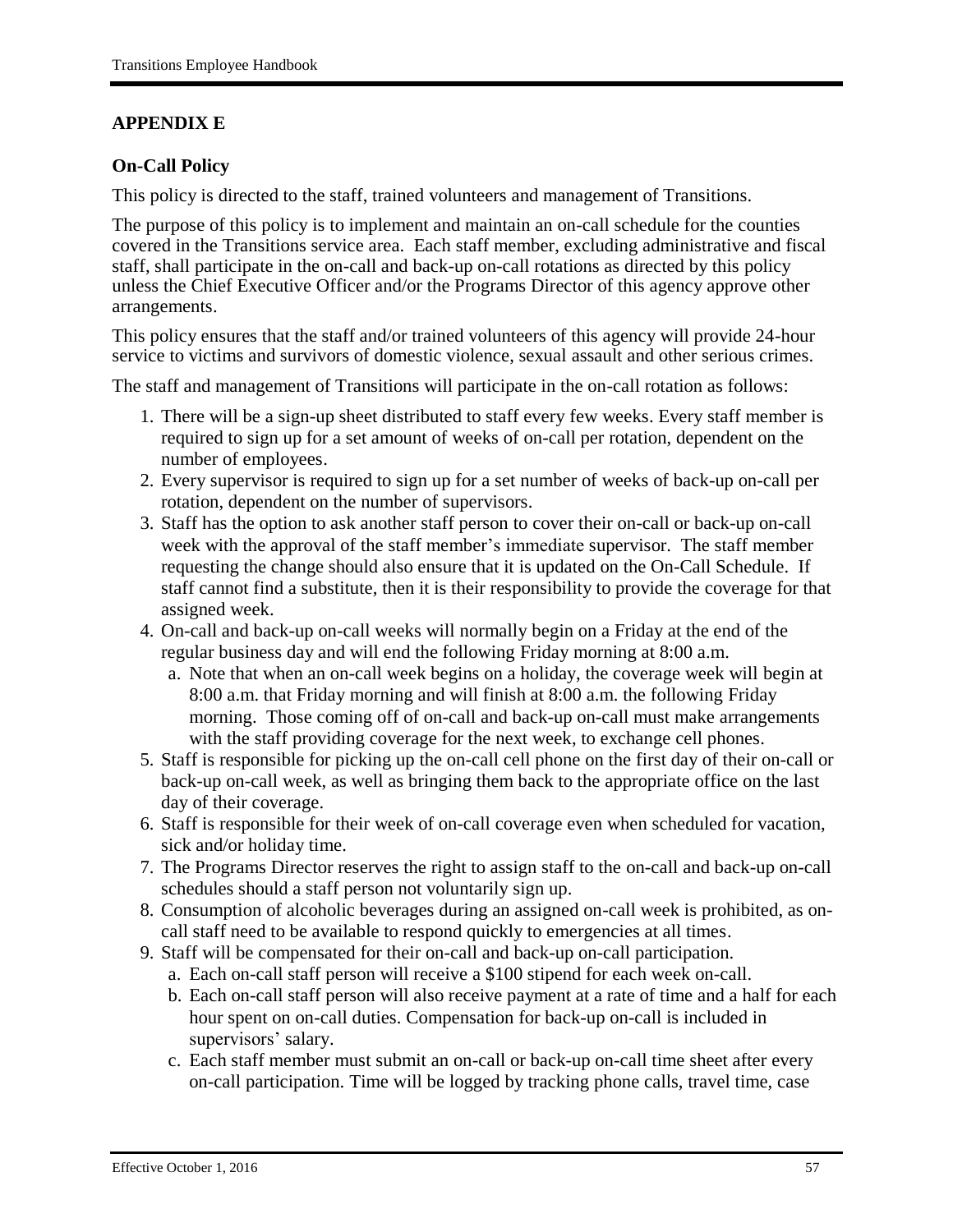## APPENDIX E

### On-Call Policy

This policy is directed to the staff, trained volunteers and management of Transitions.

The purpose of this policy is to implement and maintain an on-call schedule for the counties covered in the Transitions service area. Each staff member, excluding administrative and fiscal staff, shall participate in the on-call and back-up on-call rotations as directed by this policy unless the Chief Executive Officer and/or the Programs Director of this agency approve other arrangements.

This policy ensures that the staff and/or trained volunteers of this agency will provide 24-hour service to victims and survivors of domestic violence, sexual assault and other serious crimes.

The staff and management of Transitions will participate in the on-call rotation as follows:

1. There will be a sign-up sheet distributed to staff every few weeks. Every staff member is required to sign up for a set amount of weeks of on-call per rotation, dependent on the number of employees.
2. Every supervisor is required to sign up for a set number of weeks of back-up on-call per rotation, dependent on the number of supervisors.
3. Staff has the option to ask another staff person to cover their on-call or back-up on-call week with the approval of the staff member's immediate supervisor. The staff member requesting the change should also ensure that it is updated on the On-Call Schedule. If staff cannot find a substitute, then it is their responsibility to provide the coverage for that assigned week.
4. On-call and back-up on-call weeks will normally begin on a Friday at the end of the regular business day and will end the following Friday morning at 8:00 a.m.
   a. Note that when an on-call week begins on a holiday, the coverage week will begin at 8:00 a.m. that Friday morning and will finish at 8:00 a.m. the following Friday morning. Those coming off of on-call and back-up on-call must make arrangements with the staff providing coverage for the next week, to exchange cell phones.
5. Staff is responsible for picking up the on-call cell phone on the first day of their on-call or back-up on-call week, as well as bringing them back to the appropriate office on the last day of their coverage.
6. Staff is responsible for their week of on-call coverage even when scheduled for vacation, sick and/or holiday time.
7. The Programs Director reserves the right to assign staff to the on-call and back-up on-call schedules should a staff person not voluntarily sign up.
8. Consumption of alcoholic beverages during an assigned on-call week is prohibited, as on-call staff need to be available to respond quickly to emergencies at all times.
9. Staff will be compensated for their on-call and back-up on-call participation.
   a. Each on-call staff person will receive a $100 stipend for each week on-call.
   b. Each on-call staff person will also receive payment at a rate of time and a half for each hour spent on on-call duties. Compensation for back-up on-call is included in supervisors' salary.
   c. Each staff member must submit an on-call or back-up on-call time sheet after every on-call participation. Time will be logged by tracking phone calls, travel time, case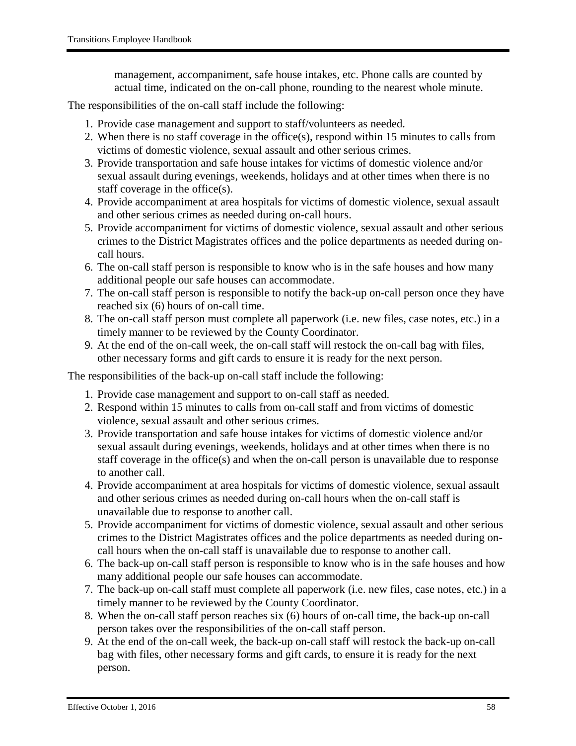management, accompaniment, safe house intakes, etc. Phone calls are counted by actual time, indicated on the on-call phone, rounding to the nearest whole minute.

The responsibilities of the on-call staff include the following:

1. Provide case management and support to staff/volunteers as needed.
2. When there is no staff coverage in the office(s), respond within 15 minutes to calls from victims of domestic violence, sexual assault and other serious crimes.
3. Provide transportation and safe house intakes for victims of domestic violence and/or sexual assault during evenings, weekends, holidays and at other times when there is no staff coverage in the office(s).
4. Provide accompaniment at area hospitals for victims of domestic violence, sexual assault and other serious crimes as needed during on-call hours.
5. Provide accompaniment for victims of domestic violence, sexual assault and other serious crimes to the District Magistrates offices and the police departments as needed during on-call hours.
6. The on-call staff person is responsible to know who is in the safe houses and how many additional people our safe houses can accommodate.
7. The on-call staff person is responsible to notify the back-up on-call person once they have reached six (6) hours of on-call time.
8. The on-call staff person must complete all paperwork (i.e. new files, case notes, etc.) in a timely manner to be reviewed by the County Coordinator.
9. At the end of the on-call week, the on-call staff will restock the on-call bag with files, other necessary forms and gift cards to ensure it is ready for the next person.

The responsibilities of the back-up on-call staff include the following:

1. Provide case management and support to on-call staff as needed.
2. Respond within 15 minutes to calls from on-call staff and from victims of domestic violence, sexual assault and other serious crimes.
3. Provide transportation and safe house intakes for victims of domestic violence and/or sexual assault during evenings, weekends, holidays and at other times when there is no staff coverage in the office(s) and when the on-call person is unavailable due to response to another call.
4. Provide accompaniment at area hospitals for victims of domestic violence, sexual assault and other serious crimes as needed during on-call hours when the on-call staff is unavailable due to response to another call.
5. Provide accompaniment for victims of domestic violence, sexual assault and other serious crimes to the District Magistrates offices and the police departments as needed during on-call hours when the on-call staff is unavailable due to response to another call.
6. The back-up on-call staff person is responsible to know who is in the safe houses and how many additional people our safe houses can accommodate.
7. The back-up on-call staff must complete all paperwork (i.e. new files, case notes, etc.) in a timely manner to be reviewed by the County Coordinator.
8. When the on-call staff person reaches six (6) hours of on-call time, the back-up on-call person takes over the responsibilities of the on-call staff person.
9. At the end of the on-call week, the back-up on-call staff will restock the back-up on-call bag with files, other necessary forms and gift cards, to ensure it is ready for the next person.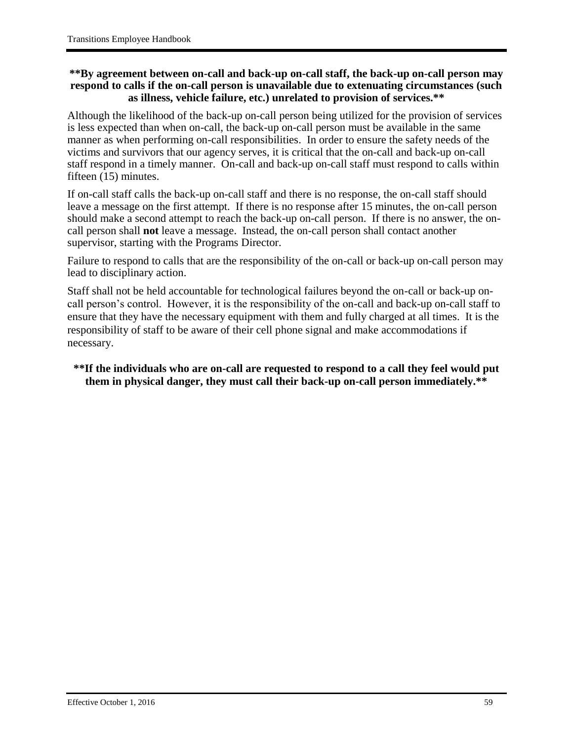**\*\*By agreement between on-call and back-up on-call staff, the back-up on-call person may respond to calls if the on-call person is unavailable due to extenuating circumstances (such as illness, vehicle failure, etc.) unrelated to provision of services.\*\***

Although the likelihood of the back-up on-call person being utilized for the provision of services is less expected than when on-call, the back-up on-call person must be available in the same manner as when performing on-call responsibilities. In order to ensure the safety needs of the victims and survivors that our agency serves, it is critical that the on-call and back-up on-call staff respond in a timely manner. On-call and back-up on-call staff must respond to calls within fifteen (15) minutes.

If on-call staff calls the back-up on-call staff and there is no response, the on-call staff should leave a message on the first attempt. If there is no response after 15 minutes, the on-call person should make a second attempt to reach the back-up on-call person. If there is no answer, the on-call person shall **not** leave a message. Instead, the on-call person shall contact another supervisor, starting with the Programs Director.

Failure to respond to calls that are the responsibility of the on-call or back-up on-call person may lead to disciplinary action.

Staff shall not be held accountable for technological failures beyond the on-call or back-up on-call person's control. However, it is the responsibility of the on-call and back-up on-call staff to ensure that they have the necessary equipment with them and fully charged at all times. It is the responsibility of staff to be aware of their cell phone signal and make accommodations if necessary.

**\*\*If the individuals who are on-call are requested to respond to a call they feel would put them in physical danger, they must call their back-up on-call person immediately.\*\***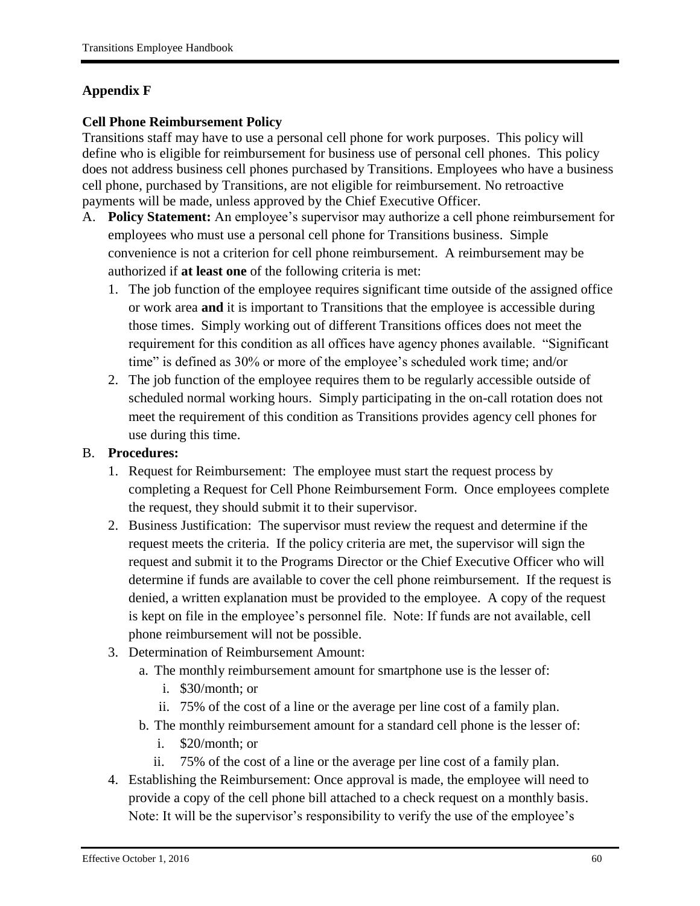## Appendix F

### Cell Phone Reimbursement Policy

Transitions staff may have to use a personal cell phone for work purposes. This policy will define who is eligible for reimbursement for business use of personal cell phones. This policy does not address business cell phones purchased by Transitions. Employees who have a business cell phone, purchased by Transitions, are not eligible for reimbursement. No retroactive payments will be made, unless approved by the Chief Executive Officer.

A. **Policy Statement:** An employee's supervisor may authorize a cell phone reimbursement for employees who must use a personal cell phone for Transitions business. Simple convenience is not a criterion for cell phone reimbursement. A reimbursement may be authorized if **at least one** of the following criteria is met:
   1. The job function of the employee requires significant time outside of the assigned office or work area **and** it is important to Transitions that the employee is accessible during those times. Simply working out of different Transitions offices does not meet the requirement for this condition as all offices have agency phones available. "Significant time" is defined as 30% or more of the employee's scheduled work time; and/or
   2. The job function of the employee requires them to be regularly accessible outside of scheduled normal working hours. Simply participating in the on-call rotation does not meet the requirement of this condition as Transitions provides agency cell phones for use during this time.

B. **Procedures:**
   1. Request for Reimbursement: The employee must start the request process by completing a Request for Cell Phone Reimbursement Form. Once employees complete the request, they should submit it to their supervisor.
   2. Business Justification: The supervisor must review the request and determine if the request meets the criteria. If the policy criteria are met, the supervisor will sign the request and submit it to the Programs Director or the Chief Executive Officer who will determine if funds are available to cover the cell phone reimbursement. If the request is denied, a written explanation must be provided to the employee. A copy of the request is kept on file in the employee's personnel file. Note: If funds are not available, cell phone reimbursement will not be possible.
   3. Determination of Reimbursement Amount:
      a. The monthly reimbursement amount for smartphone use is the lesser of:
         i. $30/month; or
         ii. 75% of the cost of a line or the average per line cost of a family plan.
      b. The monthly reimbursement amount for a standard cell phone is the lesser of:
         i. $20/month; or
         ii. 75% of the cost of a line or the average per line cost of a family plan.
   4. Establishing the Reimbursement: Once approval is made, the employee will need to provide a copy of the cell phone bill attached to a check request on a monthly basis. Note: It will be the supervisor's responsibility to verify the use of the employee's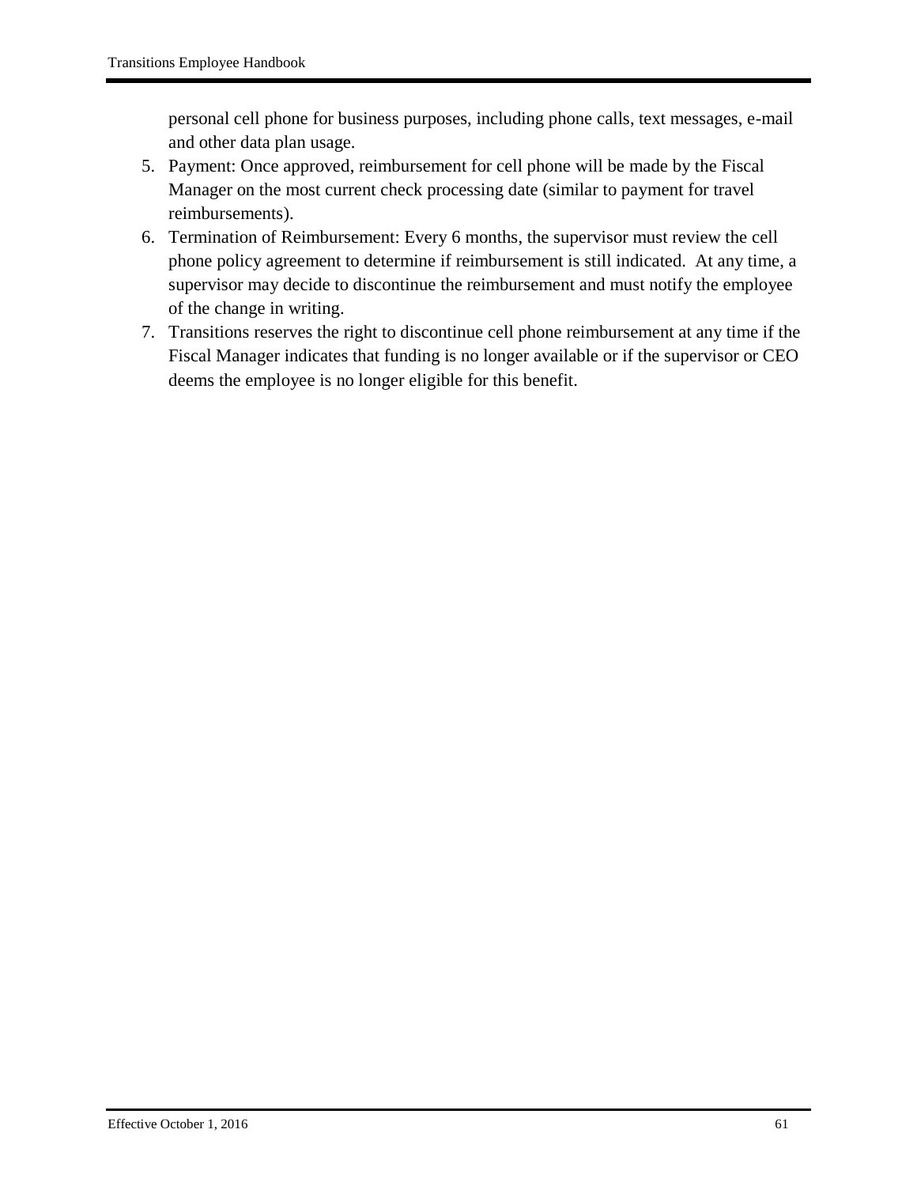personal cell phone for business purposes, including phone calls, text messages, e-mail and other data plan usage.

5. Payment: Once approved, reimbursement for cell phone will be made by the Fiscal Manager on the most current check processing date (similar to payment for travel reimbursements).
6. Termination of Reimbursement: Every 6 months, the supervisor must review the cell phone policy agreement to determine if reimbursement is still indicated. At any time, a supervisor may decide to discontinue the reimbursement and must notify the employee of the change in writing.
7. Transitions reserves the right to discontinue cell phone reimbursement at any time if the Fiscal Manager indicates that funding is no longer available or if the supervisor or CEO deems the employee is no longer eligible for this benefit.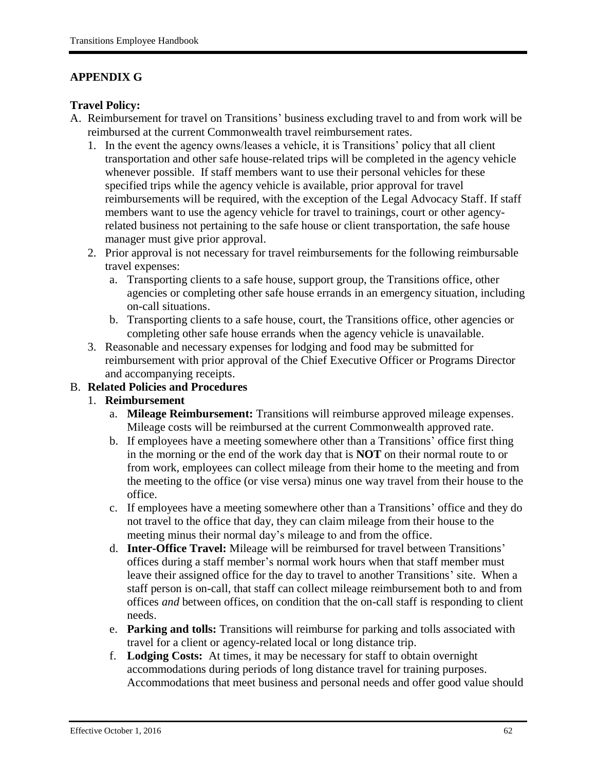## APPENDIX G

### Travel Policy:

A. Reimbursement for travel on Transitions' business excluding travel to and from work will be reimbursed at the current Commonwealth travel reimbursement rates.
   1. In the event the agency owns/leases a vehicle, it is Transitions' policy that all client transportation and other safe house-related trips will be completed in the agency vehicle whenever possible. If staff members want to use their personal vehicles for these specified trips while the agency vehicle is available, prior approval for travel reimbursements will be required, with the exception of the Legal Advocacy Staff. If staff members want to use the agency vehicle for travel to trainings, court or other agency-related business not pertaining to the safe house or client transportation, the safe house manager must give prior approval.
   2. Prior approval is not necessary for travel reimbursements for the following reimbursable travel expenses:
      a. Transporting clients to a safe house, support group, the Transitions office, other agencies or completing other safe house errands in an emergency situation, including on-call situations.
      b. Transporting clients to a safe house, court, the Transitions office, other agencies or completing other safe house errands when the agency vehicle is unavailable.
   3. Reasonable and necessary expenses for lodging and food may be submitted for reimbursement with prior approval of the Chief Executive Officer or Programs Director and accompanying receipts.

B. **Related Policies and Procedures**
   1. **Reimbursement**
      a. **Mileage Reimbursement:** Transitions will reimburse approved mileage expenses. Mileage costs will be reimbursed at the current Commonwealth approved rate.
      b. If employees have a meeting somewhere other than a Transitions' office first thing in the morning or the end of the work day that is **NOT** on their normal route to or from work, employees can collect mileage from their home to the meeting and from the meeting to the office (or vise versa) minus one way travel from their house to the office.
      c. If employees have a meeting somewhere other than a Transitions' office and they do not travel to the office that day, they can claim mileage from their house to the meeting minus their normal day's mileage to and from the office.
      d. **Inter-Office Travel:** Mileage will be reimbursed for travel between Transitions' offices during a staff member's normal work hours when that staff member must leave their assigned office for the day to travel to another Transitions' site. When a staff person is on-call, that staff can collect mileage reimbursement both to and from offices *and* between offices, on condition that the on-call staff is responding to client needs.
      e. **Parking and tolls:** Transitions will reimburse for parking and tolls associated with travel for a client or agency-related local or long distance trip.
      f. **Lodging Costs:** At times, it may be necessary for staff to obtain overnight accommodations during periods of long distance travel for training purposes. Accommodations that meet business and personal needs and offer good value should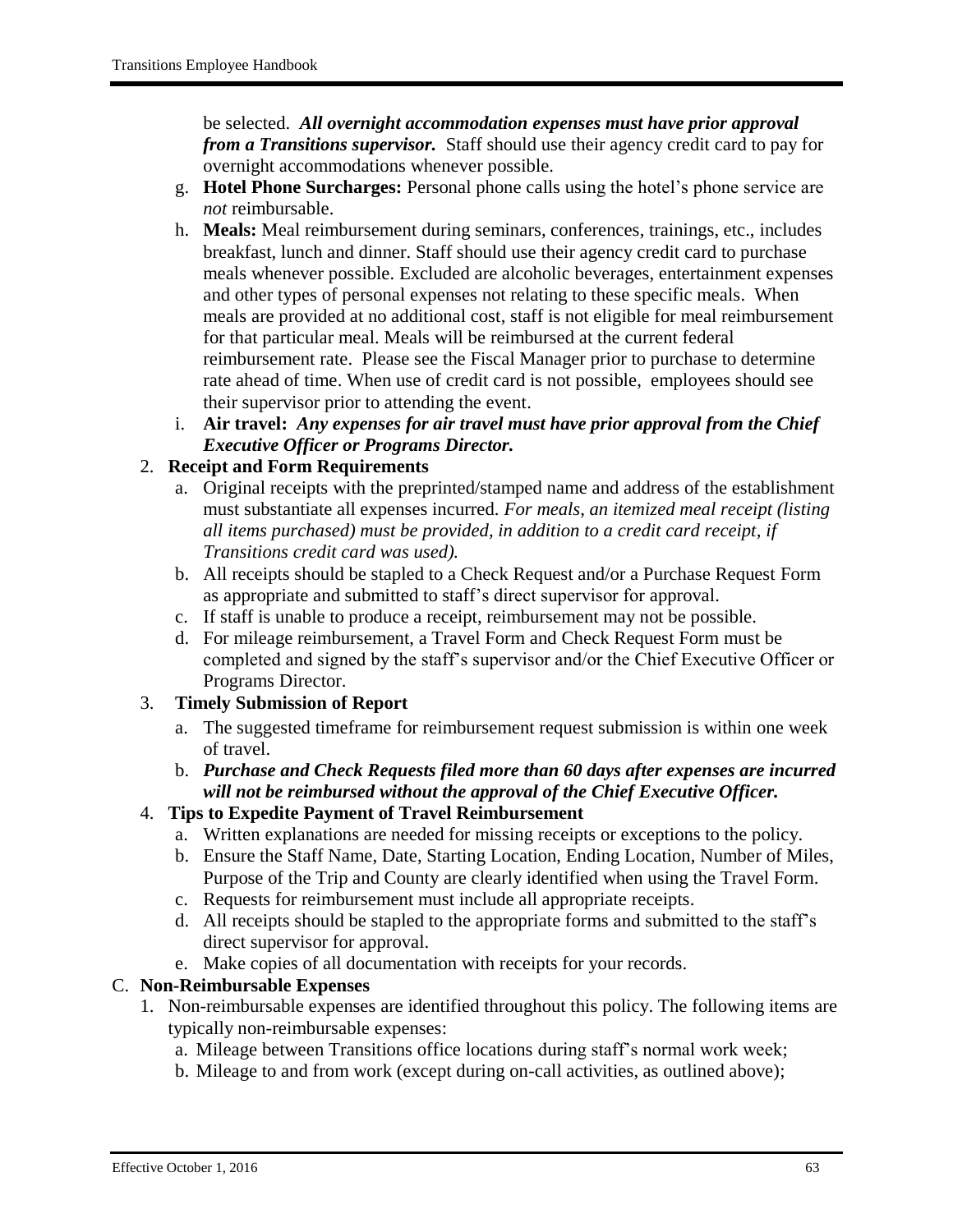be selected. ***All overnight accommodation expenses must have prior approval from a Transitions supervisor.*** Staff should use their agency credit card to pay for overnight accommodations whenever possible.

g. **Hotel Phone Surcharges:** Personal phone calls using the hotel's phone service are *not* reimbursable.

h. **Meals:** Meal reimbursement during seminars, conferences, trainings, etc., includes breakfast, lunch and dinner. Staff should use their agency credit card to purchase meals whenever possible. Excluded are alcoholic beverages, entertainment expenses and other types of personal expenses not relating to these specific meals. When meals are provided at no additional cost, staff is not eligible for meal reimbursement for that particular meal. Meals will be reimbursed at the current federal reimbursement rate. Please see the Fiscal Manager prior to purchase to determine rate ahead of time. When use of credit card is not possible, employees should see their supervisor prior to attending the event.

i. **Air travel:** ***Any expenses for air travel must have prior approval from the Chief Executive Officer or Programs Director.***

2. **Receipt and Form Requirements**
   a. Original receipts with the preprinted/stamped name and address of the establishment must substantiate all expenses incurred. *For meals, an itemized meal receipt (listing all items purchased) must be provided, in addition to a credit card receipt, if Transitions credit card was used).*
   b. All receipts should be stapled to a Check Request and/or a Purchase Request Form as appropriate and submitted to staff's direct supervisor for approval.
   c. If staff is unable to produce a receipt, reimbursement may not be possible.
   d. For mileage reimbursement, a Travel Form and Check Request Form must be completed and signed by the staff's supervisor and/or the Chief Executive Officer or Programs Director.

3. **Timely Submission of Report**
   a. The suggested timeframe for reimbursement request submission is within one week of travel.
   b. ***Purchase and Check Requests filed more than 60 days after expenses are incurred will not be reimbursed without the approval of the Chief Executive Officer.***

4. **Tips to Expedite Payment of Travel Reimbursement**
   a. Written explanations are needed for missing receipts or exceptions to the policy.
   b. Ensure the Staff Name, Date, Starting Location, Ending Location, Number of Miles, Purpose of the Trip and County are clearly identified when using the Travel Form.
   c. Requests for reimbursement must include all appropriate receipts.
   d. All receipts should be stapled to the appropriate forms and submitted to the staff's direct supervisor for approval.
   e. Make copies of all documentation with receipts for your records.

C. **Non-Reimbursable Expenses**

1. Non-reimbursable expenses are identified throughout this policy. The following items are typically non-reimbursable expenses:
   a. Mileage between Transitions office locations during staff's normal work week;
   b. Mileage to and from work (except during on-call activities, as outlined above);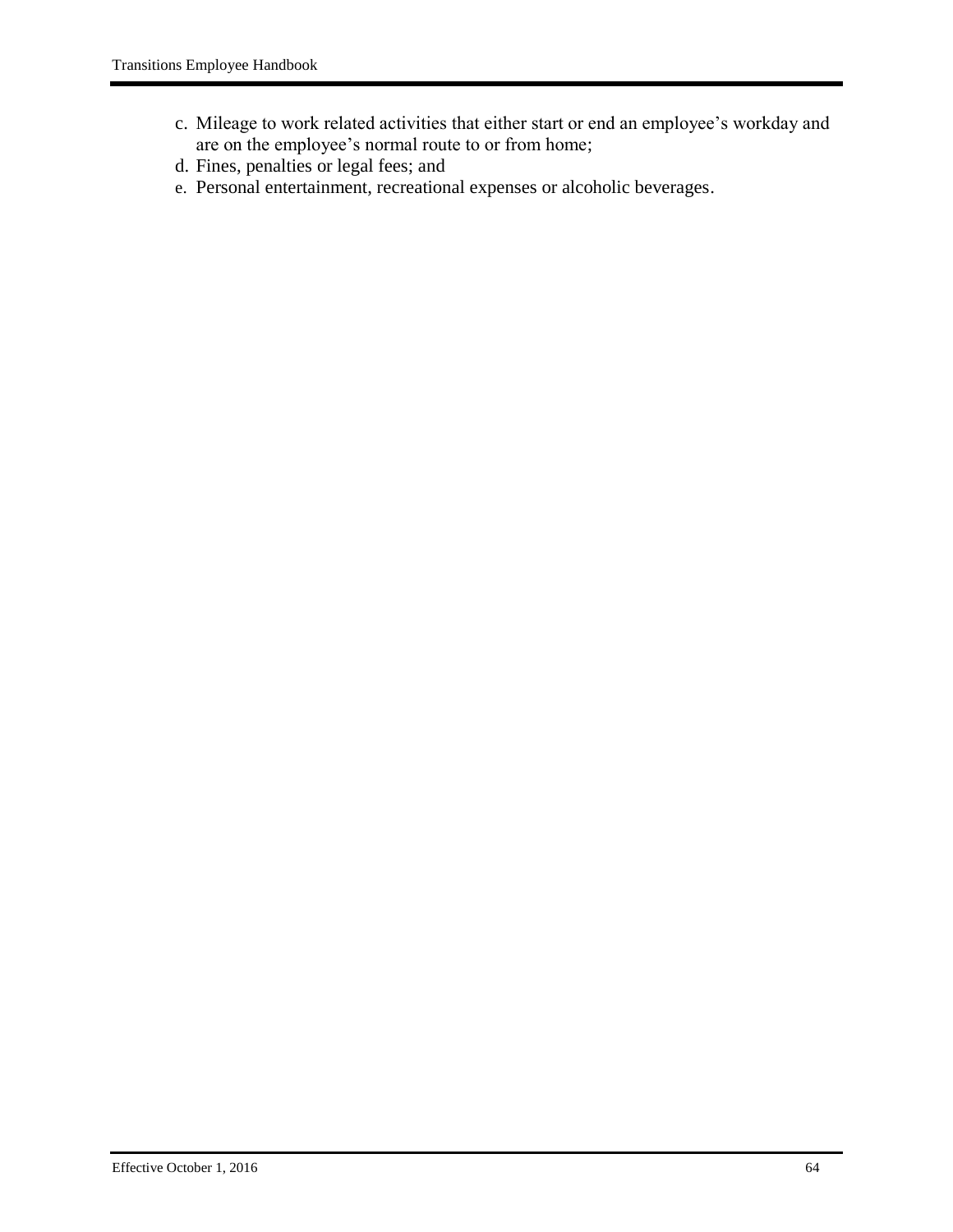c. Mileage to work related activities that either start or end an employee's workday and are on the employee's normal route to or from home;
d. Fines, penalties or legal fees; and
e. Personal entertainment, recreational expenses or alcoholic beverages.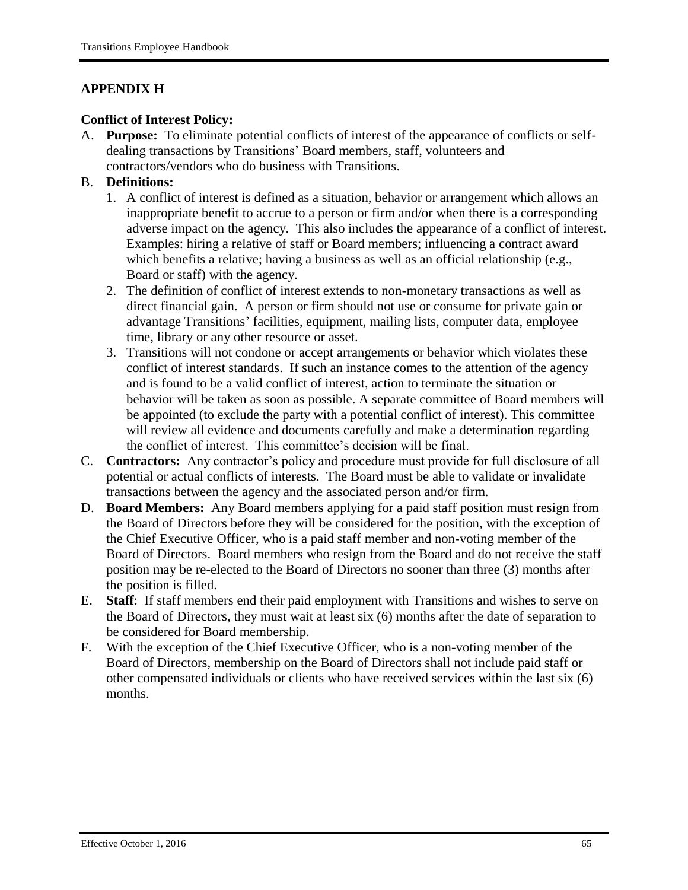## APPENDIX H

**Conflict of Interest Policy:**

A. **Purpose:** To eliminate potential conflicts of interest of the appearance of conflicts or self-dealing transactions by Transitions' Board members, staff, volunteers and contractors/vendors who do business with Transitions.

B. **Definitions:**

   1. A conflict of interest is defined as a situation, behavior or arrangement which allows an inappropriate benefit to accrue to a person or firm and/or when there is a corresponding adverse impact on the agency. This also includes the appearance of a conflict of interest. Examples: hiring a relative of staff or Board members; influencing a contract award which benefits a relative; having a business as well as an official relationship (e.g., Board or staff) with the agency.
   2. The definition of conflict of interest extends to non-monetary transactions as well as direct financial gain. A person or firm should not use or consume for private gain or advantage Transitions' facilities, equipment, mailing lists, computer data, employee time, library or any other resource or asset.
   3. Transitions will not condone or accept arrangements or behavior which violates these conflict of interest standards. If such an instance comes to the attention of the agency and is found to be a valid conflict of interest, action to terminate the situation or behavior will be taken as soon as possible. A separate committee of Board members will be appointed (to exclude the party with a potential conflict of interest). This committee will review all evidence and documents carefully and make a determination regarding the conflict of interest. This committee's decision will be final.

C. **Contractors:** Any contractor's policy and procedure must provide for full disclosure of all potential or actual conflicts of interests. The Board must be able to validate or invalidate transactions between the agency and the associated person and/or firm.

D. **Board Members:** Any Board members applying for a paid staff position must resign from the Board of Directors before they will be considered for the position, with the exception of the Chief Executive Officer, who is a paid staff member and non-voting member of the Board of Directors. Board members who resign from the Board and do not receive the staff position may be re-elected to the Board of Directors no sooner than three (3) months after the position is filled.

E. **Staff**: If staff members end their paid employment with Transitions and wishes to serve on the Board of Directors, they must wait at least six (6) months after the date of separation to be considered for Board membership.

F. With the exception of the Chief Executive Officer, who is a non-voting member of the Board of Directors, membership on the Board of Directors shall not include paid staff or other compensated individuals or clients who have received services within the last six (6) months.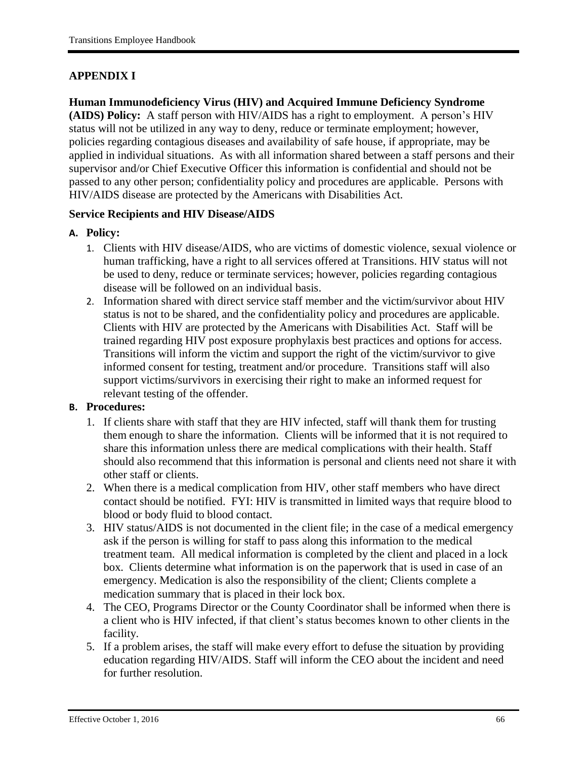## APPENDIX I

**Human Immunodeficiency Virus (HIV) and Acquired Immune Deficiency Syndrome (AIDS) Policy:** A staff person with HIV/AIDS has a right to employment. A person's HIV status will not be utilized in any way to deny, reduce or terminate employment; however, policies regarding contagious diseases and availability of safe house, if appropriate, may be applied in individual situations. As with all information shared between a staff persons and their supervisor and/or Chief Executive Officer this information is confidential and should not be passed to any other person; confidentiality policy and procedures are applicable. Persons with HIV/AIDS disease are protected by the Americans with Disabilities Act.

### Service Recipients and HIV Disease/AIDS

**A. Policy:**

1. Clients with HIV disease/AIDS, who are victims of domestic violence, sexual violence or human trafficking, have a right to all services offered at Transitions. HIV status will not be used to deny, reduce or terminate services; however, policies regarding contagious disease will be followed on an individual basis.
2. Information shared with direct service staff member and the victim/survivor about HIV status is not to be shared, and the confidentiality policy and procedures are applicable. Clients with HIV are protected by the Americans with Disabilities Act. Staff will be trained regarding HIV post exposure prophylaxis best practices and options for access. Transitions will inform the victim and support the right of the victim/survivor to give informed consent for testing, treatment and/or procedure. Transitions staff will also support victims/survivors in exercising their right to make an informed request for relevant testing of the offender.

**B. Procedures:**

1. If clients share with staff that they are HIV infected, staff will thank them for trusting them enough to share the information. Clients will be informed that it is not required to share this information unless there are medical complications with their health. Staff should also recommend that this information is personal and clients need not share it with other staff or clients.
2. When there is a medical complication from HIV, other staff members who have direct contact should be notified. FYI: HIV is transmitted in limited ways that require blood to blood or body fluid to blood contact.
3. HIV status/AIDS is not documented in the client file; in the case of a medical emergency ask if the person is willing for staff to pass along this information to the medical treatment team. All medical information is completed by the client and placed in a lock box. Clients determine what information is on the paperwork that is used in case of an emergency. Medication is also the responsibility of the client; Clients complete a medication summary that is placed in their lock box.
4. The CEO, Programs Director or the County Coordinator shall be informed when there is a client who is HIV infected, if that client's status becomes known to other clients in the facility.
5. If a problem arises, the staff will make every effort to defuse the situation by providing education regarding HIV/AIDS. Staff will inform the CEO about the incident and need for further resolution.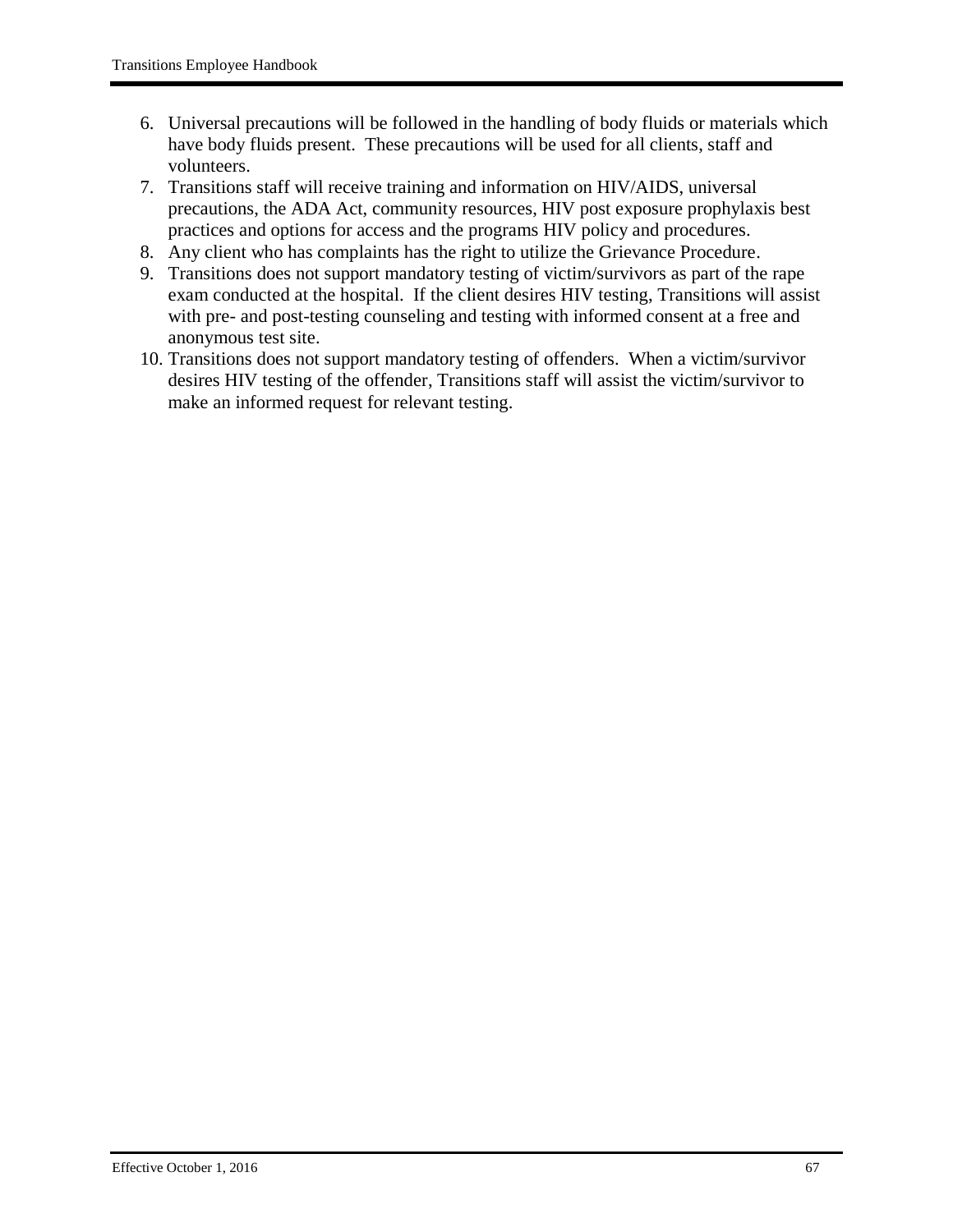6. Universal precautions will be followed in the handling of body fluids or materials which have body fluids present. These precautions will be used for all clients, staff and volunteers.
7. Transitions staff will receive training and information on HIV/AIDS, universal precautions, the ADA Act, community resources, HIV post exposure prophylaxis best practices and options for access and the programs HIV policy and procedures.
8. Any client who has complaints has the right to utilize the Grievance Procedure.
9. Transitions does not support mandatory testing of victim/survivors as part of the rape exam conducted at the hospital. If the client desires HIV testing, Transitions will assist with pre- and post-testing counseling and testing with informed consent at a free and anonymous test site.
10. Transitions does not support mandatory testing of offenders. When a victim/survivor desires HIV testing of the offender, Transitions staff will assist the victim/survivor to make an informed request for relevant testing.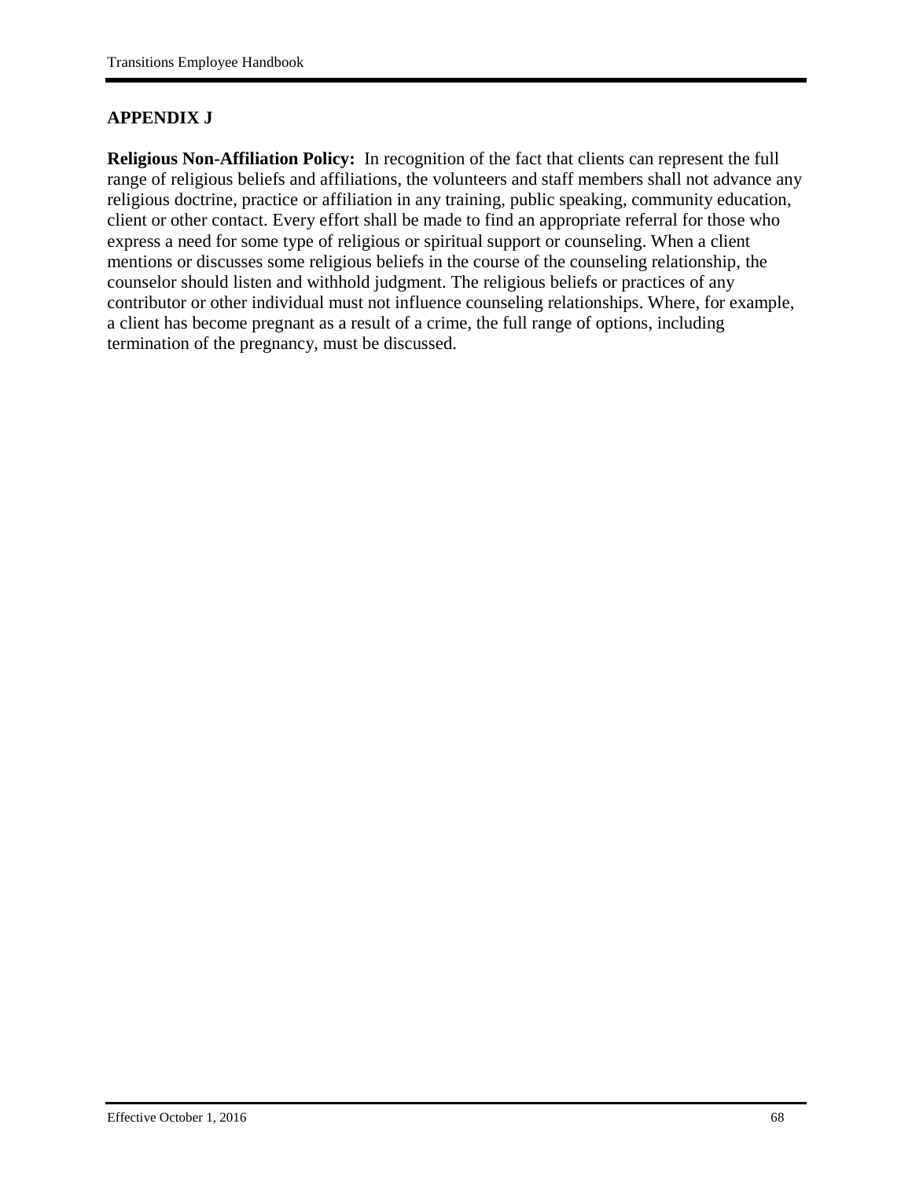## APPENDIX J

**Religious Non-Affiliation Policy:** In recognition of the fact that clients can represent the full range of religious beliefs and affiliations, the volunteers and staff members shall not advance any religious doctrine, practice or affiliation in any training, public speaking, community education, client or other contact. Every effort shall be made to find an appropriate referral for those who express a need for some type of religious or spiritual support or counseling. When a client mentions or discusses some religious beliefs in the course of the counseling relationship, the counselor should listen and withhold judgment. The religious beliefs or practices of any contributor or other individual must not influence counseling relationships. Where, for example, a client has become pregnant as a result of a crime, the full range of options, including termination of the pregnancy, must be discussed.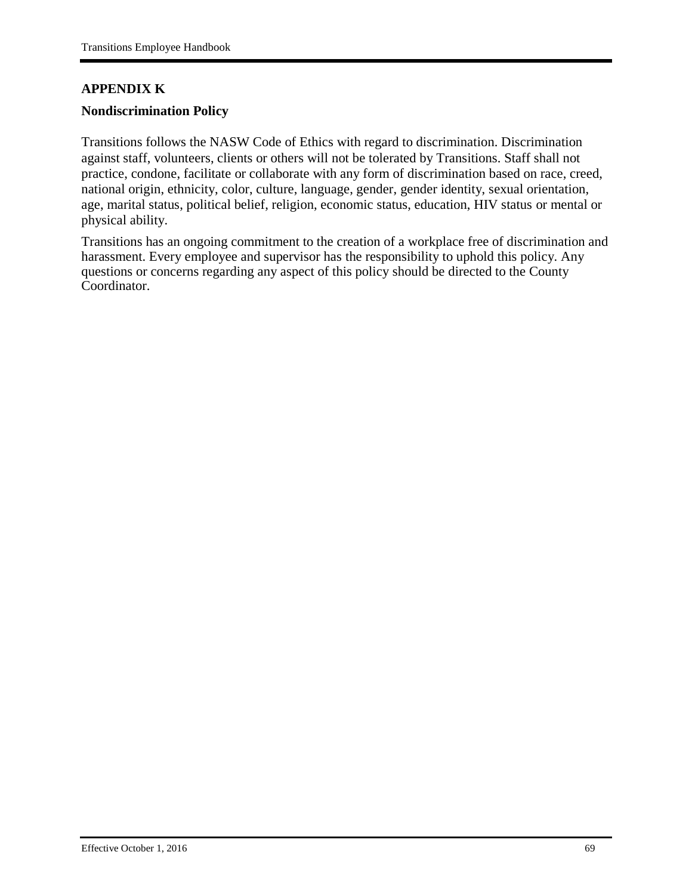## APPENDIX K

### Nondiscrimination Policy

Transitions follows the NASW Code of Ethics with regard to discrimination. Discrimination against staff, volunteers, clients or others will not be tolerated by Transitions. Staff shall not practice, condone, facilitate or collaborate with any form of discrimination based on race, creed, national origin, ethnicity, color, culture, language, gender, gender identity, sexual orientation, age, marital status, political belief, religion, economic status, education, HIV status or mental or physical ability.

Transitions has an ongoing commitment to the creation of a workplace free of discrimination and harassment. Every employee and supervisor has the responsibility to uphold this policy. Any questions or concerns regarding any aspect of this policy should be directed to the County Coordinator.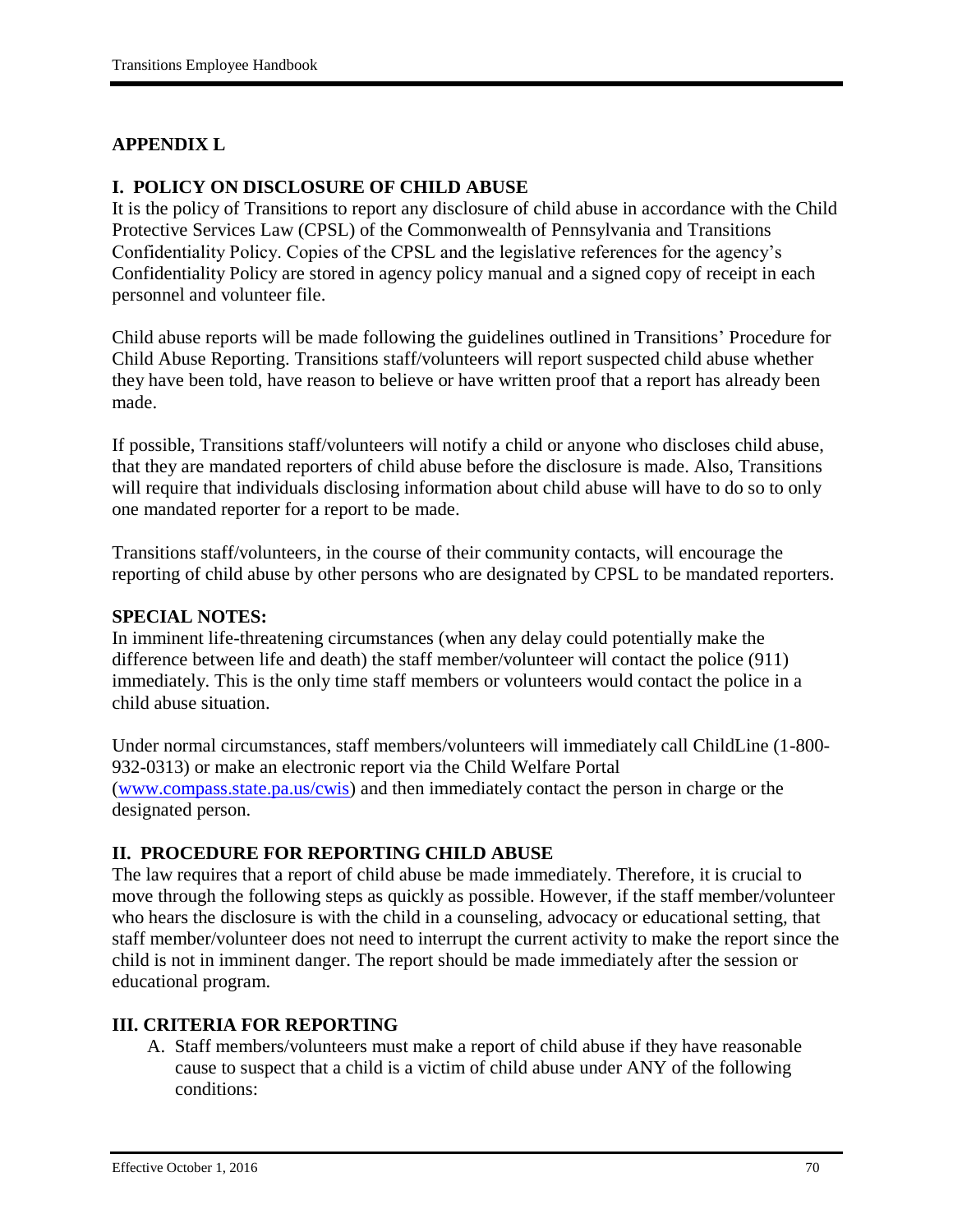## APPENDIX L

### I. POLICY ON DISCLOSURE OF CHILD ABUSE

It is the policy of Transitions to report any disclosure of child abuse in accordance with the Child Protective Services Law (CPSL) of the Commonwealth of Pennsylvania and Transitions Confidentiality Policy. Copies of the CPSL and the legislative references for the agency's Confidentiality Policy are stored in agency policy manual and a signed copy of receipt in each personnel and volunteer file.

Child abuse reports will be made following the guidelines outlined in Transitions' Procedure for Child Abuse Reporting. Transitions staff/volunteers will report suspected child abuse whether they have been told, have reason to believe or have written proof that a report has already been made.

If possible, Transitions staff/volunteers will notify a child or anyone who discloses child abuse, that they are mandated reporters of child abuse before the disclosure is made. Also, Transitions will require that individuals disclosing information about child abuse will have to do so to only one mandated reporter for a report to be made.

Transitions staff/volunteers, in the course of their community contacts, will encourage the reporting of child abuse by other persons who are designated by CPSL to be mandated reporters.

**SPECIAL NOTES:**

In imminent life-threatening circumstances (when any delay could potentially make the difference between life and death) the staff member/volunteer will contact the police (911) immediately. This is the only time staff members or volunteers would contact the police in a child abuse situation.

Under normal circumstances, staff members/volunteers will immediately call ChildLine (1-800-932-0313) or make an electronic report via the Child Welfare Portal ([www.compass.state.pa.us/cwis](www.compass.state.pa.us/cwis)) and then immediately contact the person in charge or the designated person.

### II. PROCEDURE FOR REPORTING CHILD ABUSE

The law requires that a report of child abuse be made immediately. Therefore, it is crucial to move through the following steps as quickly as possible. However, if the staff member/volunteer who hears the disclosure is with the child in a counseling, advocacy or educational setting, that staff member/volunteer does not need to interrupt the current activity to make the report since the child is not in imminent danger. The report should be made immediately after the session or educational program.

### III. CRITERIA FOR REPORTING

A. Staff members/volunteers must make a report of child abuse if they have reasonable cause to suspect that a child is a victim of child abuse under ANY of the following conditions: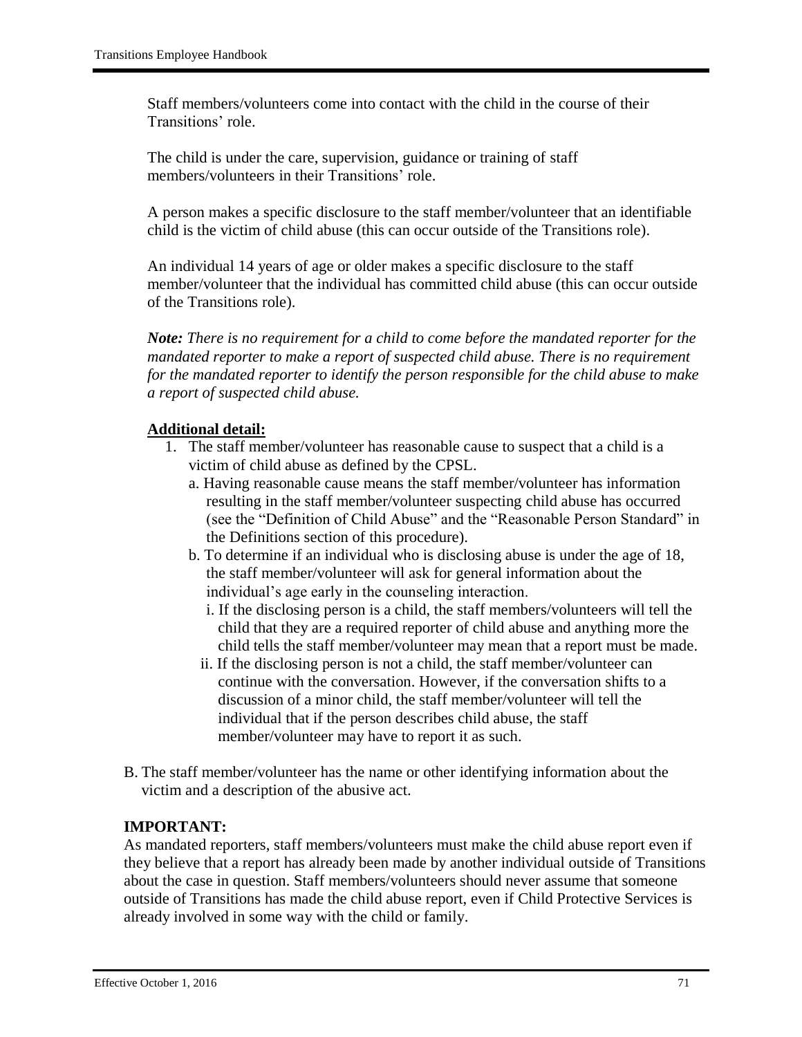Staff members/volunteers come into contact with the child in the course of their Transitions' role.

The child is under the care, supervision, guidance or training of staff members/volunteers in their Transitions' role.

A person makes a specific disclosure to the staff member/volunteer that an identifiable child is the victim of child abuse (this can occur outside of the Transitions role).

An individual 14 years of age or older makes a specific disclosure to the staff member/volunteer that the individual has committed child abuse (this can occur outside of the Transitions role).

***Note:*** *There is no requirement for a child to come before the mandated reporter for the mandated reporter to make a report of suspected child abuse. There is no requirement for the mandated reporter to identify the person responsible for the child abuse to make a report of suspected child abuse.*

**Additional detail:**

1. The staff member/volunteer has reasonable cause to suspect that a child is a victim of child abuse as defined by the CPSL.
   a. Having reasonable cause means the staff member/volunteer has information resulting in the staff member/volunteer suspecting child abuse has occurred (see the "Definition of Child Abuse" and the "Reasonable Person Standard" in the Definitions section of this procedure).
   b. To determine if an individual who is disclosing abuse is under the age of 18, the staff member/volunteer will ask for general information about the individual's age early in the counseling interaction.
      i. If the disclosing person is a child, the staff members/volunteers will tell the child that they are a required reporter of child abuse and anything more the child tells the staff member/volunteer may mean that a report must be made.
      ii. If the disclosing person is not a child, the staff member/volunteer can continue with the conversation. However, if the conversation shifts to a discussion of a minor child, the staff member/volunteer will tell the individual that if the person describes child abuse, the staff member/volunteer may have to report it as such.

B. The staff member/volunteer has the name or other identifying information about the victim and a description of the abusive act.

**IMPORTANT:**
As mandated reporters, staff members/volunteers must make the child abuse report even if they believe that a report has already been made by another individual outside of Transitions about the case in question. Staff members/volunteers should never assume that someone outside of Transitions has made the child abuse report, even if Child Protective Services is already involved in some way with the child or family.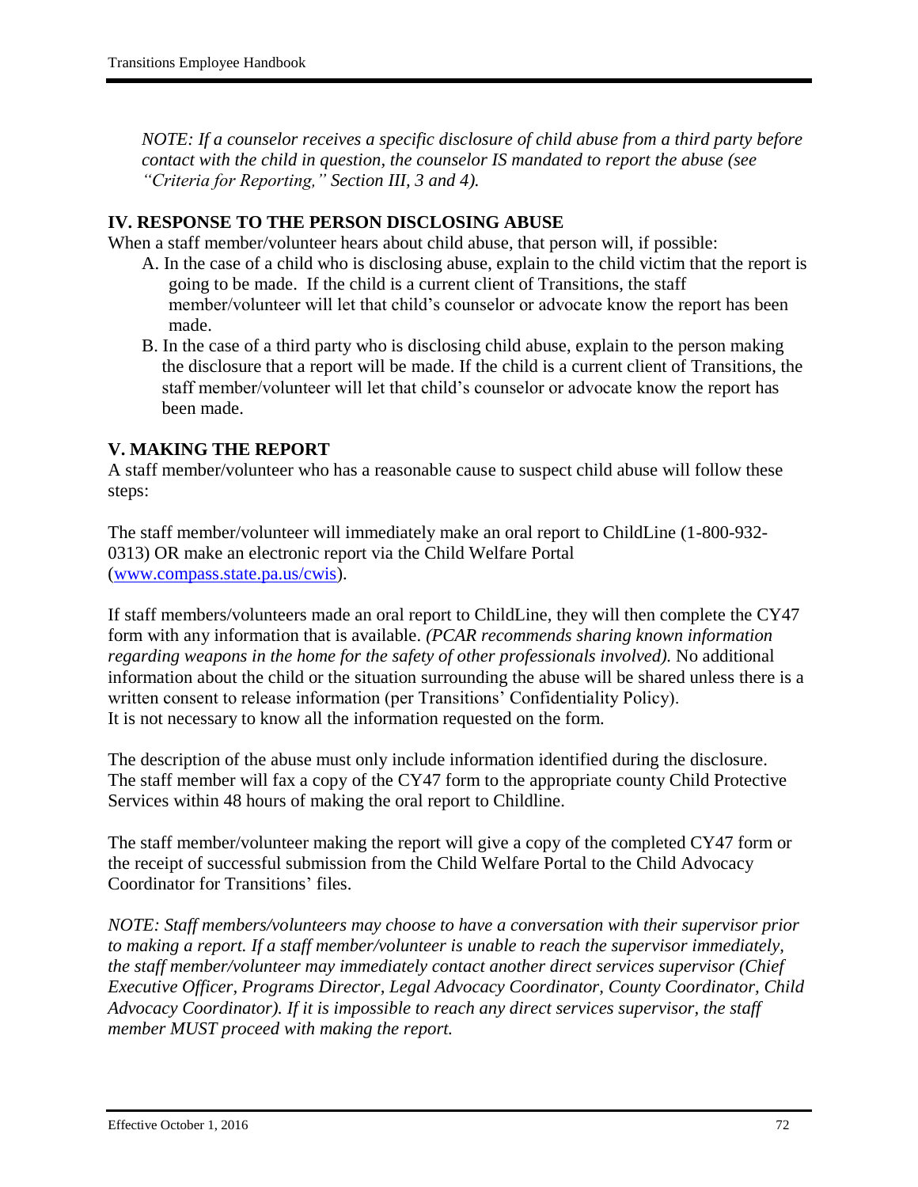*NOTE: If a counselor receives a specific disclosure of child abuse from a third party before contact with the child in question, the counselor IS mandated to report the abuse (see "Criteria for Reporting," Section III, 3 and 4).*

## IV. RESPONSE TO THE PERSON DISCLOSING ABUSE

When a staff member/volunteer hears about child abuse, that person will, if possible:

A. In the case of a child who is disclosing abuse, explain to the child victim that the report is going to be made. If the child is a current client of Transitions, the staff member/volunteer will let that child's counselor or advocate know the report has been made.

B. In the case of a third party who is disclosing child abuse, explain to the person making the disclosure that a report will be made. If the child is a current client of Transitions, the staff member/volunteer will let that child's counselor or advocate know the report has been made.

## V. MAKING THE REPORT

A staff member/volunteer who has a reasonable cause to suspect child abuse will follow these steps:

The staff member/volunteer will immediately make an oral report to ChildLine (1-800-932-0313) OR make an electronic report via the Child Welfare Portal ([www.compass.state.pa.us/cwis](www.compass.state.pa.us/cwis)).

If staff members/volunteers made an oral report to ChildLine, they will then complete the CY47 form with any information that is available. *(PCAR recommends sharing known information regarding weapons in the home for the safety of other professionals involved).* No additional information about the child or the situation surrounding the abuse will be shared unless there is a written consent to release information (per Transitions' Confidentiality Policy). It is not necessary to know all the information requested on the form.

The description of the abuse must only include information identified during the disclosure. The staff member will fax a copy of the CY47 form to the appropriate county Child Protective Services within 48 hours of making the oral report to Childline.

The staff member/volunteer making the report will give a copy of the completed CY47 form or the receipt of successful submission from the Child Welfare Portal to the Child Advocacy Coordinator for Transitions' files.

*NOTE: Staff members/volunteers may choose to have a conversation with their supervisor prior to making a report. If a staff member/volunteer is unable to reach the supervisor immediately, the staff member/volunteer may immediately contact another direct services supervisor (Chief Executive Officer, Programs Director, Legal Advocacy Coordinator, County Coordinator, Child Advocacy Coordinator). If it is impossible to reach any direct services supervisor, the staff member MUST proceed with making the report.*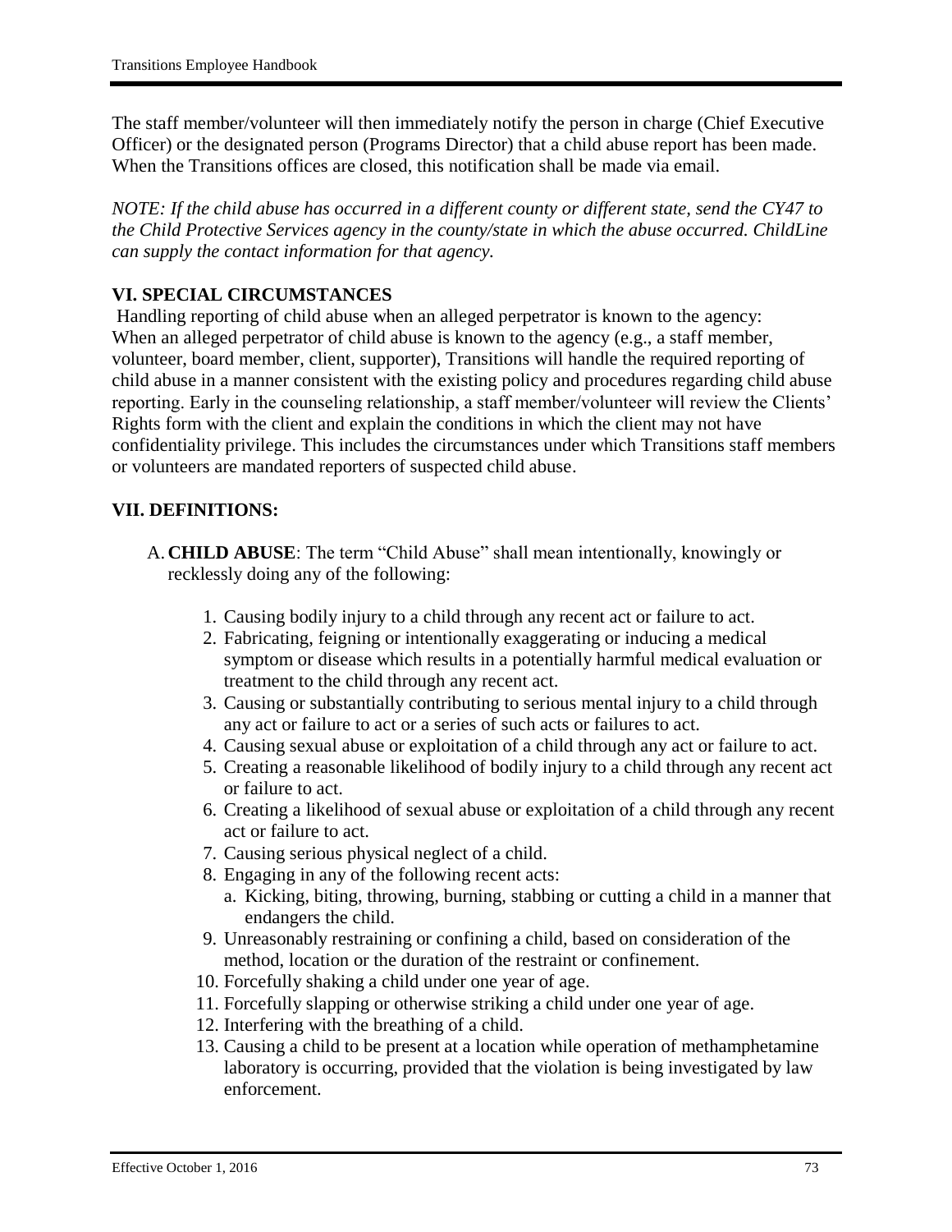The staff member/volunteer will then immediately notify the person in charge (Chief Executive Officer) or the designated person (Programs Director) that a child abuse report has been made. When the Transitions offices are closed, this notification shall be made via email.

*NOTE: If the child abuse has occurred in a different county or different state, send the CY47 to the Child Protective Services agency in the county/state in which the abuse occurred. ChildLine can supply the contact information for that agency.*

## VI. SPECIAL CIRCUMSTANCES

Handling reporting of child abuse when an alleged perpetrator is known to the agency: When an alleged perpetrator of child abuse is known to the agency (e.g., a staff member, volunteer, board member, client, supporter), Transitions will handle the required reporting of child abuse in a manner consistent with the existing policy and procedures regarding child abuse reporting. Early in the counseling relationship, a staff member/volunteer will review the Clients' Rights form with the client and explain the conditions in which the client may not have confidentiality privilege. This includes the circumstances under which Transitions staff members or volunteers are mandated reporters of suspected child abuse.

## VII. DEFINITIONS:

A. **CHILD ABUSE**: The term "Child Abuse" shall mean intentionally, knowingly or recklessly doing any of the following:

1. Causing bodily injury to a child through any recent act or failure to act.
2. Fabricating, feigning or intentionally exaggerating or inducing a medical symptom or disease which results in a potentially harmful medical evaluation or treatment to the child through any recent act.
3. Causing or substantially contributing to serious mental injury to a child through any act or failure to act or a series of such acts or failures to act.
4. Causing sexual abuse or exploitation of a child through any act or failure to act.
5. Creating a reasonable likelihood of bodily injury to a child through any recent act or failure to act.
6. Creating a likelihood of sexual abuse or exploitation of a child through any recent act or failure to act.
7. Causing serious physical neglect of a child.
8. Engaging in any of the following recent acts:
   a. Kicking, biting, throwing, burning, stabbing or cutting a child in a manner that endangers the child.
9. Unreasonably restraining or confining a child, based on consideration of the method, location or the duration of the restraint or confinement.
10. Forcefully shaking a child under one year of age.
11. Forcefully slapping or otherwise striking a child under one year of age.
12. Interfering with the breathing of a child.
13. Causing a child to be present at a location while operation of methamphetamine laboratory is occurring, provided that the violation is being investigated by law enforcement.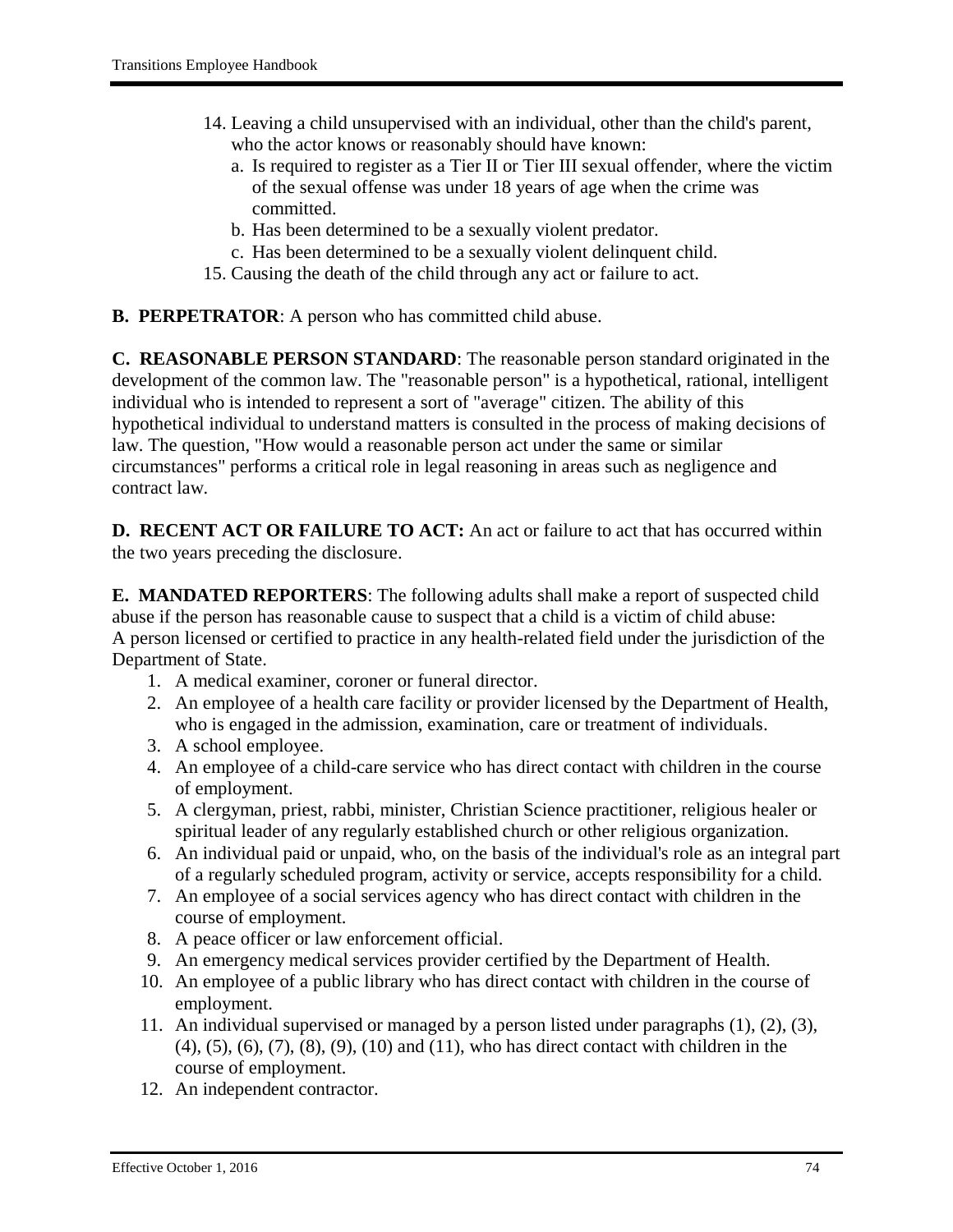14. Leaving a child unsupervised with an individual, other than the child's parent, who the actor knows or reasonably should have known:
    a. Is required to register as a Tier II or Tier III sexual offender, where the victim of the sexual offense was under 18 years of age when the crime was committed.
    b. Has been determined to be a sexually violent predator.
    c. Has been determined to be a sexually violent delinquent child.
15. Causing the death of the child through any act or failure to act.

**B. PERPETRATOR**: A person who has committed child abuse.

**C. REASONABLE PERSON STANDARD**: The reasonable person standard originated in the development of the common law. The "reasonable person" is a hypothetical, rational, intelligent individual who is intended to represent a sort of "average" citizen. The ability of this hypothetical individual to understand matters is consulted in the process of making decisions of law. The question, "How would a reasonable person act under the same or similar circumstances" performs a critical role in legal reasoning in areas such as negligence and contract law.

**D. RECENT ACT OR FAILURE TO ACT:** An act or failure to act that has occurred within the two years preceding the disclosure.

**E. MANDATED REPORTERS**: The following adults shall make a report of suspected child abuse if the person has reasonable cause to suspect that a child is a victim of child abuse: A person licensed or certified to practice in any health-related field under the jurisdiction of the Department of State.

1. A medical examiner, coroner or funeral director.
2. An employee of a health care facility or provider licensed by the Department of Health, who is engaged in the admission, examination, care or treatment of individuals.
3. A school employee.
4. An employee of a child-care service who has direct contact with children in the course of employment.
5. A clergyman, priest, rabbi, minister, Christian Science practitioner, religious healer or spiritual leader of any regularly established church or other religious organization.
6. An individual paid or unpaid, who, on the basis of the individual's role as an integral part of a regularly scheduled program, activity or service, accepts responsibility for a child.
7. An employee of a social services agency who has direct contact with children in the course of employment.
8. A peace officer or law enforcement official.
9. An emergency medical services provider certified by the Department of Health.
10. An employee of a public library who has direct contact with children in the course of employment.
11. An individual supervised or managed by a person listed under paragraphs (1), (2), (3), (4), (5), (6), (7), (8), (9), (10) and (11), who has direct contact with children in the course of employment.
12. An independent contractor.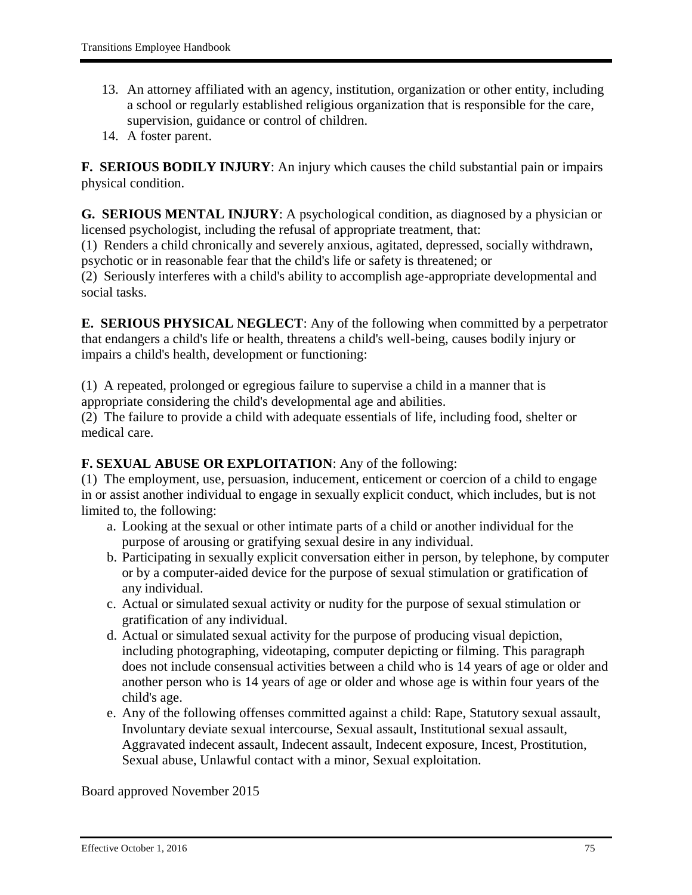13. An attorney affiliated with an agency, institution, organization or other entity, including a school or regularly established religious organization that is responsible for the care, supervision, guidance or control of children.
14. A foster parent.

**F. SERIOUS BODILY INJURY**: An injury which causes the child substantial pain or impairs physical condition.

**G. SERIOUS MENTAL INJURY**: A psychological condition, as diagnosed by a physician or licensed psychologist, including the refusal of appropriate treatment, that:
(1) Renders a child chronically and severely anxious, agitated, depressed, socially withdrawn, psychotic or in reasonable fear that the child's life or safety is threatened; or
(2) Seriously interferes with a child's ability to accomplish age-appropriate developmental and social tasks.

**E. SERIOUS PHYSICAL NEGLECT**: Any of the following when committed by a perpetrator that endangers a child's life or health, threatens a child's well-being, causes bodily injury or impairs a child's health, development or functioning:

(1) A repeated, prolonged or egregious failure to supervise a child in a manner that is appropriate considering the child's developmental age and abilities.
(2) The failure to provide a child with adequate essentials of life, including food, shelter or medical care.

**F. SEXUAL ABUSE OR EXPLOITATION**: Any of the following:
(1) The employment, use, persuasion, inducement, enticement or coercion of a child to engage in or assist another individual to engage in sexually explicit conduct, which includes, but is not limited to, the following:

a. Looking at the sexual or other intimate parts of a child or another individual for the purpose of arousing or gratifying sexual desire in any individual.
b. Participating in sexually explicit conversation either in person, by telephone, by computer or by a computer-aided device for the purpose of sexual stimulation or gratification of any individual.
c. Actual or simulated sexual activity or nudity for the purpose of sexual stimulation or gratification of any individual.
d. Actual or simulated sexual activity for the purpose of producing visual depiction, including photographing, videotaping, computer depicting or filming. This paragraph does not include consensual activities between a child who is 14 years of age or older and another person who is 14 years of age or older and whose age is within four years of the child's age.
e. Any of the following offenses committed against a child: Rape, Statutory sexual assault, Involuntary deviate sexual intercourse, Sexual assault, Institutional sexual assault, Aggravated indecent assault, Indecent assault, Indecent exposure, Incest, Prostitution, Sexual abuse, Unlawful contact with a minor, Sexual exploitation.

Board approved November 2015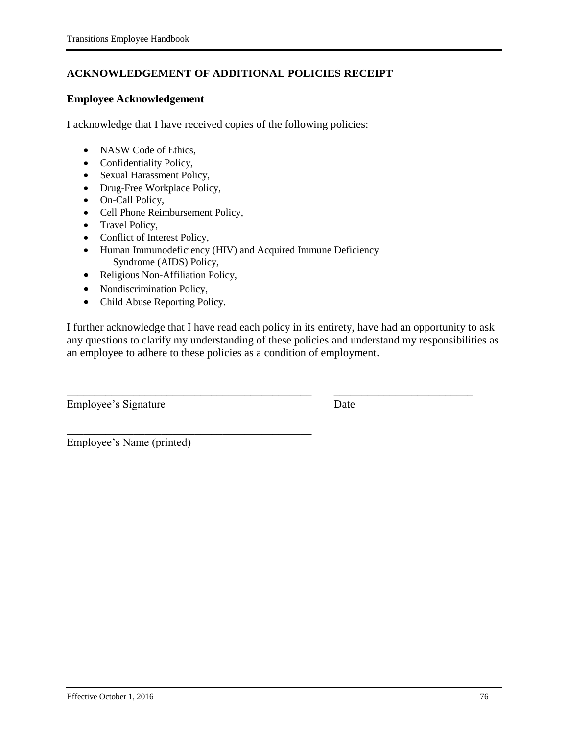## ACKNOWLEDGEMENT OF ADDITIONAL POLICIES RECEIPT

### Employee Acknowledgement

I acknowledge that I have received copies of the following policies:

- NASW Code of Ethics,
- Confidentiality Policy,
- Sexual Harassment Policy,
- Drug-Free Workplace Policy,
- On-Call Policy,
- Cell Phone Reimbursement Policy,
- Travel Policy,
- Conflict of Interest Policy,
- Human Immunodeficiency (HIV) and Acquired Immune Deficiency Syndrome (AIDS) Policy,
- Religious Non-Affiliation Policy,
- Nondiscrimination Policy,
- Child Abuse Reporting Policy.

I further acknowledge that I have read each policy in its entirety, have had an opportunity to ask any questions to clarify my understanding of these policies and understand my responsibilities as an employee to adhere to these policies as a condition of employment.

_____________________________________________ _________________________

Employee's Signature Date

_____________________________________________

Employee's Name (printed)